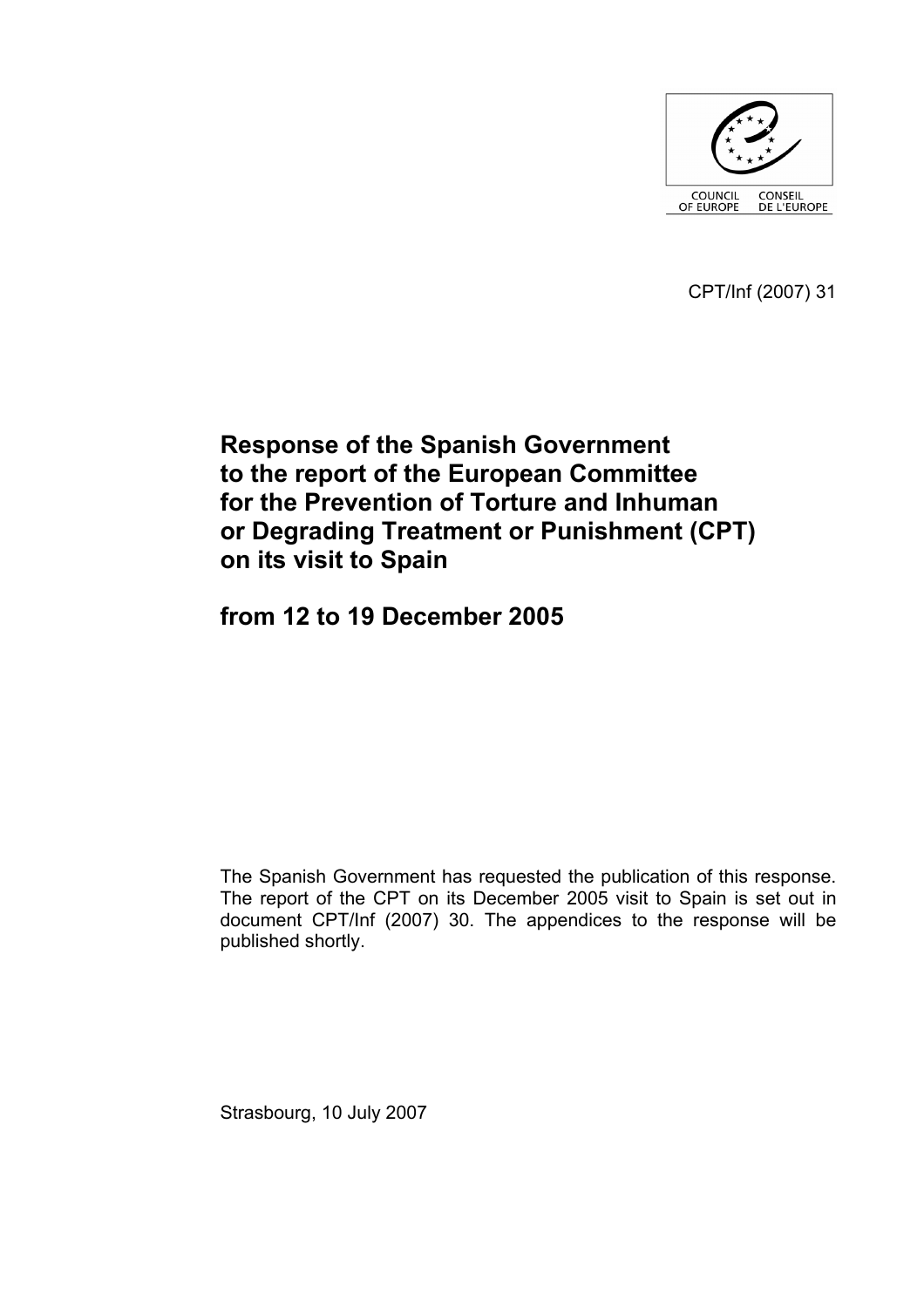COUNCIL OF EUROPE CONSEIL DE L'EUROPE

CPT/Inf (2007) 31

# Response of the Spanish Government to the report of the European Committee for the Prevention of Torture and Inhuman or Degrading Treatment or Punishment (CPT) on its visit to Spain

# from 12 to 19 December 2005

The Spanish Government has requested the publication of this response. The report of the CPT on its December 2005 visit to Spain is set out in document CPT/Inf (2007) 30. The appendices to the response will be published shortly.

Strasbourg, 10 July 2007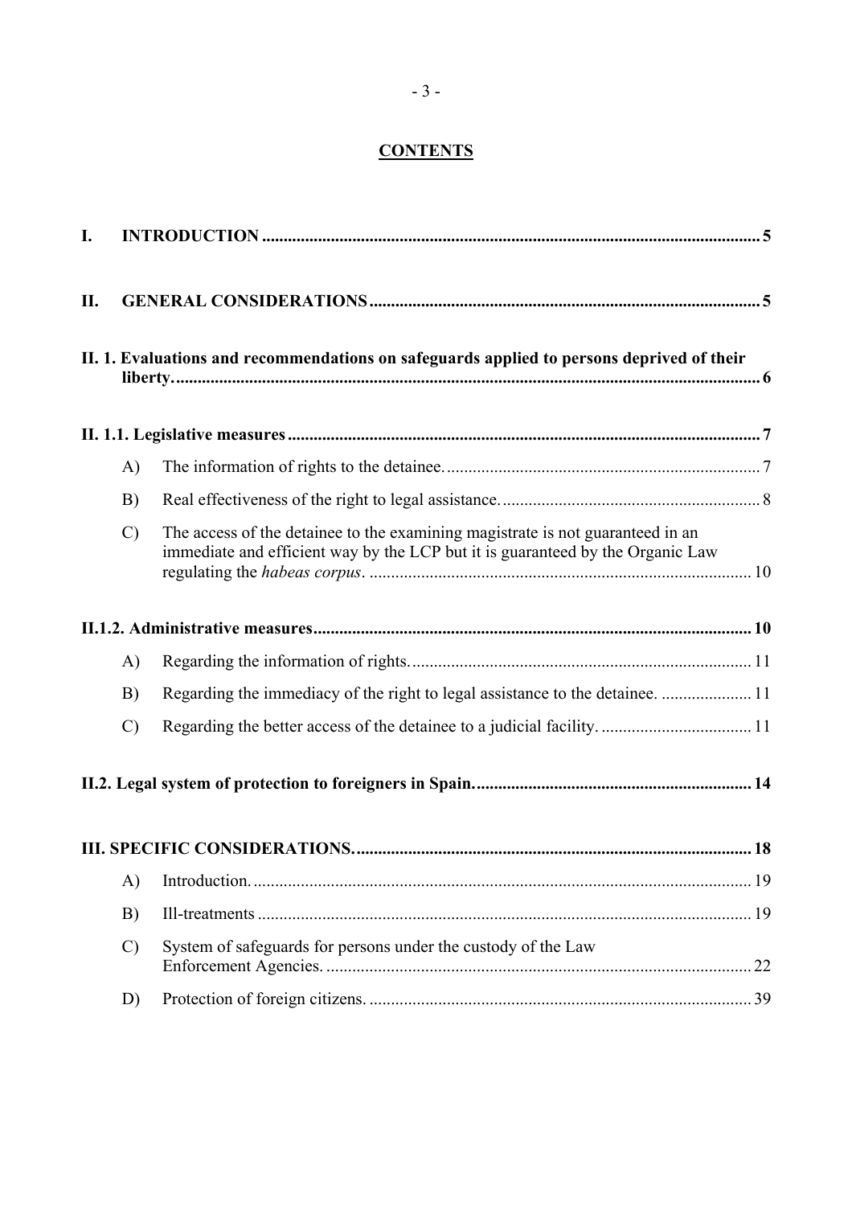**CONTENTS**

I. INTRODUCTION .................................................................................................................. 5

II. GENERAL CONSIDERATIONS .......................................................................................... 5

II. 1. Evaluations and recommendations on safeguards applied to persons deprived of their liberty. ......................................................................................................................................... 6

II. 1.1. Legislative measures ............................................................................................................ 7

- A) The information of rights to the detainee. ........................................................................ 7
- B) Real effectiveness of the right to legal assistance. .......................................................... 8
- C) The access of the detainee to the examining magistrate is not guaranteed in an immediate and efficient way by the LCP but it is guaranteed by the Organic Law regulating the *habeas corpus*. ........................................................................................ 10

II.1.2. Administrative measures ..................................................................................................... 10

- A) Regarding the information of rights. .............................................................................. 11
- B) Regarding the immediacy of the right to legal assistance to the detainee. ..................... 11
- C) Regarding the better access of the detainee to a judicial facility. .................................. 11

II.2. Legal system of protection to foreigners in Spain. ................................................................ 14

III. SPECIFIC CONSIDERATIONS. ........................................................................................... 18

- A) Introduction. ................................................................................................................... 19
- B) Ill-treatments ................................................................................................................. 19
- C) System of safeguards for persons under the custody of the Law Enforcement Agencies. .................................................................................................. 22
- D) Protection of foreign citizens. ........................................................................................ 39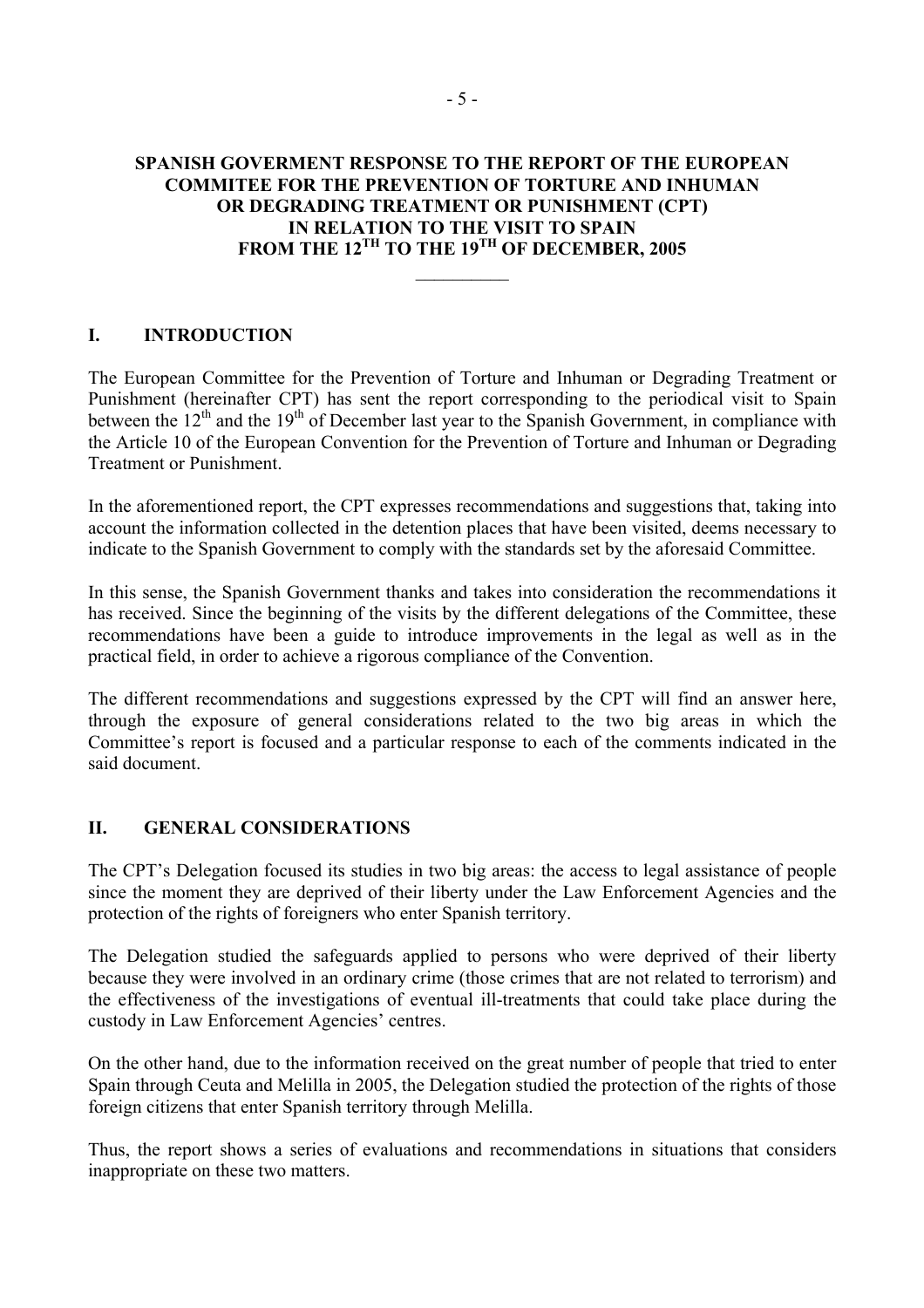**SPANISH GOVERMENT RESPONSE TO THE REPORT OF THE EUROPEAN COMMITEE FOR THE PREVENTION OF TORTURE AND INHUMAN OR DEGRADING TREATMENT OR PUNISHMENT (CPT) IN RELATION TO THE VISIT TO SPAIN FROM THE 12TH TO THE 19TH OF DECEMBER, 2005**

## I. INTRODUCTION

The European Committee for the Prevention of Torture and Inhuman or Degrading Treatment or Punishment (hereinafter CPT) has sent the report corresponding to the periodical visit to Spain between the 12th and the 19th of December last year to the Spanish Government, in compliance with the Article 10 of the European Convention for the Prevention of Torture and Inhuman or Degrading Treatment or Punishment.

In the aforementioned report, the CPT expresses recommendations and suggestions that, taking into account the information collected in the detention places that have been visited, deems necessary to indicate to the Spanish Government to comply with the standards set by the aforesaid Committee.

In this sense, the Spanish Government thanks and takes into consideration the recommendations it has received. Since the beginning of the visits by the different delegations of the Committee, these recommendations have been a guide to introduce improvements in the legal as well as in the practical field, in order to achieve a rigorous compliance of the Convention.

The different recommendations and suggestions expressed by the CPT will find an answer here, through the exposure of general considerations related to the two big areas in which the Committee's report is focused and a particular response to each of the comments indicated in the said document.

## II. GENERAL CONSIDERATIONS

The CPT's Delegation focused its studies in two big areas: the access to legal assistance of people since the moment they are deprived of their liberty under the Law Enforcement Agencies and the protection of the rights of foreigners who enter Spanish territory.

The Delegation studied the safeguards applied to persons who were deprived of their liberty because they were involved in an ordinary crime (those crimes that are not related to terrorism) and the effectiveness of the investigations of eventual ill-treatments that could take place during the custody in Law Enforcement Agencies' centres.

On the other hand, due to the information received on the great number of people that tried to enter Spain through Ceuta and Melilla in 2005, the Delegation studied the protection of the rights of those foreign citizens that enter Spanish territory through Melilla.

Thus, the report shows a series of evaluations and recommendations in situations that considers inappropriate on these two matters.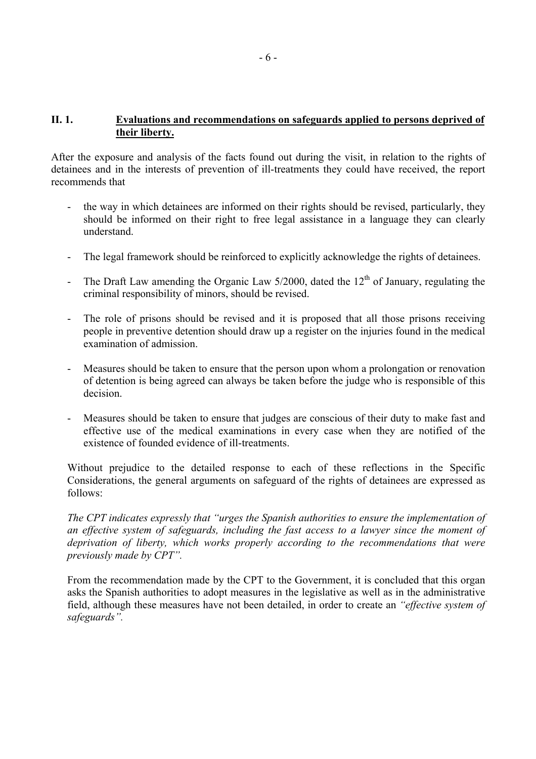## II. 1. Evaluations and recommendations on safeguards applied to persons deprived of their liberty.

After the exposure and analysis of the facts found out during the visit, in relation to the rights of detainees and in the interests of prevention of ill-treatments they could have received, the report recommends that

- the way in which detainees are informed on their rights should be revised, particularly, they should be informed on their right to free legal assistance in a language they can clearly understand.
- The legal framework should be reinforced to explicitly acknowledge the rights of detainees.
- The Draft Law amending the Organic Law 5/2000, dated the 12th of January, regulating the criminal responsibility of minors, should be revised.
- The role of prisons should be revised and it is proposed that all those prisons receiving people in preventive detention should draw up a register on the injuries found in the medical examination of admission.
- Measures should be taken to ensure that the person upon whom a prolongation or renovation of detention is being agreed can always be taken before the judge who is responsible of this decision.
- Measures should be taken to ensure that judges are conscious of their duty to make fast and effective use of the medical examinations in every case when they are notified of the existence of founded evidence of ill-treatments.

Without prejudice to the detailed response to each of these reflections in the Specific Considerations, the general arguments on safeguard of the rights of detainees are expressed as follows:

*The CPT indicates expressly that "urges the Spanish authorities to ensure the implementation of an effective system of safeguards, including the fast access to a lawyer since the moment of deprivation of liberty, which works properly according to the recommendations that were previously made by CPT".*

From the recommendation made by the CPT to the Government, it is concluded that this organ asks the Spanish authorities to adopt measures in the legislative as well as in the administrative field, although these measures have not been detailed, in order to create an *"effective system of safeguards".*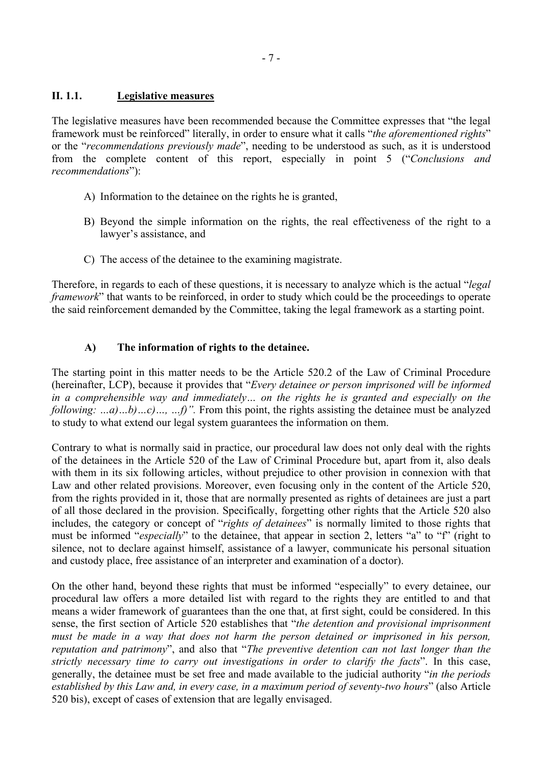## II. 1.1. Legislative measures

The legislative measures have been recommended because the Committee expresses that "the legal framework must be reinforced" literally, in order to ensure what it calls "*the aforementioned rights*" or the "*recommendations previously made*", needing to be understood as such, as it is understood from the complete content of this report, especially in point 5 ("*Conclusions and recommendations*"):

A) Information to the detainee on the rights he is granted,

B) Beyond the simple information on the rights, the real effectiveness of the right to a lawyer's assistance, and

C) The access of the detainee to the examining magistrate.

Therefore, in regards to each of these questions, it is necessary to analyze which is the actual "*legal framework*" that wants to be reinforced, in order to study which could be the proceedings to operate the said reinforcement demanded by the Committee, taking the legal framework as a starting point.

### A) The information of rights to the detainee.

The starting point in this matter needs to be the Article 520.2 of the Law of Criminal Procedure (hereinafter, LCP), because it provides that "*Every detainee or person imprisoned will be informed in a comprehensible way and immediately… on the rights he is granted and especially on the following: …a)…b)…c)…, …f)".* From this point, the rights assisting the detainee must be analyzed to study to what extend our legal system guarantees the information on them.

Contrary to what is normally said in practice, our procedural law does not only deal with the rights of the detainees in the Article 520 of the Law of Criminal Procedure but, apart from it, also deals with them in its six following articles, without prejudice to other provision in connexion with that Law and other related provisions. Moreover, even focusing only in the content of the Article 520, from the rights provided in it, those that are normally presented as rights of detainees are just a part of all those declared in the provision. Specifically, forgetting other rights that the Article 520 also includes, the category or concept of "*rights of detainees*" is normally limited to those rights that must be informed "*especially*" to the detainee, that appear in section 2, letters "a" to "f" (right to silence, not to declare against himself, assistance of a lawyer, communicate his personal situation and custody place, free assistance of an interpreter and examination of a doctor).

On the other hand, beyond these rights that must be informed "especially" to every detainee, our procedural law offers a more detailed list with regard to the rights they are entitled to and that means a wider framework of guarantees than the one that, at first sight, could be considered. In this sense, the first section of Article 520 establishes that "*the detention and provisional imprisonment must be made in a way that does not harm the person detained or imprisoned in his person, reputation and patrimony*", and also that "*The preventive detention can not last longer than the strictly necessary time to carry out investigations in order to clarify the facts*". In this case, generally, the detainee must be set free and made available to the judicial authority "*in the periods established by this Law and, in every case, in a maximum period of seventy-two hours*" (also Article 520 bis), except of cases of extension that are legally envisaged.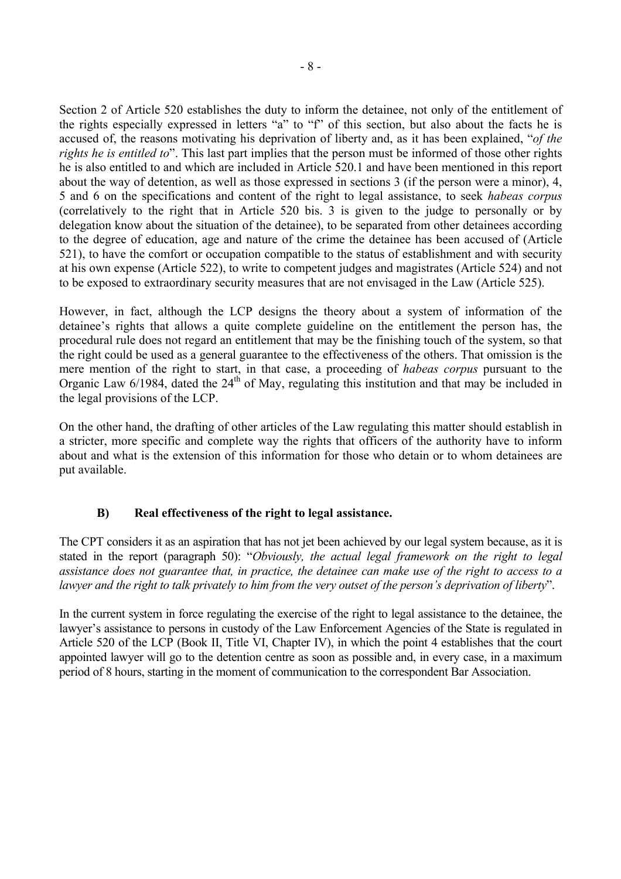Section 2 of Article 520 establishes the duty to inform the detainee, not only of the entitlement of the rights especially expressed in letters "a" to "f" of this section, but also about the facts he is accused of, the reasons motivating his deprivation of liberty and, as it has been explained, "*of the rights he is entitled to*". This last part implies that the person must be informed of those other rights he is also entitled to and which are included in Article 520.1 and have been mentioned in this report about the way of detention, as well as those expressed in sections 3 (if the person were a minor), 4, 5 and 6 on the specifications and content of the right to legal assistance, to seek *habeas corpus* (correlatively to the right that in Article 520 bis. 3 is given to the judge to personally or by delegation know about the situation of the detainee), to be separated from other detainees according to the degree of education, age and nature of the crime the detainee has been accused of (Article 521), to have the comfort or occupation compatible to the status of establishment and with security at his own expense (Article 522), to write to competent judges and magistrates (Article 524) and not to be exposed to extraordinary security measures that are not envisaged in the Law (Article 525).

However, in fact, although the LCP designs the theory about a system of information of the detainee's rights that allows a quite complete guideline on the entitlement the person has, the procedural rule does not regard an entitlement that may be the finishing touch of the system, so that the right could be used as a general guarantee to the effectiveness of the others. That omission is the mere mention of the right to start, in that case, a proceeding of *habeas corpus* pursuant to the Organic Law 6/1984, dated the 24th of May, regulating this institution and that may be included in the legal provisions of the LCP.

On the other hand, the drafting of other articles of the Law regulating this matter should establish in a stricter, more specific and complete way the rights that officers of the authority have to inform about and what is the extension of this information for those who detain or to whom detainees are put available.

### B) Real effectiveness of the right to legal assistance.

The CPT considers it as an aspiration that has not jet been achieved by our legal system because, as it is stated in the report (paragraph 50): "*Obviously, the actual legal framework on the right to legal assistance does not guarantee that, in practice, the detainee can make use of the right to access to a lawyer and the right to talk privately to him from the very outset of the person's deprivation of liberty*".

In the current system in force regulating the exercise of the right to legal assistance to the detainee, the lawyer's assistance to persons in custody of the Law Enforcement Agencies of the State is regulated in Article 520 of the LCP (Book II, Title VI, Chapter IV), in which the point 4 establishes that the court appointed lawyer will go to the detention centre as soon as possible and, in every case, in a maximum period of 8 hours, starting in the moment of communication to the correspondent Bar Association.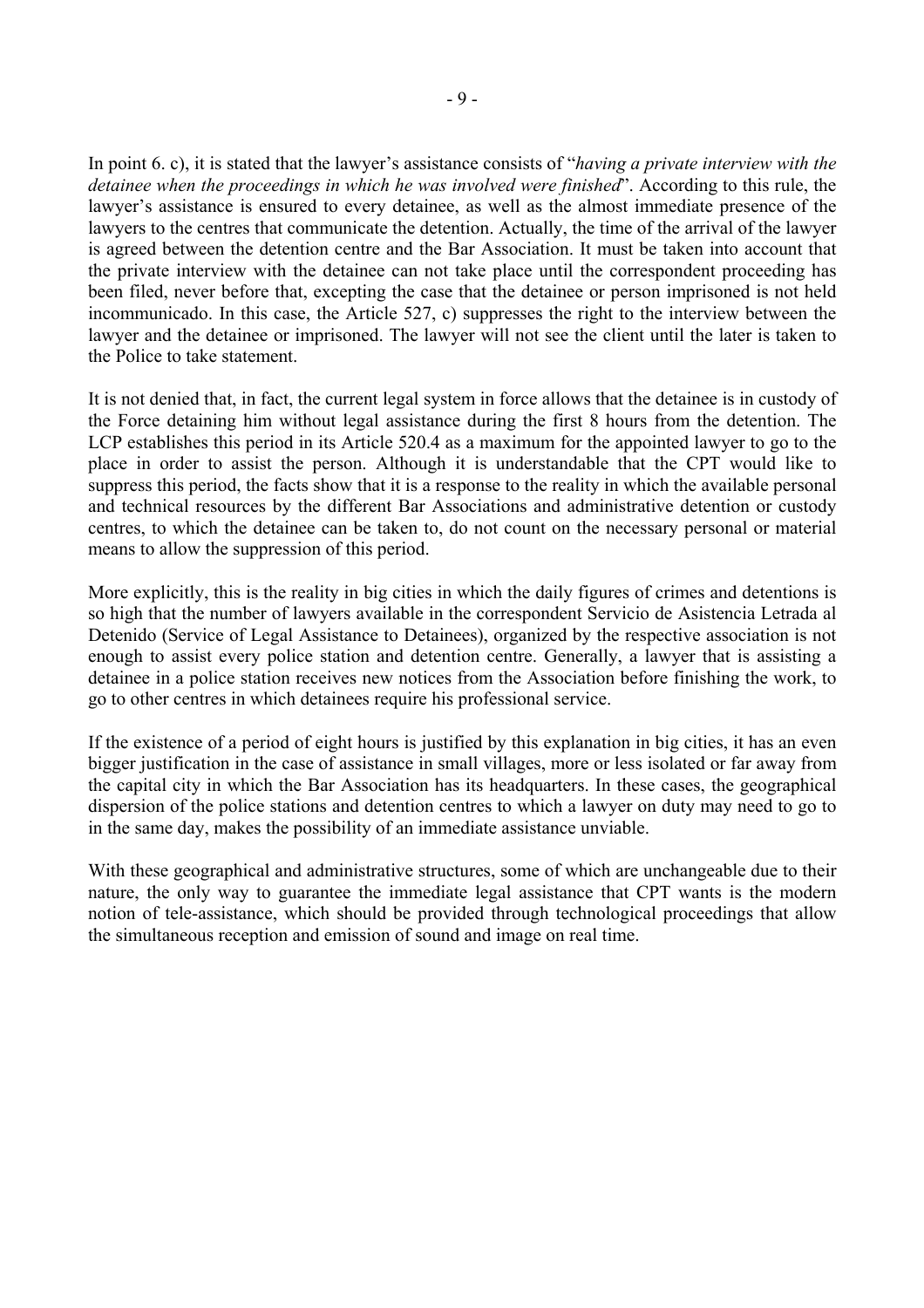In point 6. c), it is stated that the lawyer's assistance consists of "*having a private interview with the detainee when the proceedings in which he was involved were finished*". According to this rule, the lawyer's assistance is ensured to every detainee, as well as the almost immediate presence of the lawyers to the centres that communicate the detention. Actually, the time of the arrival of the lawyer is agreed between the detention centre and the Bar Association. It must be taken into account that the private interview with the detainee can not take place until the correspondent proceeding has been filed, never before that, excepting the case that the detainee or person imprisoned is not held incommunicado. In this case, the Article 527, c) suppresses the right to the interview between the lawyer and the detainee or imprisoned. The lawyer will not see the client until the later is taken to the Police to take statement.

It is not denied that, in fact, the current legal system in force allows that the detainee is in custody of the Force detaining him without legal assistance during the first 8 hours from the detention. The LCP establishes this period in its Article 520.4 as a maximum for the appointed lawyer to go to the place in order to assist the person. Although it is understandable that the CPT would like to suppress this period, the facts show that it is a response to the reality in which the available personal and technical resources by the different Bar Associations and administrative detention or custody centres, to which the detainee can be taken to, do not count on the necessary personal or material means to allow the suppression of this period.

More explicitly, this is the reality in big cities in which the daily figures of crimes and detentions is so high that the number of lawyers available in the correspondent Servicio de Asistencia Letrada al Detenido (Service of Legal Assistance to Detainees), organized by the respective association is not enough to assist every police station and detention centre. Generally, a lawyer that is assisting a detainee in a police station receives new notices from the Association before finishing the work, to go to other centres in which detainees require his professional service.

If the existence of a period of eight hours is justified by this explanation in big cities, it has an even bigger justification in the case of assistance in small villages, more or less isolated or far away from the capital city in which the Bar Association has its headquarters. In these cases, the geographical dispersion of the police stations and detention centres to which a lawyer on duty may need to go to in the same day, makes the possibility of an immediate assistance unviable.

With these geographical and administrative structures, some of which are unchangeable due to their nature, the only way to guarantee the immediate legal assistance that CPT wants is the modern notion of tele-assistance, which should be provided through technological proceedings that allow the simultaneous reception and emission of sound and image on real time.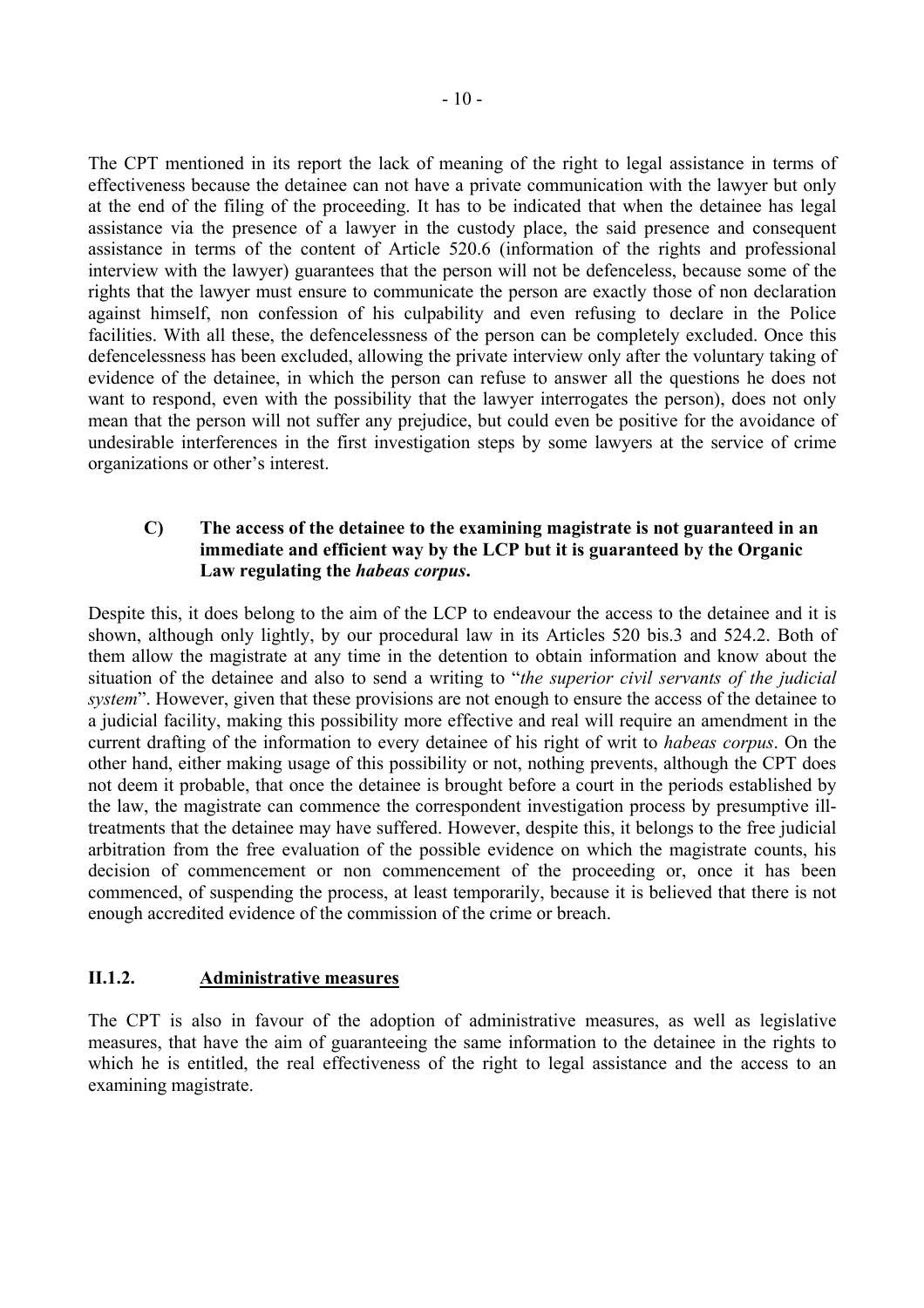The CPT mentioned in its report the lack of meaning of the right to legal assistance in terms of effectiveness because the detainee can not have a private communication with the lawyer but only at the end of the filing of the proceeding. It has to be indicated that when the detainee has legal assistance via the presence of a lawyer in the custody place, the said presence and consequent assistance in terms of the content of Article 520.6 (information of the rights and professional interview with the lawyer) guarantees that the person will not be defenceless, because some of the rights that the lawyer must ensure to communicate the person are exactly those of non declaration against himself, non confession of his culpability and even refusing to declare in the Police facilities. With all these, the defencelessness of the person can be completely excluded. Once this defencelessness has been excluded, allowing the private interview only after the voluntary taking of evidence of the detainee, in which the person can refuse to answer all the questions he does not want to respond, even with the possibility that the lawyer interrogates the person), does not only mean that the person will not suffer any prejudice, but could even be positive for the avoidance of undesirable interferences in the first investigation steps by some lawyers at the service of crime organizations or other's interest.

**C) The access of the detainee to the examining magistrate is not guaranteed in an immediate and efficient way by the LCP but it is guaranteed by the Organic Law regulating the *habeas corpus*.**

Despite this, it does belong to the aim of the LCP to endeavour the access to the detainee and it is shown, although only lightly, by our procedural law in its Articles 520 bis.3 and 524.2. Both of them allow the magistrate at any time in the detention to obtain information and know about the situation of the detainee and also to send a writing to "*the superior civil servants of the judicial system*". However, given that these provisions are not enough to ensure the access of the detainee to a judicial facility, making this possibility more effective and real will require an amendment in the current drafting of the information to every detainee of his right of writ to *habeas corpus*. On the other hand, either making usage of this possibility or not, nothing prevents, although the CPT does not deem it probable, that once the detainee is brought before a court in the periods established by the law, the magistrate can commence the correspondent investigation process by presumptive ill-treatments that the detainee may have suffered. However, despite this, it belongs to the free judicial arbitration from the free evaluation of the possible evidence on which the magistrate counts, his decision of commencement or non commencement of the proceeding or, once it has been commenced, of suspending the process, at least temporarily, because it is believed that there is not enough accredited evidence of the commission of the crime or breach.

### II.1.2. Administrative measures

The CPT is also in favour of the adoption of administrative measures, as well as legislative measures, that have the aim of guaranteeing the same information to the detainee in the rights to which he is entitled, the real effectiveness of the right to legal assistance and the access to an examining magistrate.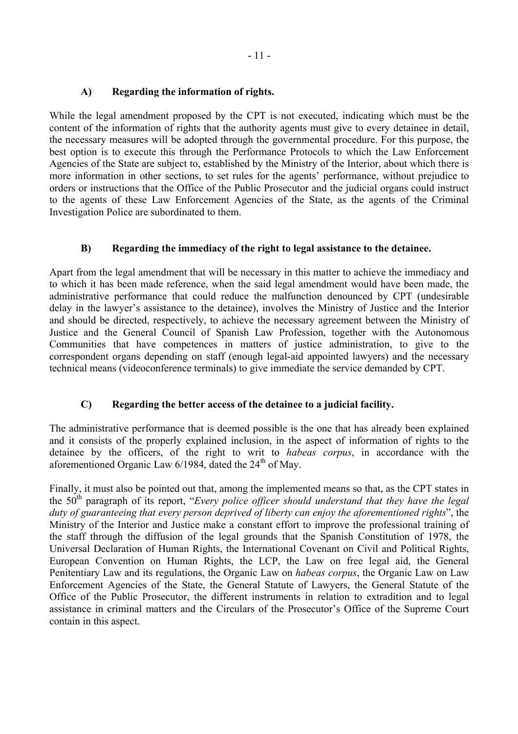### A) Regarding the information of rights.

While the legal amendment proposed by the CPT is not executed, indicating which must be the content of the information of rights that the authority agents must give to every detainee in detail, the necessary measures will be adopted through the governmental procedure. For this purpose, the best option is to execute this through the Performance Protocols to which the Law Enforcement Agencies of the State are subject to, established by the Ministry of the Interior, about which there is more information in other sections, to set rules for the agents' performance, without prejudice to orders or instructions that the Office of the Public Prosecutor and the judicial organs could instruct to the agents of these Law Enforcement Agencies of the State, as the agents of the Criminal Investigation Police are subordinated to them.

### B) Regarding the immediacy of the right to legal assistance to the detainee.

Apart from the legal amendment that will be necessary in this matter to achieve the immediacy and to which it has been made reference, when the said legal amendment would have been made, the administrative performance that could reduce the malfunction denounced by CPT (undesirable delay in the lawyer's assistance to the detainee), involves the Ministry of Justice and the Interior and should be directed, respectively, to achieve the necessary agreement between the Ministry of Justice and the General Council of Spanish Law Profession, together with the Autonomous Communities that have competences in matters of justice administration, to give to the correspondent organs depending on staff (enough legal-aid appointed lawyers) and the necessary technical means (videoconference terminals) to give immediate the service demanded by CPT.

### C) Regarding the better access of the detainee to a judicial facility.

The administrative performance that is deemed possible is the one that has already been explained and it consists of the properly explained inclusion, in the aspect of information of rights to the detainee by the officers, of the right to writ to *habeas corpus*, in accordance with the aforementioned Organic Law 6/1984, dated the 24th of May.

Finally, it must also be pointed out that, among the implemented means so that, as the CPT states in the 50th paragraph of its report, "*Every police officer should understand that they have the legal duty of guaranteeing that every person deprived of liberty can enjoy the aforementioned rights*", the Ministry of the Interior and Justice make a constant effort to improve the professional training of the staff through the diffusion of the legal grounds that the Spanish Constitution of 1978, the Universal Declaration of Human Rights, the International Covenant on Civil and Political Rights, European Convention on Human Rights, the LCP, the Law on free legal aid, the General Penitentiary Law and its regulations, the Organic Law on *habeas corpus*, the Organic Law on Law Enforcement Agencies of the State, the General Statute of Lawyers, the General Statute of the Office of the Public Prosecutor, the different instruments in relation to extradition and to legal assistance in criminal matters and the Circulars of the Prosecutor's Office of the Supreme Court contain in this aspect.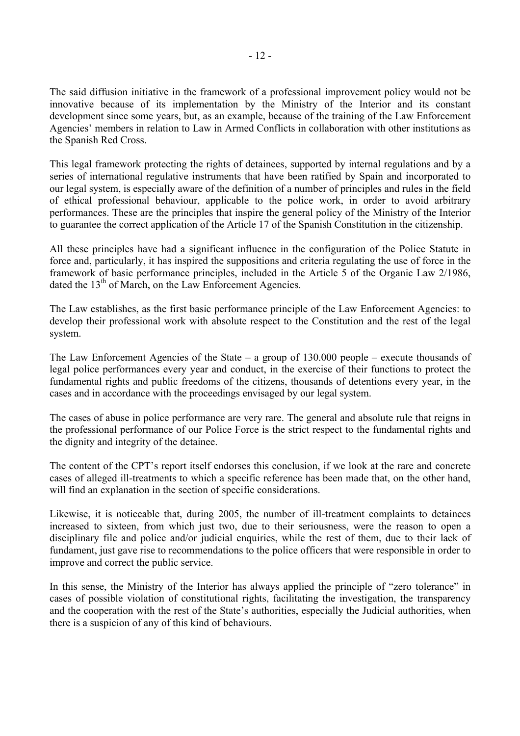The said diffusion initiative in the framework of a professional improvement policy would not be innovative because of its implementation by the Ministry of the Interior and its constant development since some years, but, as an example, because of the training of the Law Enforcement Agencies' members in relation to Law in Armed Conflicts in collaboration with other institutions as the Spanish Red Cross.

This legal framework protecting the rights of detainees, supported by internal regulations and by a series of international regulative instruments that have been ratified by Spain and incorporated to our legal system, is especially aware of the definition of a number of principles and rules in the field of ethical professional behaviour, applicable to the police work, in order to avoid arbitrary performances. These are the principles that inspire the general policy of the Ministry of the Interior to guarantee the correct application of the Article 17 of the Spanish Constitution in the citizenship.

All these principles have had a significant influence in the configuration of the Police Statute in force and, particularly, it has inspired the suppositions and criteria regulating the use of force in the framework of basic performance principles, included in the Article 5 of the Organic Law 2/1986, dated the 13th of March, on the Law Enforcement Agencies.

The Law establishes, as the first basic performance principle of the Law Enforcement Agencies: to develop their professional work with absolute respect to the Constitution and the rest of the legal system.

The Law Enforcement Agencies of the State – a group of 130.000 people – execute thousands of legal police performances every year and conduct, in the exercise of their functions to protect the fundamental rights and public freedoms of the citizens, thousands of detentions every year, in the cases and in accordance with the proceedings envisaged by our legal system.

The cases of abuse in police performance are very rare. The general and absolute rule that reigns in the professional performance of our Police Force is the strict respect to the fundamental rights and the dignity and integrity of the detainee.

The content of the CPT's report itself endorses this conclusion, if we look at the rare and concrete cases of alleged ill-treatments to which a specific reference has been made that, on the other hand, will find an explanation in the section of specific considerations.

Likewise, it is noticeable that, during 2005, the number of ill-treatment complaints to detainees increased to sixteen, from which just two, due to their seriousness, were the reason to open a disciplinary file and police and/or judicial enquiries, while the rest of them, due to their lack of fundament, just gave rise to recommendations to the police officers that were responsible in order to improve and correct the public service.

In this sense, the Ministry of the Interior has always applied the principle of "zero tolerance" in cases of possible violation of constitutional rights, facilitating the investigation, the transparency and the cooperation with the rest of the State's authorities, especially the Judicial authorities, when there is a suspicion of any of this kind of behaviours.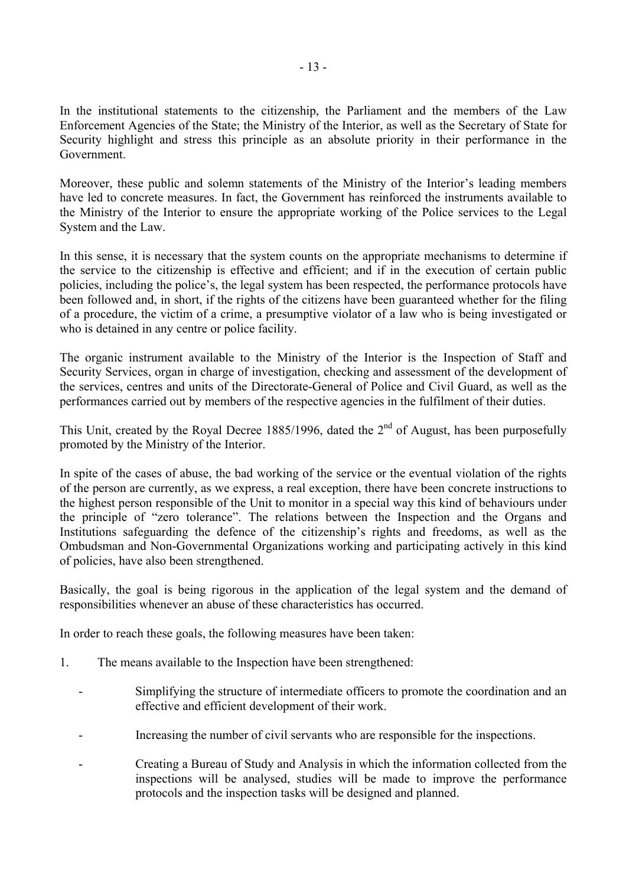In the institutional statements to the citizenship, the Parliament and the members of the Law Enforcement Agencies of the State; the Ministry of the Interior, as well as the Secretary of State for Security highlight and stress this principle as an absolute priority in their performance in the Government.

Moreover, these public and solemn statements of the Ministry of the Interior's leading members have led to concrete measures. In fact, the Government has reinforced the instruments available to the Ministry of the Interior to ensure the appropriate working of the Police services to the Legal System and the Law.

In this sense, it is necessary that the system counts on the appropriate mechanisms to determine if the service to the citizenship is effective and efficient; and if in the execution of certain public policies, including the police's, the legal system has been respected, the performance protocols have been followed and, in short, if the rights of the citizens have been guaranteed whether for the filing of a procedure, the victim of a crime, a presumptive violator of a law who is being investigated or who is detained in any centre or police facility.

The organic instrument available to the Ministry of the Interior is the Inspection of Staff and Security Services, organ in charge of investigation, checking and assessment of the development of the services, centres and units of the Directorate-General of Police and Civil Guard, as well as the performances carried out by members of the respective agencies in the fulfilment of their duties.

This Unit, created by the Royal Decree 1885/1996, dated the 2nd of August, has been purposefully promoted by the Ministry of the Interior.

In spite of the cases of abuse, the bad working of the service or the eventual violation of the rights of the person are currently, as we express, a real exception, there have been concrete instructions to the highest person responsible of the Unit to monitor in a special way this kind of behaviours under the principle of "zero tolerance". The relations between the Inspection and the Organs and Institutions safeguarding the defence of the citizenship's rights and freedoms, as well as the Ombudsman and Non-Governmental Organizations working and participating actively in this kind of policies, have also been strengthened.

Basically, the goal is being rigorous in the application of the legal system and the demand of responsibilities whenever an abuse of these characteristics has occurred.

In order to reach these goals, the following measures have been taken:

1. The means available to the Inspection have been strengthened:

   - Simplifying the structure of intermediate officers to promote the coordination and an effective and efficient development of their work.

   - Increasing the number of civil servants who are responsible for the inspections.

   - Creating a Bureau of Study and Analysis in which the information collected from the inspections will be analysed, studies will be made to improve the performance protocols and the inspection tasks will be designed and planned.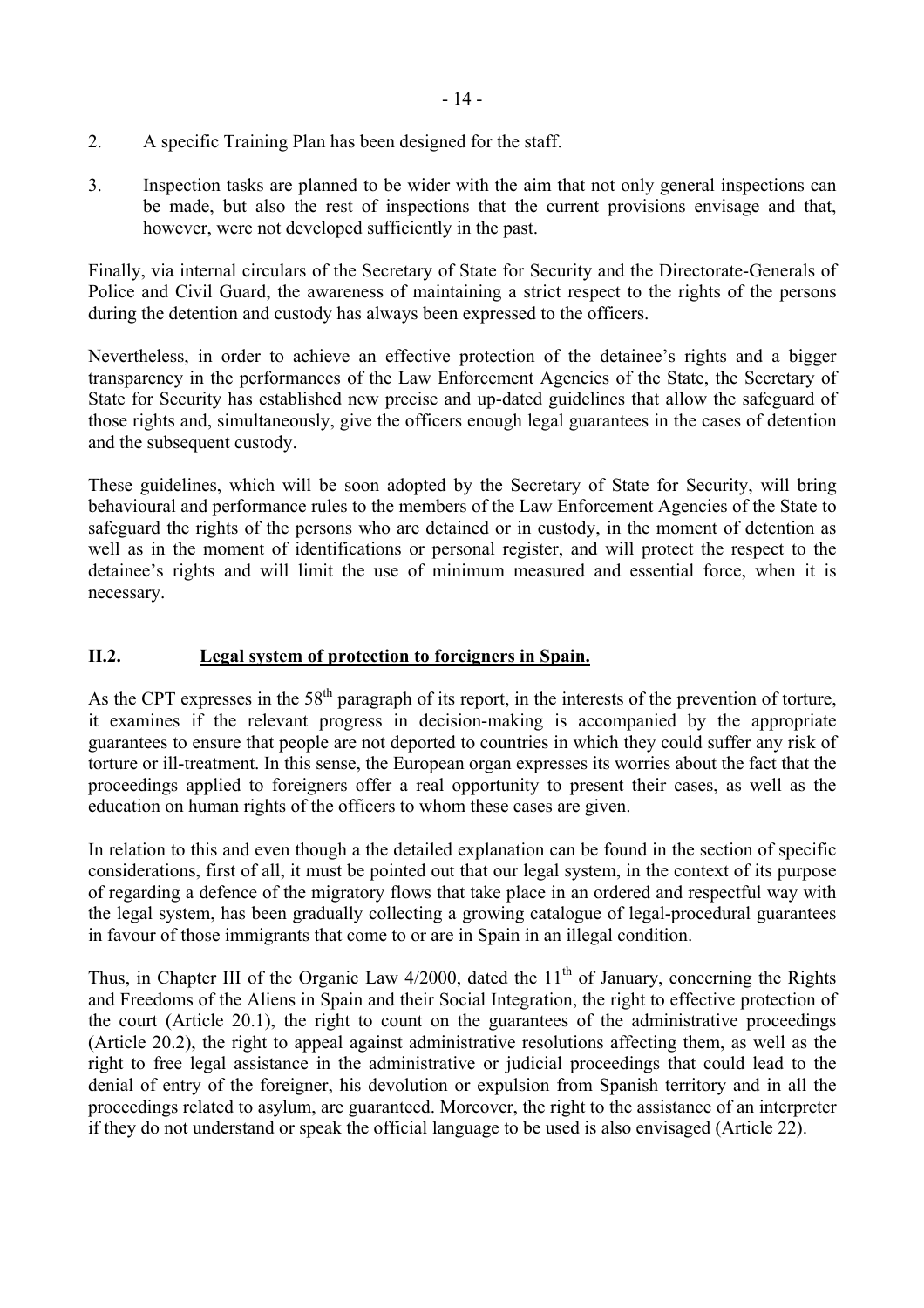2. A specific Training Plan has been designed for the staff.

3. Inspection tasks are planned to be wider with the aim that not only general inspections can be made, but also the rest of inspections that the current provisions envisage and that, however, were not developed sufficiently in the past.

Finally, via internal circulars of the Secretary of State for Security and the Directorate-Generals of Police and Civil Guard, the awareness of maintaining a strict respect to the rights of the persons during the detention and custody has always been expressed to the officers.

Nevertheless, in order to achieve an effective protection of the detainee's rights and a bigger transparency in the performances of the Law Enforcement Agencies of the State, the Secretary of State for Security has established new precise and up-dated guidelines that allow the safeguard of those rights and, simultaneously, give the officers enough legal guarantees in the cases of detention and the subsequent custody.

These guidelines, which will be soon adopted by the Secretary of State for Security, will bring behavioural and performance rules to the members of the Law Enforcement Agencies of the State to safeguard the rights of the persons who are detained or in custody, in the moment of detention as well as in the moment of identifications or personal register, and will protect the respect to the detainee's rights and will limit the use of minimum measured and essential force, when it is necessary.

## II.2. Legal system of protection to foreigners in Spain.

As the CPT expresses in the 58th paragraph of its report, in the interests of the prevention of torture, it examines if the relevant progress in decision-making is accompanied by the appropriate guarantees to ensure that people are not deported to countries in which they could suffer any risk of torture or ill-treatment. In this sense, the European organ expresses its worries about the fact that the proceedings applied to foreigners offer a real opportunity to present their cases, as well as the education on human rights of the officers to whom these cases are given.

In relation to this and even though a the detailed explanation can be found in the section of specific considerations, first of all, it must be pointed out that our legal system, in the context of its purpose of regarding a defence of the migratory flows that take place in an ordered and respectful way with the legal system, has been gradually collecting a growing catalogue of legal-procedural guarantees in favour of those immigrants that come to or are in Spain in an illegal condition.

Thus, in Chapter III of the Organic Law 4/2000, dated the 11th of January, concerning the Rights and Freedoms of the Aliens in Spain and their Social Integration, the right to effective protection of the court (Article 20.1), the right to count on the guarantees of the administrative proceedings (Article 20.2), the right to appeal against administrative resolutions affecting them, as well as the right to free legal assistance in the administrative or judicial proceedings that could lead to the denial of entry of the foreigner, his devolution or expulsion from Spanish territory and in all the proceedings related to asylum, are guaranteed. Moreover, the right to the assistance of an interpreter if they do not understand or speak the official language to be used is also envisaged (Article 22).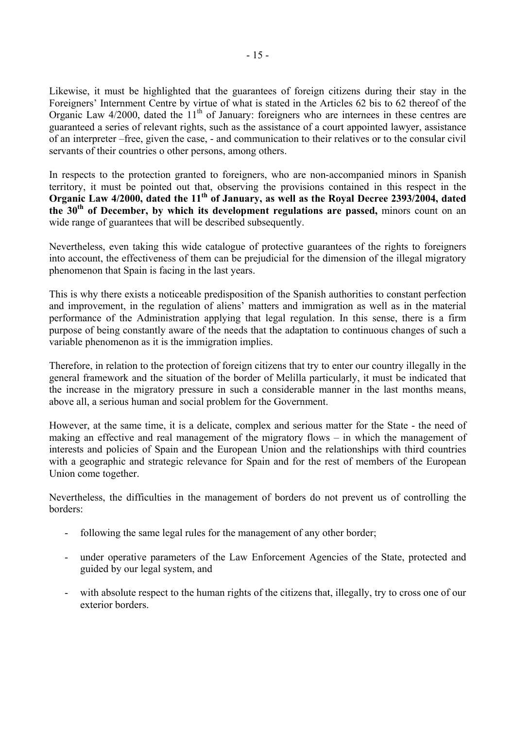Likewise, it must be highlighted that the guarantees of foreign citizens during their stay in the Foreigners' Internment Centre by virtue of what is stated in the Articles 62 bis to 62 thereof of the Organic Law 4/2000, dated the 11th of January: foreigners who are internees in these centres are guaranteed a series of relevant rights, such as the assistance of a court appointed lawyer, assistance of an interpreter –free, given the case, - and communication to their relatives or to the consular civil servants of their countries o other persons, among others.

In respects to the protection granted to foreigners, who are non-accompanied minors in Spanish territory, it must be pointed out that, observing the provisions contained in this respect in the **Organic Law 4/2000, dated the 11th of January, as well as the Royal Decree 2393/2004, dated the 30th of December, by which its development regulations are passed,** minors count on an wide range of guarantees that will be described subsequently.

Nevertheless, even taking this wide catalogue of protective guarantees of the rights to foreigners into account, the effectiveness of them can be prejudicial for the dimension of the illegal migratory phenomenon that Spain is facing in the last years.

This is why there exists a noticeable predisposition of the Spanish authorities to constant perfection and improvement, in the regulation of aliens' matters and immigration as well as in the material performance of the Administration applying that legal regulation. In this sense, there is a firm purpose of being constantly aware of the needs that the adaptation to continuous changes of such a variable phenomenon as it is the immigration implies.

Therefore, in relation to the protection of foreign citizens that try to enter our country illegally in the general framework and the situation of the border of Melilla particularly, it must be indicated that the increase in the migratory pressure in such a considerable manner in the last months means, above all, a serious human and social problem for the Government.

However, at the same time, it is a delicate, complex and serious matter for the State - the need of making an effective and real management of the migratory flows – in which the management of interests and policies of Spain and the European Union and the relationships with third countries with a geographic and strategic relevance for Spain and for the rest of members of the European Union come together.

Nevertheless, the difficulties in the management of borders do not prevent us of controlling the borders:

- following the same legal rules for the management of any other border;
- under operative parameters of the Law Enforcement Agencies of the State, protected and guided by our legal system, and
- with absolute respect to the human rights of the citizens that, illegally, try to cross one of our exterior borders.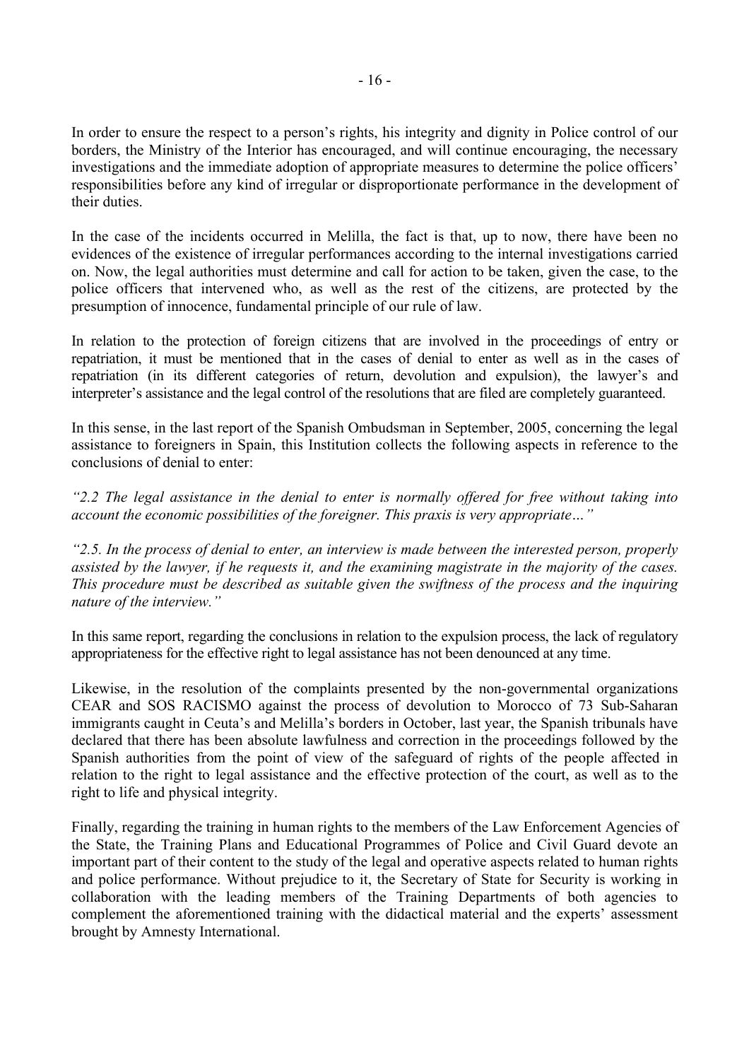In order to ensure the respect to a person's rights, his integrity and dignity in Police control of our borders, the Ministry of the Interior has encouraged, and will continue encouraging, the necessary investigations and the immediate adoption of appropriate measures to determine the police officers' responsibilities before any kind of irregular or disproportionate performance in the development of their duties.

In the case of the incidents occurred in Melilla, the fact is that, up to now, there have been no evidences of the existence of irregular performances according to the internal investigations carried on. Now, the legal authorities must determine and call for action to be taken, given the case, to the police officers that intervened who, as well as the rest of the citizens, are protected by the presumption of innocence, fundamental principle of our rule of law.

In relation to the protection of foreign citizens that are involved in the proceedings of entry or repatriation, it must be mentioned that in the cases of denial to enter as well as in the cases of repatriation (in its different categories of return, devolution and expulsion), the lawyer's and interpreter's assistance and the legal control of the resolutions that are filed are completely guaranteed.

In this sense, in the last report of the Spanish Ombudsman in September, 2005, concerning the legal assistance to foreigners in Spain, this Institution collects the following aspects in reference to the conclusions of denial to enter:

*"2.2 The legal assistance in the denial to enter is normally offered for free without taking into account the economic possibilities of the foreigner. This praxis is very appropriate…"*

*"2.5. In the process of denial to enter, an interview is made between the interested person, properly assisted by the lawyer, if he requests it, and the examining magistrate in the majority of the cases. This procedure must be described as suitable given the swiftness of the process and the inquiring nature of the interview."*

In this same report, regarding the conclusions in relation to the expulsion process, the lack of regulatory appropriateness for the effective right to legal assistance has not been denounced at any time.

Likewise, in the resolution of the complaints presented by the non-governmental organizations CEAR and SOS RACISMO against the process of devolution to Morocco of 73 Sub-Saharan immigrants caught in Ceuta's and Melilla's borders in October, last year, the Spanish tribunals have declared that there has been absolute lawfulness and correction in the proceedings followed by the Spanish authorities from the point of view of the safeguard of rights of the people affected in relation to the right to legal assistance and the effective protection of the court, as well as to the right to life and physical integrity.

Finally, regarding the training in human rights to the members of the Law Enforcement Agencies of the State, the Training Plans and Educational Programmes of Police and Civil Guard devote an important part of their content to the study of the legal and operative aspects related to human rights and police performance. Without prejudice to it, the Secretary of State for Security is working in collaboration with the leading members of the Training Departments of both agencies to complement the aforementioned training with the didactical material and the experts' assessment brought by Amnesty International.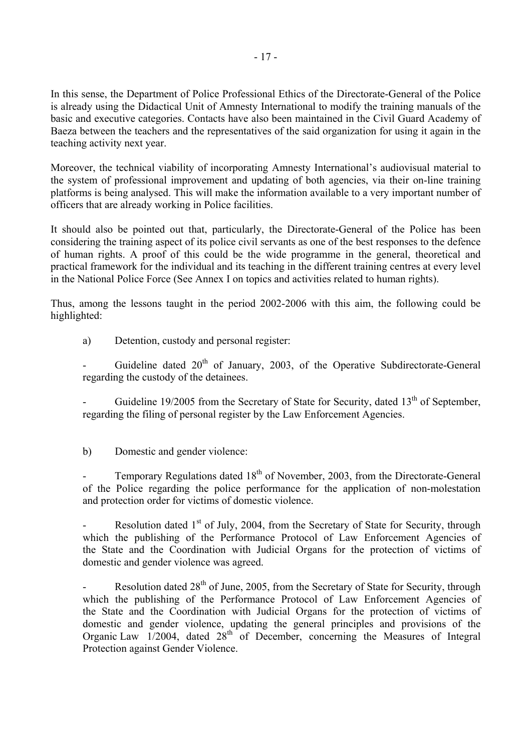In this sense, the Department of Police Professional Ethics of the Directorate-General of the Police is already using the Didactical Unit of Amnesty International to modify the training manuals of the basic and executive categories. Contacts have also been maintained in the Civil Guard Academy of Baeza between the teachers and the representatives of the said organization for using it again in the teaching activity next year.

Moreover, the technical viability of incorporating Amnesty International's audiovisual material to the system of professional improvement and updating of both agencies, via their on-line training platforms is being analysed. This will make the information available to a very important number of officers that are already working in Police facilities.

It should also be pointed out that, particularly, the Directorate-General of the Police has been considering the training aspect of its police civil servants as one of the best responses to the defence of human rights. A proof of this could be the wide programme in the general, theoretical and practical framework for the individual and its teaching in the different training centres at every level in the National Police Force (See Annex I on topics and activities related to human rights).

Thus, among the lessons taught in the period 2002-2006 with this aim, the following could be highlighted:

a) Detention, custody and personal register:

- Guideline dated 20th of January, 2003, of the Operative Subdirectorate-General regarding the custody of the detainees.

- Guideline 19/2005 from the Secretary of State for Security, dated 13th of September, regarding the filing of personal register by the Law Enforcement Agencies.

b) Domestic and gender violence:

- Temporary Regulations dated 18th of November, 2003, from the Directorate-General of the Police regarding the police performance for the application of non-molestation and protection order for victims of domestic violence.

- Resolution dated 1st of July, 2004, from the Secretary of State for Security, through which the publishing of the Performance Protocol of Law Enforcement Agencies of the State and the Coordination with Judicial Organs for the protection of victims of domestic and gender violence was agreed.

- Resolution dated 28th of June, 2005, from the Secretary of State for Security, through which the publishing of the Performance Protocol of Law Enforcement Agencies of the State and the Coordination with Judicial Organs for the protection of victims of domestic and gender violence, updating the general principles and provisions of the Organic Law 1/2004, dated 28th of December, concerning the Measures of Integral Protection against Gender Violence.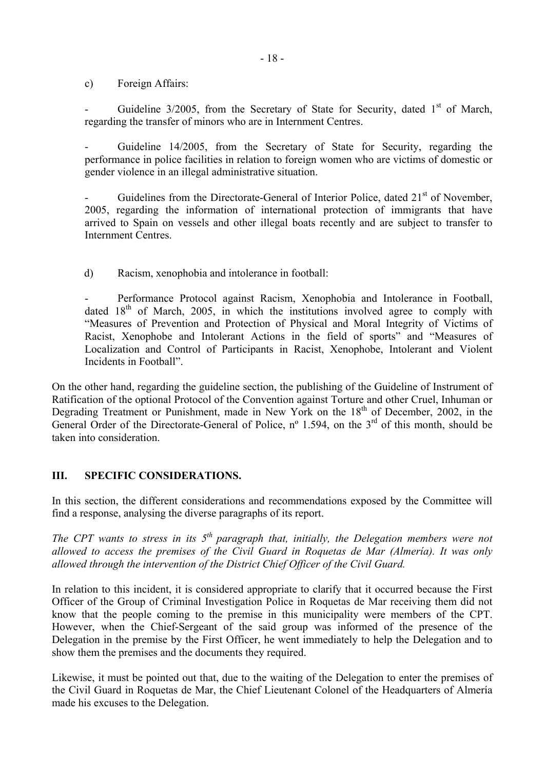c) Foreign Affairs:

- Guideline 3/2005, from the Secretary of State for Security, dated 1st of March, regarding the transfer of minors who are in Internment Centres.

- Guideline 14/2005, from the Secretary of State for Security, regarding the performance in police facilities in relation to foreign women who are victims of domestic or gender violence in an illegal administrative situation.

- Guidelines from the Directorate-General of Interior Police, dated 21st of November, 2005, regarding the information of international protection of immigrants that have arrived to Spain on vessels and other illegal boats recently and are subject to transfer to Internment Centres.

d) Racism, xenophobia and intolerance in football:

- Performance Protocol against Racism, Xenophobia and Intolerance in Football, dated 18th of March, 2005, in which the institutions involved agree to comply with "Measures of Prevention and Protection of Physical and Moral Integrity of Victims of Racist, Xenophobe and Intolerant Actions in the field of sports" and "Measures of Localization and Control of Participants in Racist, Xenophobe, Intolerant and Violent Incidents in Football".

On the other hand, regarding the guideline section, the publishing of the Guideline of Instrument of Ratification of the optional Protocol of the Convention against Torture and other Cruel, Inhuman or Degrading Treatment or Punishment, made in New York on the 18th of December, 2002, in the General Order of the Directorate-General of Police, nº 1.594, on the 3rd of this month, should be taken into consideration.

## III. SPECIFIC CONSIDERATIONS.

In this section, the different considerations and recommendations exposed by the Committee will find a response, analysing the diverse paragraphs of its report.

*The CPT wants to stress in its 5th paragraph that, initially, the Delegation members were not allowed to access the premises of the Civil Guard in Roquetas de Mar (Almería). It was only allowed through the intervention of the District Chief Officer of the Civil Guard.*

In relation to this incident, it is considered appropriate to clarify that it occurred because the First Officer of the Group of Criminal Investigation Police in Roquetas de Mar receiving them did not know that the people coming to the premise in this municipality were members of the CPT. However, when the Chief-Sergeant of the said group was informed of the presence of the Delegation in the premise by the First Officer, he went immediately to help the Delegation and to show them the premises and the documents they required.

Likewise, it must be pointed out that, due to the waiting of the Delegation to enter the premises of the Civil Guard in Roquetas de Mar, the Chief Lieutenant Colonel of the Headquarters of Almería made his excuses to the Delegation.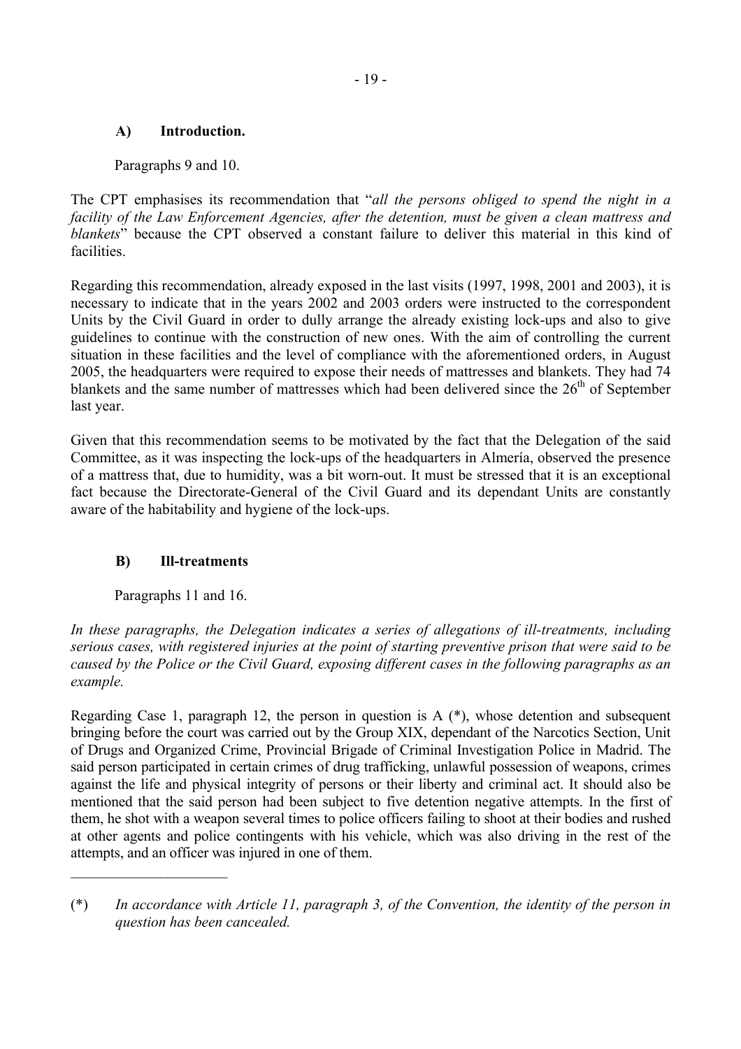## A) Introduction.

Paragraphs 9 and 10.

The CPT emphasises its recommendation that "*all the persons obliged to spend the night in a facility of the Law Enforcement Agencies, after the detention, must be given a clean mattress and blankets*" because the CPT observed a constant failure to deliver this material in this kind of facilities.

Regarding this recommendation, already exposed in the last visits (1997, 1998, 2001 and 2003), it is necessary to indicate that in the years 2002 and 2003 orders were instructed to the correspondent Units by the Civil Guard in order to dully arrange the already existing lock-ups and also to give guidelines to continue with the construction of new ones. With the aim of controlling the current situation in these facilities and the level of compliance with the aforementioned orders, in August 2005, the headquarters were required to expose their needs of mattresses and blankets. They had 74 blankets and the same number of mattresses which had been delivered since the 26th of September last year.

Given that this recommendation seems to be motivated by the fact that the Delegation of the said Committee, as it was inspecting the lock-ups of the headquarters in Almería, observed the presence of a mattress that, due to humidity, was a bit worn-out. It must be stressed that it is an exceptional fact because the Directorate-General of the Civil Guard and its dependant Units are constantly aware of the habitability and hygiene of the lock-ups.

## B) Ill-treatments

Paragraphs 11 and 16.

*In these paragraphs, the Delegation indicates a series of allegations of ill-treatments, including serious cases, with registered injuries at the point of starting preventive prison that were said to be caused by the Police or the Civil Guard, exposing different cases in the following paragraphs as an example.*

Regarding Case 1, paragraph 12, the person in question is A (*), whose detention and subsequent bringing before the court was carried out by the Group XIX, dependant of the Narcotics Section, Unit of Drugs and Organized Crime, Provincial Brigade of Criminal Investigation Police in Madrid. The said person participated in certain crimes of drug trafficking, unlawful possession of weapons, crimes against the life and physical integrity of persons or their liberty and criminal act. It should also be mentioned that the said person had been subject to five detention negative attempts. In the first of them, he shot with a weapon several times to police officers failing to shoot at their bodies and rushed at other agents and police contingents with his vehicle, which was also driving in the rest of the attempts, and an officer was injured in one of them.

---

(*) *In accordance with Article 11, paragraph 3, of the Convention, the identity of the person in question has been cancealed.*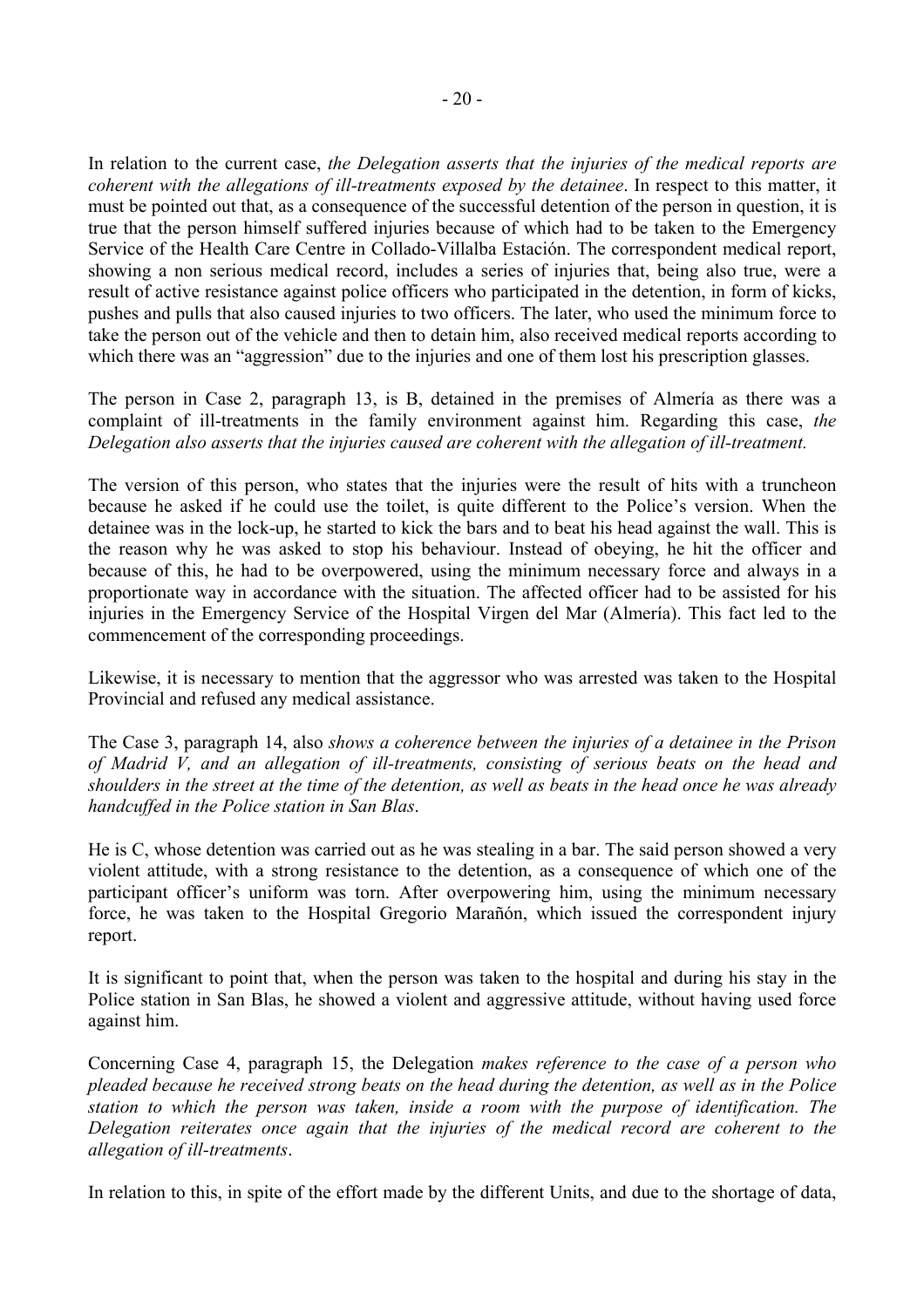In relation to the current case, *the Delegation asserts that the injuries of the medical reports are coherent with the allegations of ill-treatments exposed by the detainee*. In respect to this matter, it must be pointed out that, as a consequence of the successful detention of the person in question, it is true that the person himself suffered injuries because of which had to be taken to the Emergency Service of the Health Care Centre in Collado-Villalba Estación. The correspondent medical report, showing a non serious medical record, includes a series of injuries that, being also true, were a result of active resistance against police officers who participated in the detention, in form of kicks, pushes and pulls that also caused injuries to two officers. The later, who used the minimum force to take the person out of the vehicle and then to detain him, also received medical reports according to which there was an "aggression" due to the injuries and one of them lost his prescription glasses.

The person in Case 2, paragraph 13, is B, detained in the premises of Almería as there was a complaint of ill-treatments in the family environment against him. Regarding this case, *the Delegation also asserts that the injuries caused are coherent with the allegation of ill-treatment.*

The version of this person, who states that the injuries were the result of hits with a truncheon because he asked if he could use the toilet, is quite different to the Police's version. When the detainee was in the lock-up, he started to kick the bars and to beat his head against the wall. This is the reason why he was asked to stop his behaviour. Instead of obeying, he hit the officer and because of this, he had to be overpowered, using the minimum necessary force and always in a proportionate way in accordance with the situation. The affected officer had to be assisted for his injuries in the Emergency Service of the Hospital Virgen del Mar (Almería). This fact led to the commencement of the corresponding proceedings.

Likewise, it is necessary to mention that the aggressor who was arrested was taken to the Hospital Provincial and refused any medical assistance.

The Case 3, paragraph 14, also *shows a coherence between the injuries of a detainee in the Prison of Madrid V, and an allegation of ill-treatments, consisting of serious beats on the head and shoulders in the street at the time of the detention, as well as beats in the head once he was already handcuffed in the Police station in San Blas*.

He is C, whose detention was carried out as he was stealing in a bar. The said person showed a very violent attitude, with a strong resistance to the detention, as a consequence of which one of the participant officer's uniform was torn. After overpowering him, using the minimum necessary force, he was taken to the Hospital Gregorio Marañón, which issued the correspondent injury report.

It is significant to point that, when the person was taken to the hospital and during his stay in the Police station in San Blas, he showed a violent and aggressive attitude, without having used force against him.

Concerning Case 4, paragraph 15, the Delegation *makes reference to the case of a person who pleaded because he received strong beats on the head during the detention, as well as in the Police station to which the person was taken, inside a room with the purpose of identification. The Delegation reiterates once again that the injuries of the medical record are coherent to the allegation of ill-treatments*.

In relation to this, in spite of the effort made by the different Units, and due to the shortage of data,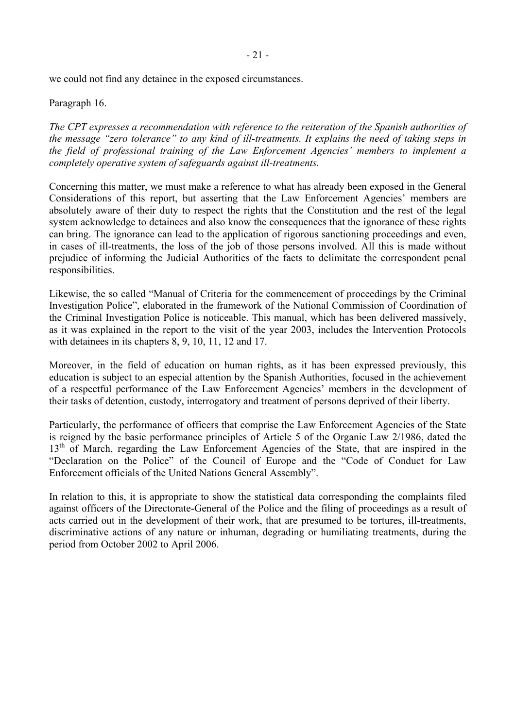we could not find any detainee in the exposed circumstances.

Paragraph 16.

*The CPT expresses a recommendation with reference to the reiteration of the Spanish authorities of the message "zero tolerance" to any kind of ill-treatments. It explains the need of taking steps in the field of professional training of the Law Enforcement Agencies' members to implement a completely operative system of safeguards against ill-treatments.*

Concerning this matter, we must make a reference to what has already been exposed in the General Considerations of this report, but asserting that the Law Enforcement Agencies' members are absolutely aware of their duty to respect the rights that the Constitution and the rest of the legal system acknowledge to detainees and also know the consequences that the ignorance of these rights can bring. The ignorance can lead to the application of rigorous sanctioning proceedings and even, in cases of ill-treatments, the loss of the job of those persons involved. All this is made without prejudice of informing the Judicial Authorities of the facts to delimitate the correspondent penal responsibilities.

Likewise, the so called "Manual of Criteria for the commencement of proceedings by the Criminal Investigation Police", elaborated in the framework of the National Commission of Coordination of the Criminal Investigation Police is noticeable. This manual, which has been delivered massively, as it was explained in the report to the visit of the year 2003, includes the Intervention Protocols with detainees in its chapters 8, 9, 10, 11, 12 and 17.

Moreover, in the field of education on human rights, as it has been expressed previously, this education is subject to an especial attention by the Spanish Authorities, focused in the achievement of a respectful performance of the Law Enforcement Agencies' members in the development of their tasks of detention, custody, interrogatory and treatment of persons deprived of their liberty.

Particularly, the performance of officers that comprise the Law Enforcement Agencies of the State is reigned by the basic performance principles of Article 5 of the Organic Law 2/1986, dated the 13th of March, regarding the Law Enforcement Agencies of the State, that are inspired in the "Declaration on the Police" of the Council of Europe and the "Code of Conduct for Law Enforcement officials of the United Nations General Assembly".

In relation to this, it is appropriate to show the statistical data corresponding the complaints filed against officers of the Directorate-General of the Police and the filing of proceedings as a result of acts carried out in the development of their work, that are presumed to be tortures, ill-treatments, discriminative actions of any nature or inhuman, degrading or humiliating treatments, during the period from October 2002 to April 2006.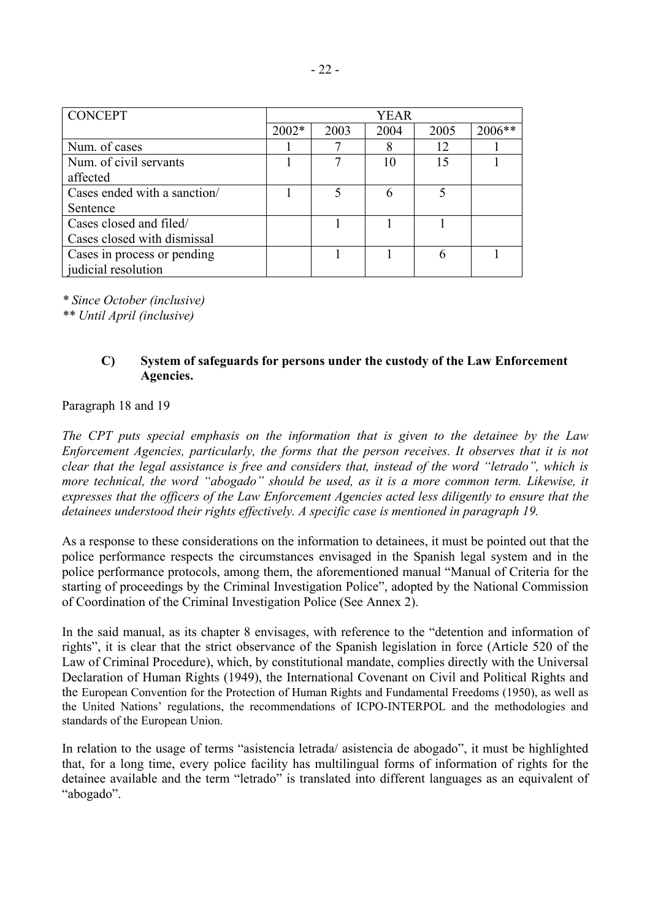| CONCEPT | YEAR | | | | |
|---|---|---|---|---|---|
| | 2002* | 2003 | 2004 | 2005 | 2006** |
| Num. of cases | 1 | 7 | 8 | 12 | 1 |
| Num. of civil servants affected | 1 | 7 | 10 | 15 | 1 |
| Cases ended with a sanction/ Sentence | 1 | 5 | 6 | 5 | |
| Cases closed and filed/ Cases closed with dismissal | | 1 | 1 | 1 | |
| Cases in process or pending judicial resolution | | 1 | 1 | 6 | 1 |

*\* Since October (inclusive)*
*\*\* Until April (inclusive)*

### C) System of safeguards for persons under the custody of the Law Enforcement Agencies.

Paragraph 18 and 19

*The CPT puts special emphasis on the information that is given to the detainee by the Law Enforcement Agencies, particularly, the forms that the person receives. It observes that it is not clear that the legal assistance is free and considers that, instead of the word "letrado", which is more technical, the word "abogado" should be used, as it is a more common term. Likewise, it expresses that the officers of the Law Enforcement Agencies acted less diligently to ensure that the detainees understood their rights effectively. A specific case is mentioned in paragraph 19.*

As a response to these considerations on the information to detainees, it must be pointed out that the police performance respects the circumstances envisaged in the Spanish legal system and in the police performance protocols, among them, the aforementioned manual "Manual of Criteria for the starting of proceedings by the Criminal Investigation Police", adopted by the National Commission of Coordination of the Criminal Investigation Police (See Annex 2).

In the said manual, as its chapter 8 envisages, with reference to the "detention and information of rights", it is clear that the strict observance of the Spanish legislation in force (Article 520 of the Law of Criminal Procedure), which, by constitutional mandate, complies directly with the Universal Declaration of Human Rights (1949), the International Covenant on Civil and Political Rights and the European Convention for the Protection of Human Rights and Fundamental Freedoms (1950), as well as the United Nations' regulations, the recommendations of ICPO-INTERPOL and the methodologies and standards of the European Union.

In relation to the usage of terms "asistencia letrada/ asistencia de abogado", it must be highlighted that, for a long time, every police facility has multilingual forms of information of rights for the detainee available and the term "letrado" is translated into different languages as an equivalent of "abogado".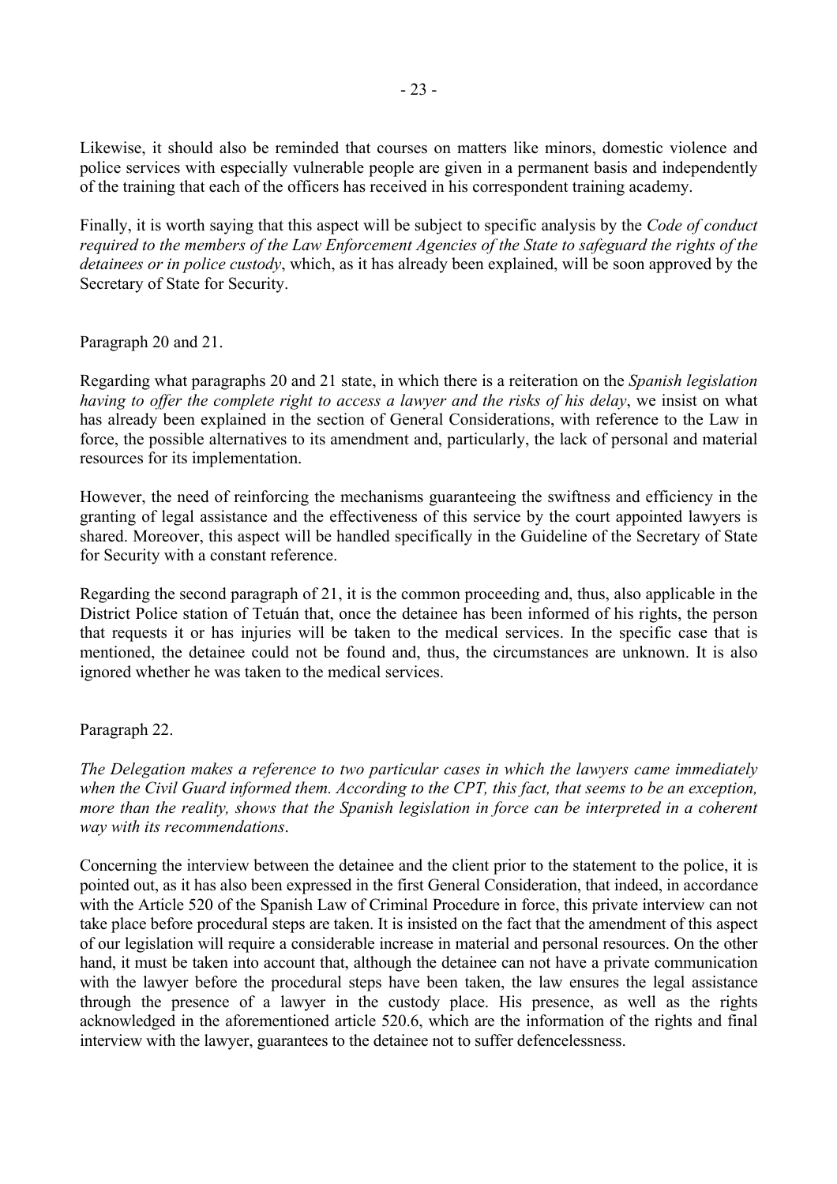Likewise, it should also be reminded that courses on matters like minors, domestic violence and police services with especially vulnerable people are given in a permanent basis and independently of the training that each of the officers has received in his correspondent training academy.

Finally, it is worth saying that this aspect will be subject to specific analysis by the *Code of conduct required to the members of the Law Enforcement Agencies of the State to safeguard the rights of the detainees or in police custody*, which, as it has already been explained, will be soon approved by the Secretary of State for Security.

Paragraph 20 and 21.

Regarding what paragraphs 20 and 21 state, in which there is a reiteration on the *Spanish legislation having to offer the complete right to access a lawyer and the risks of his delay*, we insist on what has already been explained in the section of General Considerations, with reference to the Law in force, the possible alternatives to its amendment and, particularly, the lack of personal and material resources for its implementation.

However, the need of reinforcing the mechanisms guaranteeing the swiftness and efficiency in the granting of legal assistance and the effectiveness of this service by the court appointed lawyers is shared. Moreover, this aspect will be handled specifically in the Guideline of the Secretary of State for Security with a constant reference.

Regarding the second paragraph of 21, it is the common proceeding and, thus, also applicable in the District Police station of Tetuán that, once the detainee has been informed of his rights, the person that requests it or has injuries will be taken to the medical services. In the specific case that is mentioned, the detainee could not be found and, thus, the circumstances are unknown. It is also ignored whether he was taken to the medical services.

Paragraph 22.

*The Delegation makes a reference to two particular cases in which the lawyers came immediately when the Civil Guard informed them. According to the CPT, this fact, that seems to be an exception, more than the reality, shows that the Spanish legislation in force can be interpreted in a coherent way with its recommendations*.

Concerning the interview between the detainee and the client prior to the statement to the police, it is pointed out, as it has also been expressed in the first General Consideration, that indeed, in accordance with the Article 520 of the Spanish Law of Criminal Procedure in force, this private interview can not take place before procedural steps are taken. It is insisted on the fact that the amendment of this aspect of our legislation will require a considerable increase in material and personal resources. On the other hand, it must be taken into account that, although the detainee can not have a private communication with the lawyer before the procedural steps have been taken, the law ensures the legal assistance through the presence of a lawyer in the custody place. His presence, as well as the rights acknowledged in the aforementioned article 520.6, which are the information of the rights and final interview with the lawyer, guarantees to the detainee not to suffer defencelessness.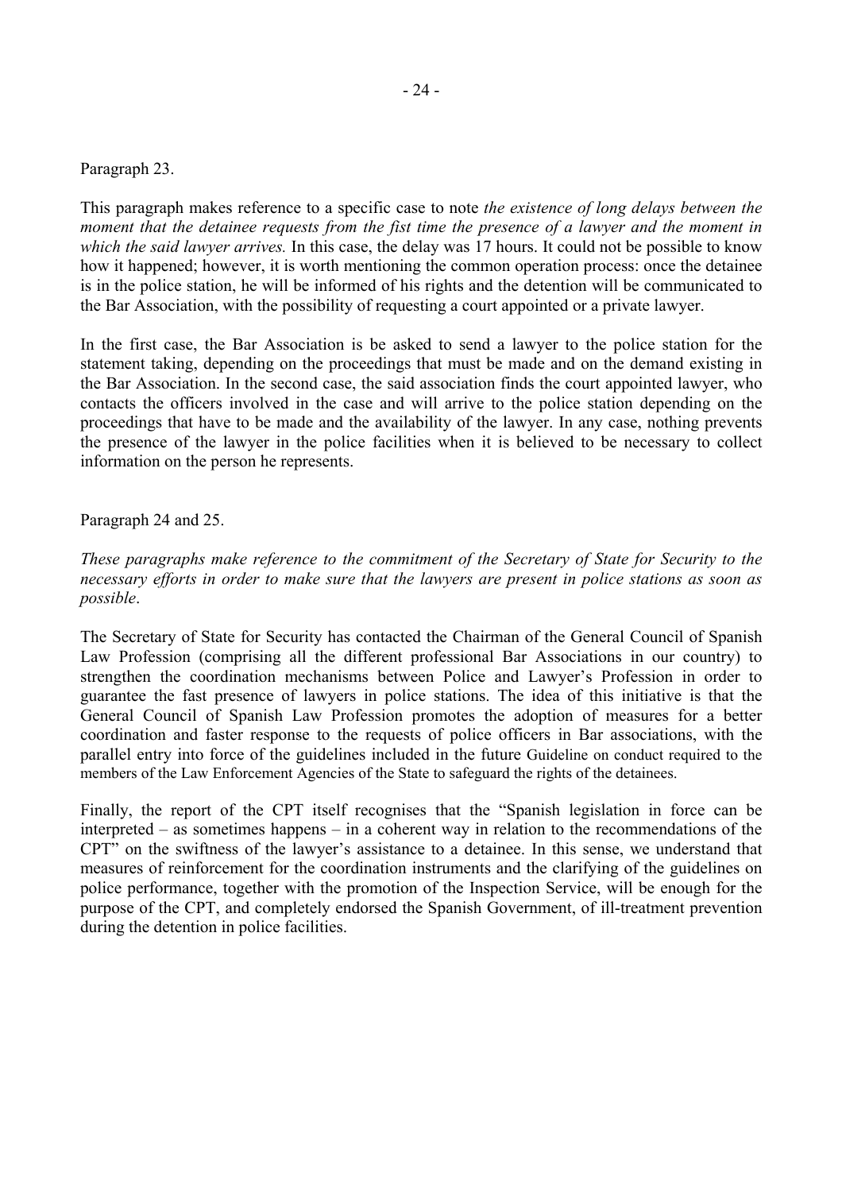Paragraph 23.

This paragraph makes reference to a specific case to note *the existence of long delays between the moment that the detainee requests from the fist time the presence of a lawyer and the moment in which the said lawyer arrives.* In this case, the delay was 17 hours. It could not be possible to know how it happened; however, it is worth mentioning the common operation process: once the detainee is in the police station, he will be informed of his rights and the detention will be communicated to the Bar Association, with the possibility of requesting a court appointed or a private lawyer.

In the first case, the Bar Association is be asked to send a lawyer to the police station for the statement taking, depending on the proceedings that must be made and on the demand existing in the Bar Association. In the second case, the said association finds the court appointed lawyer, who contacts the officers involved in the case and will arrive to the police station depending on the proceedings that have to be made and the availability of the lawyer. In any case, nothing prevents the presence of the lawyer in the police facilities when it is believed to be necessary to collect information on the person he represents.

Paragraph 24 and 25.

*These paragraphs make reference to the commitment of the Secretary of State for Security to the necessary efforts in order to make sure that the lawyers are present in police stations as soon as possible*.

The Secretary of State for Security has contacted the Chairman of the General Council of Spanish Law Profession (comprising all the different professional Bar Associations in our country) to strengthen the coordination mechanisms between Police and Lawyer's Profession in order to guarantee the fast presence of lawyers in police stations. The idea of this initiative is that the General Council of Spanish Law Profession promotes the adoption of measures for a better coordination and faster response to the requests of police officers in Bar associations, with the parallel entry into force of the guidelines included in the future Guideline on conduct required to the members of the Law Enforcement Agencies of the State to safeguard the rights of the detainees.

Finally, the report of the CPT itself recognises that the "Spanish legislation in force can be interpreted – as sometimes happens – in a coherent way in relation to the recommendations of the CPT" on the swiftness of the lawyer's assistance to a detainee. In this sense, we understand that measures of reinforcement for the coordination instruments and the clarifying of the guidelines on police performance, together with the promotion of the Inspection Service, will be enough for the purpose of the CPT, and completely endorsed the Spanish Government, of ill-treatment prevention during the detention in police facilities.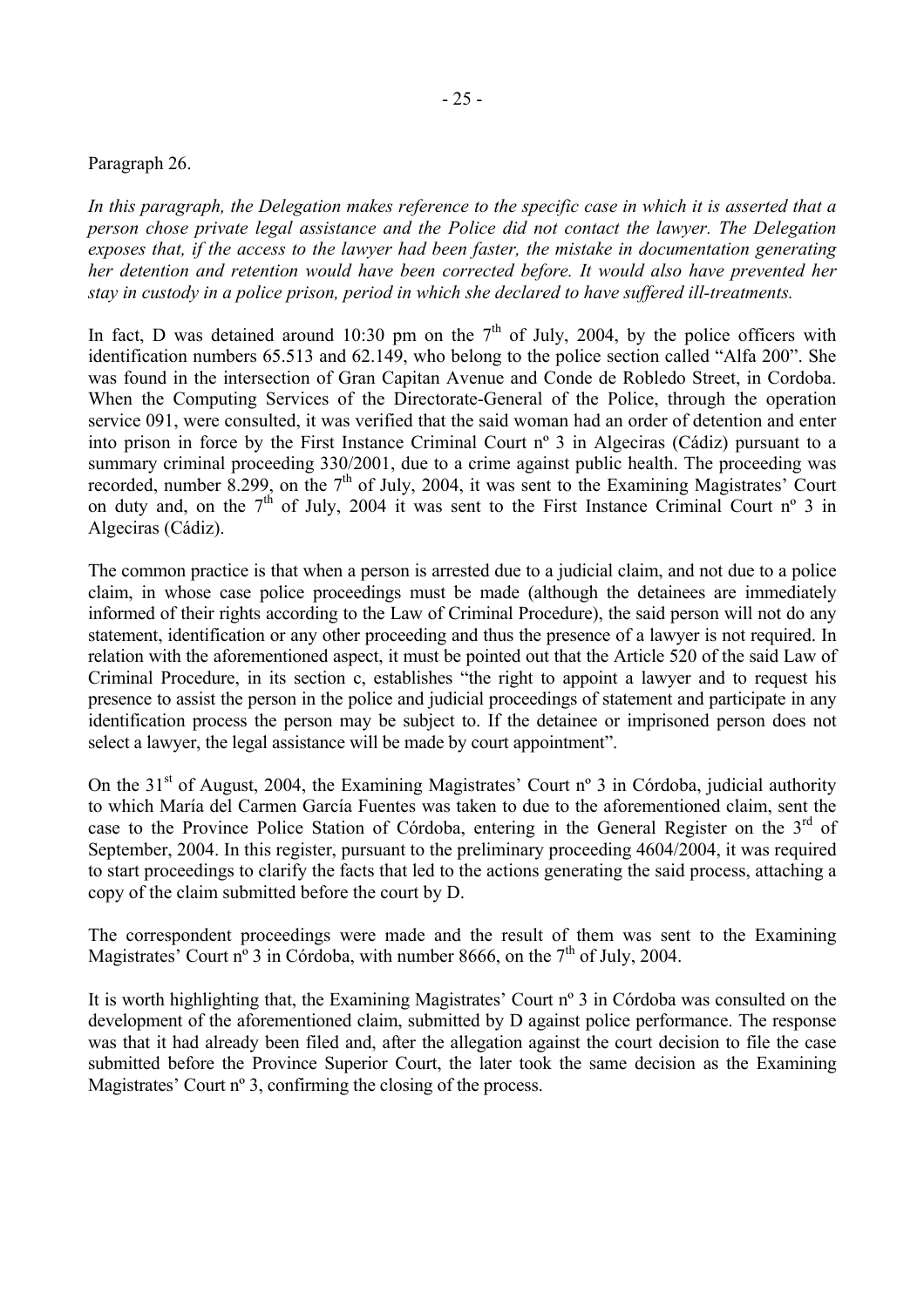Paragraph 26.

*In this paragraph, the Delegation makes reference to the specific case in which it is asserted that a person chose private legal assistance and the Police did not contact the lawyer. The Delegation exposes that, if the access to the lawyer had been faster, the mistake in documentation generating her detention and retention would have been corrected before. It would also have prevented her stay in custody in a police prison, period in which she declared to have suffered ill-treatments.*

In fact, D was detained around 10:30 pm on the 7th of July, 2004, by the police officers with identification numbers 65.513 and 62.149, who belong to the police section called "Alfa 200". She was found in the intersection of Gran Capitan Avenue and Conde de Robledo Street, in Cordoba. When the Computing Services of the Directorate-General of the Police, through the operation service 091, were consulted, it was verified that the said woman had an order of detention and enter into prison in force by the First Instance Criminal Court nº 3 in Algeciras (Cádiz) pursuant to a summary criminal proceeding 330/2001, due to a crime against public health. The proceeding was recorded, number 8.299, on the 7th of July, 2004, it was sent to the Examining Magistrates' Court on duty and, on the 7th of July, 2004 it was sent to the First Instance Criminal Court nº 3 in Algeciras (Cádiz).

The common practice is that when a person is arrested due to a judicial claim, and not due to a police claim, in whose case police proceedings must be made (although the detainees are immediately informed of their rights according to the Law of Criminal Procedure), the said person will not do any statement, identification or any other proceeding and thus the presence of a lawyer is not required. In relation with the aforementioned aspect, it must be pointed out that the Article 520 of the said Law of Criminal Procedure, in its section c, establishes "the right to appoint a lawyer and to request his presence to assist the person in the police and judicial proceedings of statement and participate in any identification process the person may be subject to. If the detainee or imprisoned person does not select a lawyer, the legal assistance will be made by court appointment".

On the 31st of August, 2004, the Examining Magistrates' Court nº 3 in Córdoba, judicial authority to which María del Carmen García Fuentes was taken to due to the aforementioned claim, sent the case to the Province Police Station of Córdoba, entering in the General Register on the 3rd of September, 2004. In this register, pursuant to the preliminary proceeding 4604/2004, it was required to start proceedings to clarify the facts that led to the actions generating the said process, attaching a copy of the claim submitted before the court by D.

The correspondent proceedings were made and the result of them was sent to the Examining Magistrates' Court nº 3 in Córdoba, with number 8666, on the 7th of July, 2004.

It is worth highlighting that, the Examining Magistrates' Court nº 3 in Córdoba was consulted on the development of the aforementioned claim, submitted by D against police performance. The response was that it had already been filed and, after the allegation against the court decision to file the case submitted before the Province Superior Court, the later took the same decision as the Examining Magistrates' Court nº 3, confirming the closing of the process.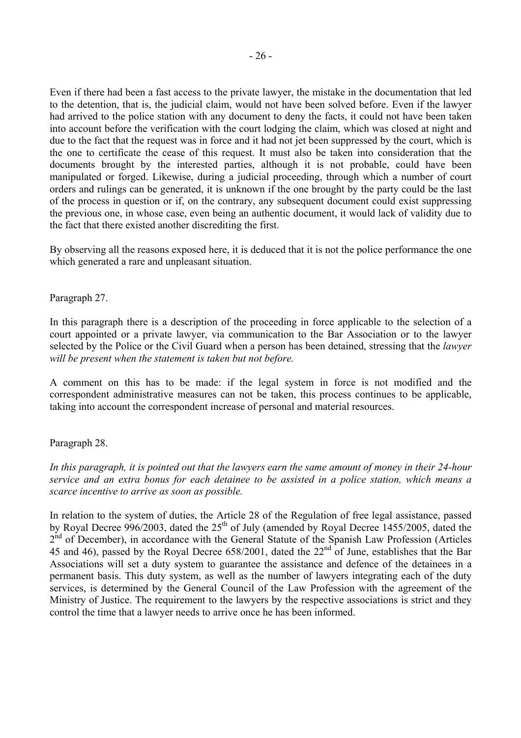Even if there had been a fast access to the private lawyer, the mistake in the documentation that led to the detention, that is, the judicial claim, would not have been solved before. Even if the lawyer had arrived to the police station with any document to deny the facts, it could not have been taken into account before the verification with the court lodging the claim, which was closed at night and due to the fact that the request was in force and it had not jet been suppressed by the court, which is the one to certificate the cease of this request. It must also be taken into consideration that the documents brought by the interested parties, although it is not probable, could have been manipulated or forged. Likewise, during a judicial proceeding, through which a number of court orders and rulings can be generated, it is unknown if the one brought by the party could be the last of the process in question or if, on the contrary, any subsequent document could exist suppressing the previous one, in whose case, even being an authentic document, it would lack of validity due to the fact that there existed another discrediting the first.

By observing all the reasons exposed here, it is deduced that it is not the police performance the one which generated a rare and unpleasant situation.

Paragraph 27.

In this paragraph there is a description of the proceeding in force applicable to the selection of a court appointed or a private lawyer, via communication to the Bar Association or to the lawyer selected by the Police or the Civil Guard when a person has been detained, stressing that the *lawyer will be present when the statement is taken but not before.*

A comment on this has to be made: if the legal system in force is not modified and the correspondent administrative measures can not be taken, this process continues to be applicable, taking into account the correspondent increase of personal and material resources.

Paragraph 28.

*In this paragraph, it is pointed out that the lawyers earn the same amount of money in their 24-hour service and an extra bonus for each detainee to be assisted in a police station, which means a scarce incentive to arrive as soon as possible.*

In relation to the system of duties, the Article 28 of the Regulation of free legal assistance, passed by Royal Decree 996/2003, dated the 25th of July (amended by Royal Decree 1455/2005, dated the 2nd of December), in accordance with the General Statute of the Spanish Law Profession (Articles 45 and 46), passed by the Royal Decree 658/2001, dated the 22nd of June, establishes that the Bar Associations will set a duty system to guarantee the assistance and defence of the detainees in a permanent basis. This duty system, as well as the number of lawyers integrating each of the duty services, is determined by the General Council of the Law Profession with the agreement of the Ministry of Justice. The requirement to the lawyers by the respective associations is strict and they control the time that a lawyer needs to arrive once he has been informed.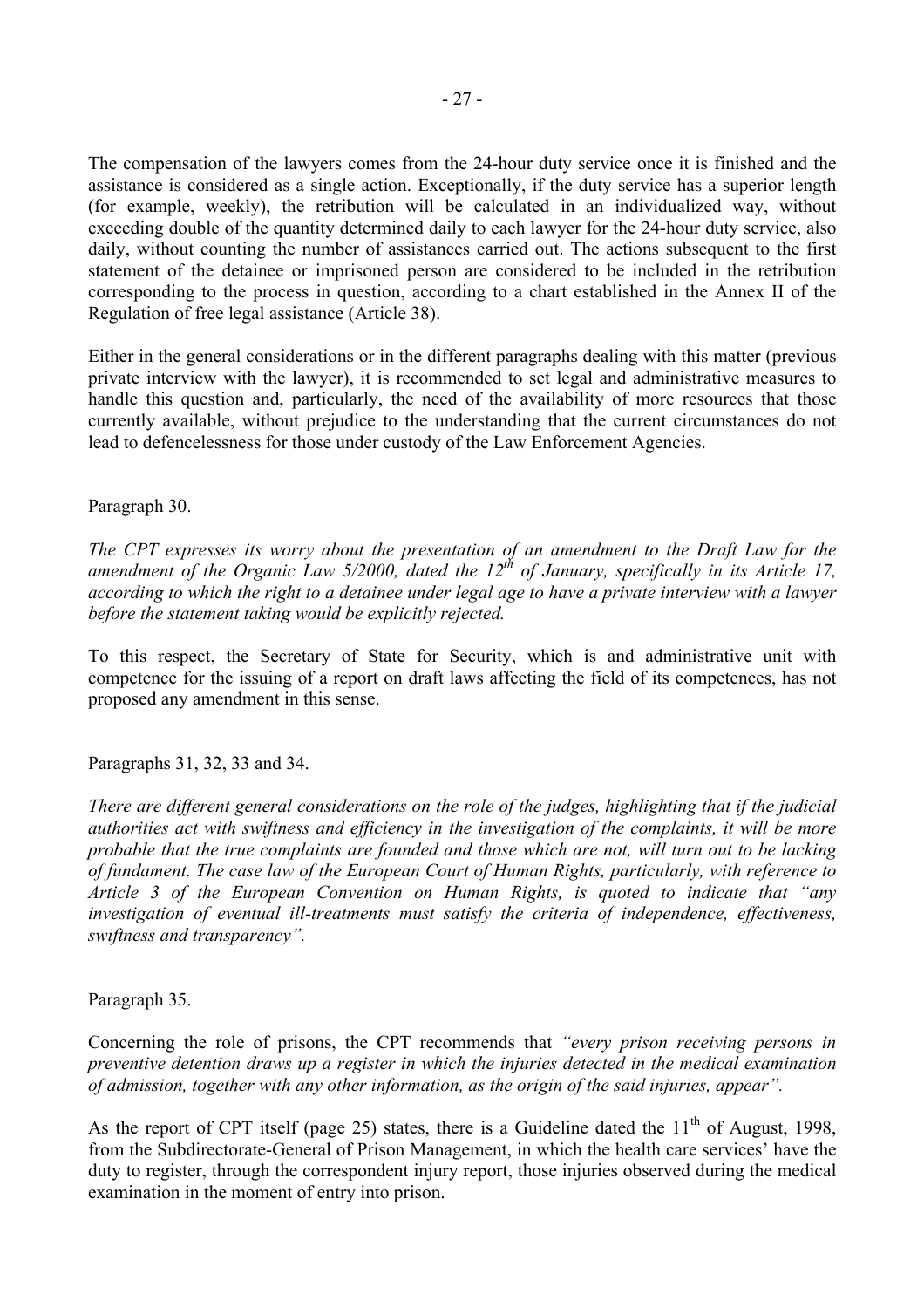The compensation of the lawyers comes from the 24-hour duty service once it is finished and the assistance is considered as a single action. Exceptionally, if the duty service has a superior length (for example, weekly), the retribution will be calculated in an individualized way, without exceeding double of the quantity determined daily to each lawyer for the 24-hour duty service, also daily, without counting the number of assistances carried out. The actions subsequent to the first statement of the detainee or imprisoned person are considered to be included in the retribution corresponding to the process in question, according to a chart established in the Annex II of the Regulation of free legal assistance (Article 38).

Either in the general considerations or in the different paragraphs dealing with this matter (previous private interview with the lawyer), it is recommended to set legal and administrative measures to handle this question and, particularly, the need of the availability of more resources that those currently available, without prejudice to the understanding that the current circumstances do not lead to defencelessness for those under custody of the Law Enforcement Agencies.

Paragraph 30.

*The CPT expresses its worry about the presentation of an amendment to the Draft Law for the amendment of the Organic Law 5/2000, dated the 12th of January, specifically in its Article 17, according to which the right to a detainee under legal age to have a private interview with a lawyer before the statement taking would be explicitly rejected.*

To this respect, the Secretary of State for Security, which is and administrative unit with competence for the issuing of a report on draft laws affecting the field of its competences, has not proposed any amendment in this sense.

Paragraphs 31, 32, 33 and 34.

*There are different general considerations on the role of the judges, highlighting that if the judicial authorities act with swiftness and efficiency in the investigation of the complaints, it will be more probable that the true complaints are founded and those which are not, will turn out to be lacking of fundament. The case law of the European Court of Human Rights, particularly, with reference to Article 3 of the European Convention on Human Rights, is quoted to indicate that "any investigation of eventual ill-treatments must satisfy the criteria of independence, effectiveness, swiftness and transparency".*

Paragraph 35.

Concerning the role of prisons, the CPT recommends that *"every prison receiving persons in preventive detention draws up a register in which the injuries detected in the medical examination of admission, together with any other information, as the origin of the said injuries, appear".*

As the report of CPT itself (page 25) states, there is a Guideline dated the 11th of August, 1998, from the Subdirectorate-General of Prison Management, in which the health care services' have the duty to register, through the correspondent injury report, those injuries observed during the medical examination in the moment of entry into prison.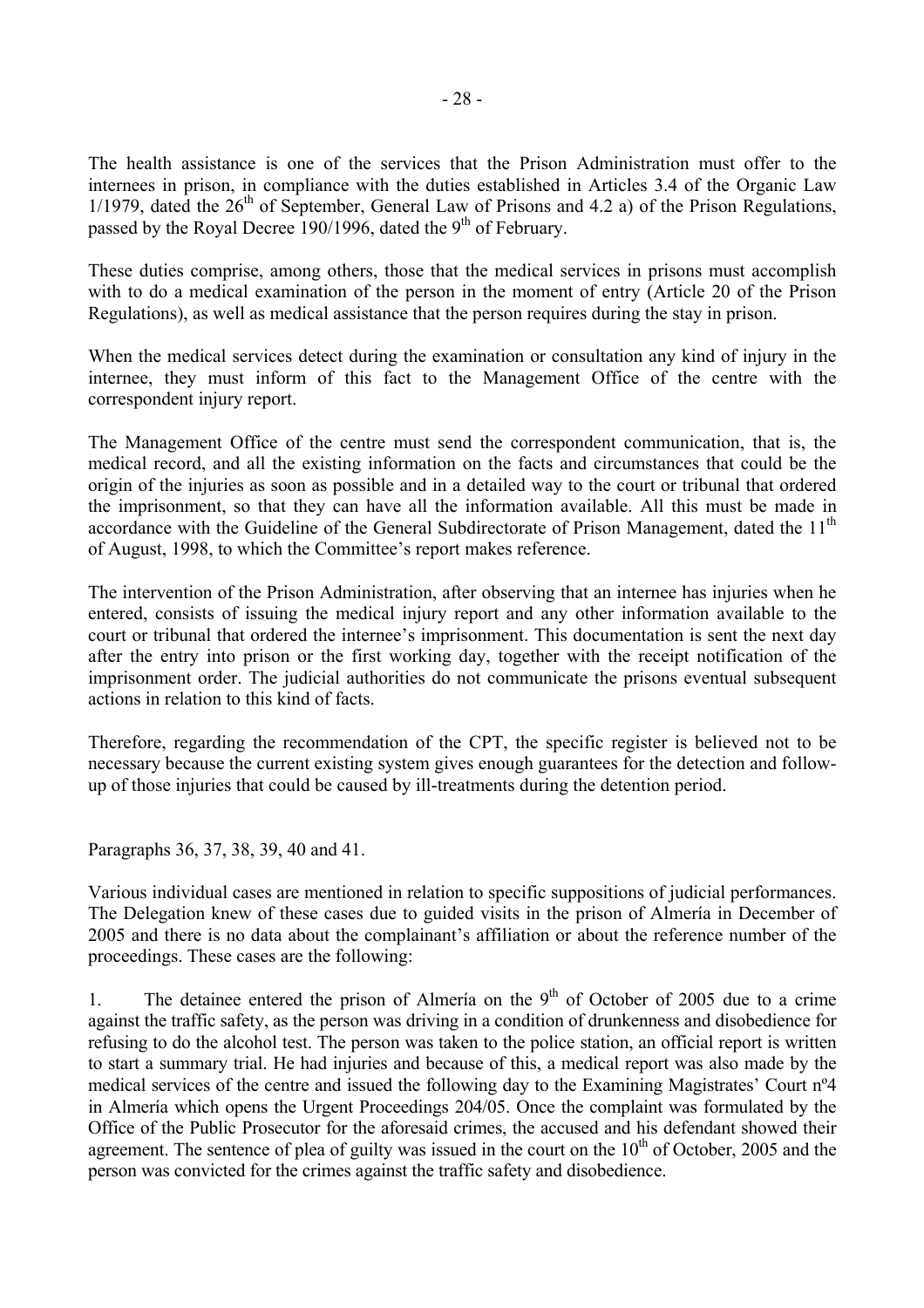The health assistance is one of the services that the Prison Administration must offer to the internees in prison, in compliance with the duties established in Articles 3.4 of the Organic Law 1/1979, dated the 26th of September, General Law of Prisons and 4.2 a) of the Prison Regulations, passed by the Royal Decree 190/1996, dated the 9th of February.

These duties comprise, among others, those that the medical services in prisons must accomplish with to do a medical examination of the person in the moment of entry (Article 20 of the Prison Regulations), as well as medical assistance that the person requires during the stay in prison.

When the medical services detect during the examination or consultation any kind of injury in the internee, they must inform of this fact to the Management Office of the centre with the correspondent injury report.

The Management Office of the centre must send the correspondent communication, that is, the medical record, and all the existing information on the facts and circumstances that could be the origin of the injuries as soon as possible and in a detailed way to the court or tribunal that ordered the imprisonment, so that they can have all the information available. All this must be made in accordance with the Guideline of the General Subdirectorate of Prison Management, dated the 11th of August, 1998, to which the Committee's report makes reference.

The intervention of the Prison Administration, after observing that an internee has injuries when he entered, consists of issuing the medical injury report and any other information available to the court or tribunal that ordered the internee's imprisonment. This documentation is sent the next day after the entry into prison or the first working day, together with the receipt notification of the imprisonment order. The judicial authorities do not communicate the prisons eventual subsequent actions in relation to this kind of facts.

Therefore, regarding the recommendation of the CPT, the specific register is believed not to be necessary because the current existing system gives enough guarantees for the detection and follow-up of those injuries that could be caused by ill-treatments during the detention period.

Paragraphs 36, 37, 38, 39, 40 and 41.

Various individual cases are mentioned in relation to specific suppositions of judicial performances. The Delegation knew of these cases due to guided visits in the prison of Almería in December of 2005 and there is no data about the complainant's affiliation or about the reference number of the proceedings. These cases are the following:

1. The detainee entered the prison of Almería on the 9th of October of 2005 due to a crime against the traffic safety, as the person was driving in a condition of drunkenness and disobedience for refusing to do the alcohol test. The person was taken to the police station, an official report is written to start a summary trial. He had injuries and because of this, a medical report was also made by the medical services of the centre and issued the following day to the Examining Magistrates' Court nº4 in Almería which opens the Urgent Proceedings 204/05. Once the complaint was formulated by the Office of the Public Prosecutor for the aforesaid crimes, the accused and his defendant showed their agreement. The sentence of plea of guilty was issued in the court on the 10th of October, 2005 and the person was convicted for the crimes against the traffic safety and disobedience.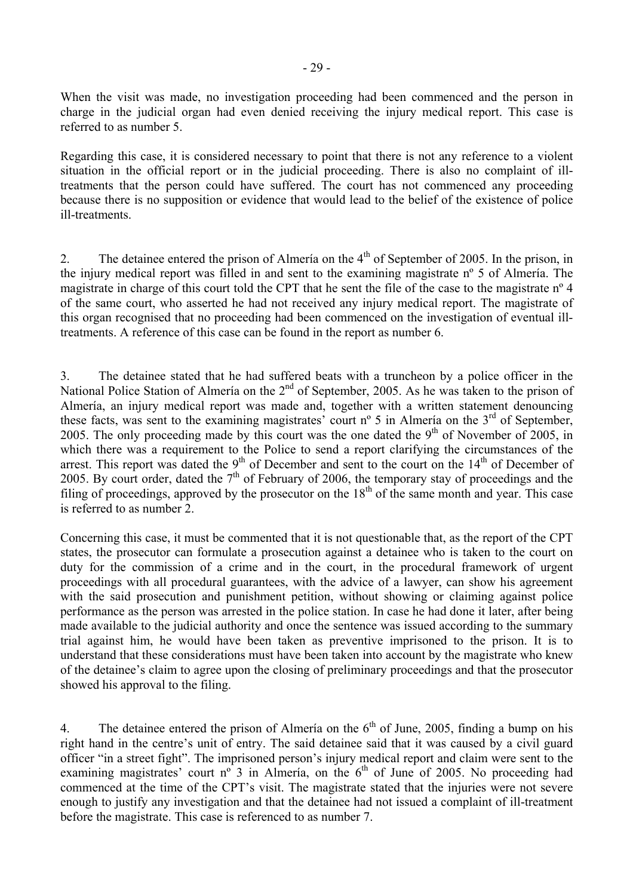When the visit was made, no investigation proceeding had been commenced and the person in charge in the judicial organ had even denied receiving the injury medical report. This case is referred to as number 5.

Regarding this case, it is considered necessary to point that there is not any reference to a violent situation in the official report or in the judicial proceeding. There is also no complaint of ill-treatments that the person could have suffered. The court has not commenced any proceeding because there is no supposition or evidence that would lead to the belief of the existence of police ill-treatments.

2. The detainee entered the prison of Almería on the 4th of September of 2005. In the prison, in the injury medical report was filled in and sent to the examining magistrate nº 5 of Almería. The magistrate in charge of this court told the CPT that he sent the file of the case to the magistrate nº 4 of the same court, who asserted he had not received any injury medical report. The magistrate of this organ recognised that no proceeding had been commenced on the investigation of eventual ill-treatments. A reference of this case can be found in the report as number 6.

3. The detainee stated that he had suffered beats with a truncheon by a police officer in the National Police Station of Almería on the 2nd of September, 2005. As he was taken to the prison of Almería, an injury medical report was made and, together with a written statement denouncing these facts, was sent to the examining magistrates' court nº 5 in Almería on the 3rd of September, 2005. The only proceeding made by this court was the one dated the 9th of November of 2005, in which there was a requirement to the Police to send a report clarifying the circumstances of the arrest. This report was dated the 9th of December and sent to the court on the 14th of December of 2005. By court order, dated the 7th of February of 2006, the temporary stay of proceedings and the filing of proceedings, approved by the prosecutor on the 18th of the same month and year. This case is referred to as number 2.

Concerning this case, it must be commented that it is not questionable that, as the report of the CPT states, the prosecutor can formulate a prosecution against a detainee who is taken to the court on duty for the commission of a crime and in the court, in the procedural framework of urgent proceedings with all procedural guarantees, with the advice of a lawyer, can show his agreement with the said prosecution and punishment petition, without showing or claiming against police performance as the person was arrested in the police station. In case he had done it later, after being made available to the judicial authority and once the sentence was issued according to the summary trial against him, he would have been taken as preventive imprisoned to the prison. It is to understand that these considerations must have been taken into account by the magistrate who knew of the detainee's claim to agree upon the closing of preliminary proceedings and that the prosecutor showed his approval to the filing.

4. The detainee entered the prison of Almería on the 6th of June, 2005, finding a bump on his right hand in the centre's unit of entry. The said detainee said that it was caused by a civil guard officer "in a street fight". The imprisoned person's injury medical report and claim were sent to the examining magistrates' court nº 3 in Almería, on the 6th of June of 2005. No proceeding had commenced at the time of the CPT's visit. The magistrate stated that the injuries were not severe enough to justify any investigation and that the detainee had not issued a complaint of ill-treatment before the magistrate. This case is referenced to as number 7.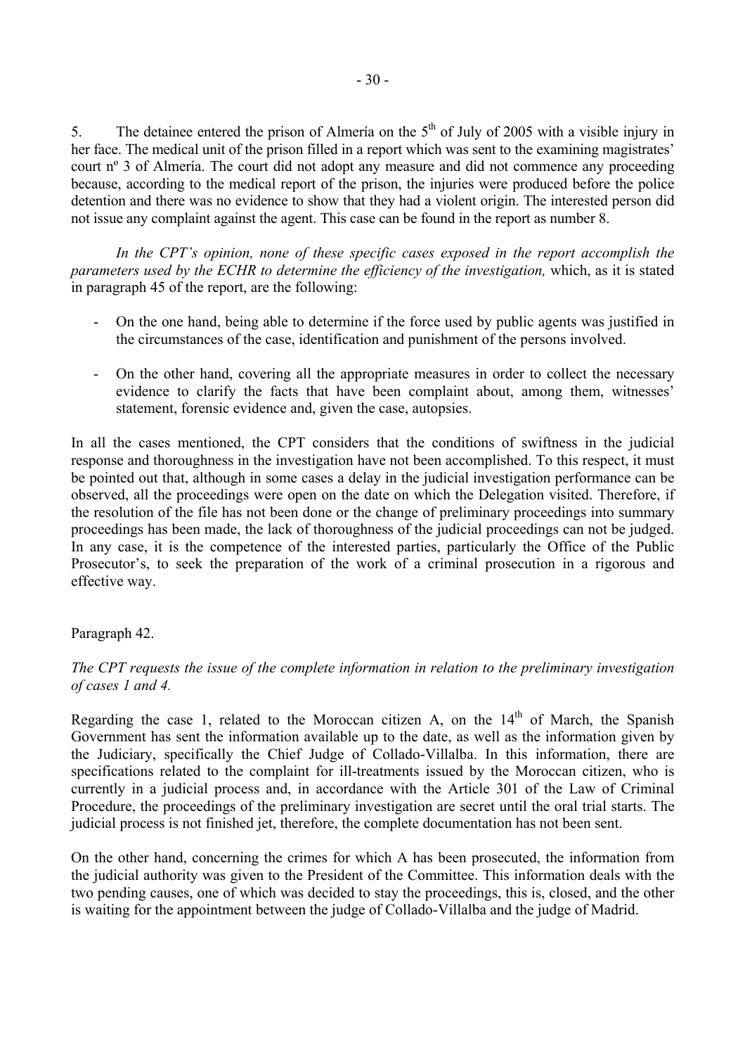5. The detainee entered the prison of Almería on the 5th of July of 2005 with a visible injury in her face. The medical unit of the prison filled in a report which was sent to the examining magistrates' court nº 3 of Almería. The court did not adopt any measure and did not commence any proceeding because, according to the medical report of the prison, the injuries were produced before the police detention and there was no evidence to show that they had a violent origin. The interested person did not issue any complaint against the agent. This case can be found in the report as number 8.

*In the CPT's opinion, none of these specific cases exposed in the report accomplish the parameters used by the ECHR to determine the efficiency of the investigation,* which, as it is stated in paragraph 45 of the report, are the following:

- On the one hand, being able to determine if the force used by public agents was justified in the circumstances of the case, identification and punishment of the persons involved.

- On the other hand, covering all the appropriate measures in order to collect the necessary evidence to clarify the facts that have been complaint about, among them, witnesses' statement, forensic evidence and, given the case, autopsies.

In all the cases mentioned, the CPT considers that the conditions of swiftness in the judicial response and thoroughness in the investigation have not been accomplished. To this respect, it must be pointed out that, although in some cases a delay in the judicial investigation performance can be observed, all the proceedings were open on the date on which the Delegation visited. Therefore, if the resolution of the file has not been done or the change of preliminary proceedings into summary proceedings has been made, the lack of thoroughness of the judicial proceedings can not be judged. In any case, it is the competence of the interested parties, particularly the Office of the Public Prosecutor's, to seek the preparation of the work of a criminal prosecution in a rigorous and effective way.

Paragraph 42.

*The CPT requests the issue of the complete information in relation to the preliminary investigation of cases 1 and 4.*

Regarding the case 1, related to the Moroccan citizen A, on the 14th of March, the Spanish Government has sent the information available up to the date, as well as the information given by the Judiciary, specifically the Chief Judge of Collado-Villalba. In this information, there are specifications related to the complaint for ill-treatments issued by the Moroccan citizen, who is currently in a judicial process and, in accordance with the Article 301 of the Law of Criminal Procedure, the proceedings of the preliminary investigation are secret until the oral trial starts. The judicial process is not finished jet, therefore, the complete documentation has not been sent.

On the other hand, concerning the crimes for which A has been prosecuted, the information from the judicial authority was given to the President of the Committee. This information deals with the two pending causes, one of which was decided to stay the proceedings, this is, closed, and the other is waiting for the appointment between the judge of Collado-Villalba and the judge of Madrid.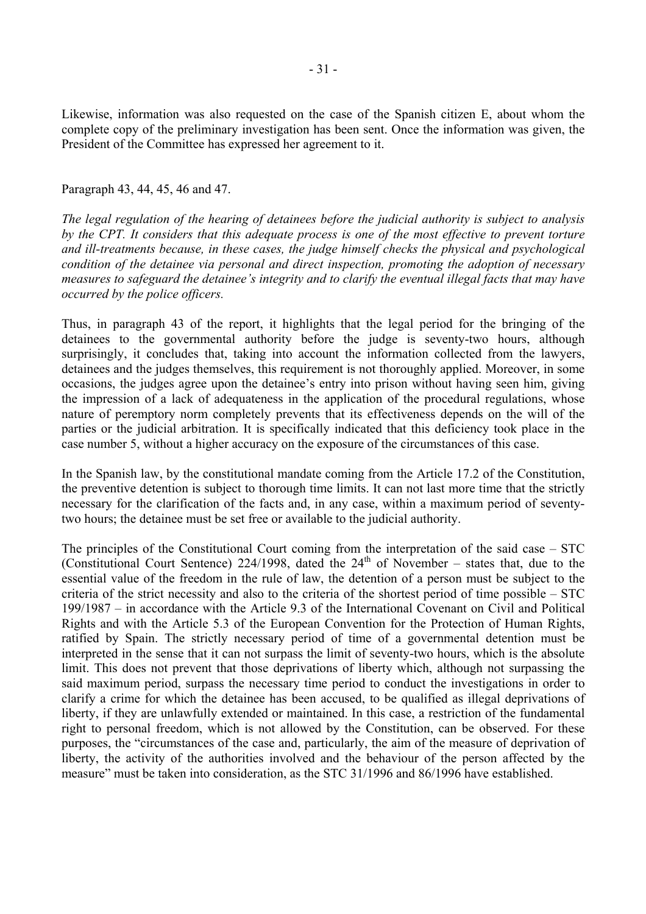Likewise, information was also requested on the case of the Spanish citizen E, about whom the complete copy of the preliminary investigation has been sent. Once the information was given, the President of the Committee has expressed her agreement to it.

Paragraph 43, 44, 45, 46 and 47.

*The legal regulation of the hearing of detainees before the judicial authority is subject to analysis by the CPT. It considers that this adequate process is one of the most effective to prevent torture and ill-treatments because, in these cases, the judge himself checks the physical and psychological condition of the detainee via personal and direct inspection, promoting the adoption of necessary measures to safeguard the detainee's integrity and to clarify the eventual illegal facts that may have occurred by the police officers.*

Thus, in paragraph 43 of the report, it highlights that the legal period for the bringing of the detainees to the governmental authority before the judge is seventy-two hours, although surprisingly, it concludes that, taking into account the information collected from the lawyers, detainees and the judges themselves, this requirement is not thoroughly applied. Moreover, in some occasions, the judges agree upon the detainee's entry into prison without having seen him, giving the impression of a lack of adequateness in the application of the procedural regulations, whose nature of peremptory norm completely prevents that its effectiveness depends on the will of the parties or the judicial arbitration. It is specifically indicated that this deficiency took place in the case number 5, without a higher accuracy on the exposure of the circumstances of this case.

In the Spanish law, by the constitutional mandate coming from the Article 17.2 of the Constitution, the preventive detention is subject to thorough time limits. It can not last more time that the strictly necessary for the clarification of the facts and, in any case, within a maximum period of seventy-two hours; the detainee must be set free or available to the judicial authority.

The principles of the Constitutional Court coming from the interpretation of the said case – STC (Constitutional Court Sentence) 224/1998, dated the 24th of November – states that, due to the essential value of the freedom in the rule of law, the detention of a person must be subject to the criteria of the strict necessity and also to the criteria of the shortest period of time possible – STC 199/1987 – in accordance with the Article 9.3 of the International Covenant on Civil and Political Rights and with the Article 5.3 of the European Convention for the Protection of Human Rights, ratified by Spain. The strictly necessary period of time of a governmental detention must be interpreted in the sense that it can not surpass the limit of seventy-two hours, which is the absolute limit. This does not prevent that those deprivations of liberty which, although not surpassing the said maximum period, surpass the necessary time period to conduct the investigations in order to clarify a crime for which the detainee has been accused, to be qualified as illegal deprivations of liberty, if they are unlawfully extended or maintained. In this case, a restriction of the fundamental right to personal freedom, which is not allowed by the Constitution, can be observed. For these purposes, the "circumstances of the case and, particularly, the aim of the measure of deprivation of liberty, the activity of the authorities involved and the behaviour of the person affected by the measure" must be taken into consideration, as the STC 31/1996 and 86/1996 have established.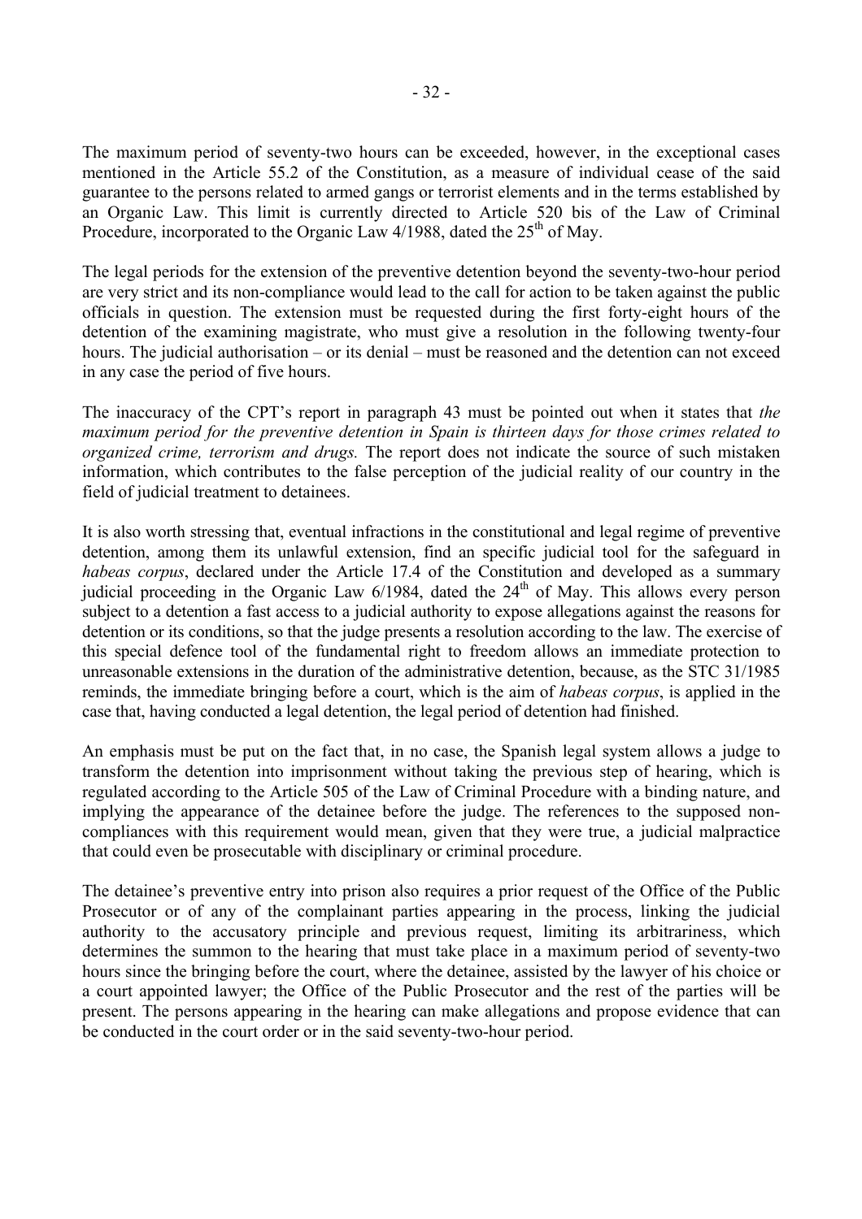The maximum period of seventy-two hours can be exceeded, however, in the exceptional cases mentioned in the Article 55.2 of the Constitution, as a measure of individual cease of the said guarantee to the persons related to armed gangs or terrorist elements and in the terms established by an Organic Law. This limit is currently directed to Article 520 bis of the Law of Criminal Procedure, incorporated to the Organic Law 4/1988, dated the 25[th] of May.

The legal periods for the extension of the preventive detention beyond the seventy-two-hour period are very strict and its non-compliance would lead to the call for action to be taken against the public officials in question. The extension must be requested during the first forty-eight hours of the detention of the examining magistrate, who must give a resolution in the following twenty-four hours. The judicial authorisation – or its denial – must be reasoned and the detention can not exceed in any case the period of five hours.

The inaccuracy of the CPT's report in paragraph 43 must be pointed out when it states that *the maximum period for the preventive detention in Spain is thirteen days for those crimes related to organized crime, terrorism and drugs.* The report does not indicate the source of such mistaken information, which contributes to the false perception of the judicial reality of our country in the field of judicial treatment to detainees.

It is also worth stressing that, eventual infractions in the constitutional and legal regime of preventive detention, among them its unlawful extension, find an specific judicial tool for the safeguard in *habeas corpus*, declared under the Article 17.4 of the Constitution and developed as a summary judicial proceeding in the Organic Law 6/1984, dated the 24[th] of May. This allows every person subject to a detention a fast access to a judicial authority to expose allegations against the reasons for detention or its conditions, so that the judge presents a resolution according to the law. The exercise of this special defence tool of the fundamental right to freedom allows an immediate protection to unreasonable extensions in the duration of the administrative detention, because, as the STC 31/1985 reminds, the immediate bringing before a court, which is the aim of *habeas corpus*, is applied in the case that, having conducted a legal detention, the legal period of detention had finished.

An emphasis must be put on the fact that, in no case, the Spanish legal system allows a judge to transform the detention into imprisonment without taking the previous step of hearing, which is regulated according to the Article 505 of the Law of Criminal Procedure with a binding nature, and implying the appearance of the detainee before the judge. The references to the supposed non-compliances with this requirement would mean, given that they were true, a judicial malpractice that could even be prosecutable with disciplinary or criminal procedure.

The detainee's preventive entry into prison also requires a prior request of the Office of the Public Prosecutor or of any of the complainant parties appearing in the process, linking the judicial authority to the accusatory principle and previous request, limiting its arbitrariness, which determines the summon to the hearing that must take place in a maximum period of seventy-two hours since the bringing before the court, where the detainee, assisted by the lawyer of his choice or a court appointed lawyer; the Office of the Public Prosecutor and the rest of the parties will be present. The persons appearing in the hearing can make allegations and propose evidence that can be conducted in the court order or in the said seventy-two-hour period.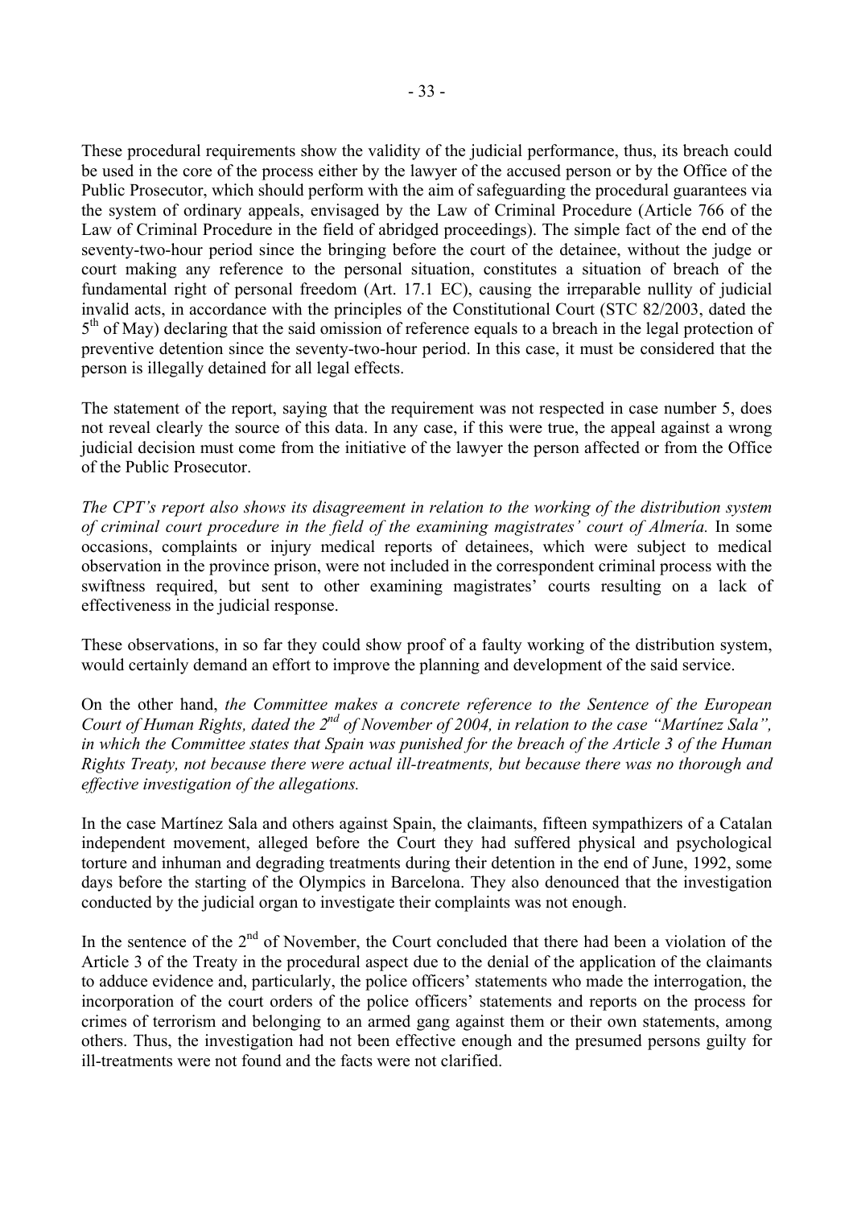These procedural requirements show the validity of the judicial performance, thus, its breach could be used in the core of the process either by the lawyer of the accused person or by the Office of the Public Prosecutor, which should perform with the aim of safeguarding the procedural guarantees via the system of ordinary appeals, envisaged by the Law of Criminal Procedure (Article 766 of the Law of Criminal Procedure in the field of abridged proceedings). The simple fact of the end of the seventy-two-hour period since the bringing before the court of the detainee, without the judge or court making any reference to the personal situation, constitutes a situation of breach of the fundamental right of personal freedom (Art. 17.1 EC), causing the irreparable nullity of judicial invalid acts, in accordance with the principles of the Constitutional Court (STC 82/2003, dated the 5th of May) declaring that the said omission of reference equals to a breach in the legal protection of preventive detention since the seventy-two-hour period. In this case, it must be considered that the person is illegally detained for all legal effects.

The statement of the report, saying that the requirement was not respected in case number 5, does not reveal clearly the source of this data. In any case, if this were true, the appeal against a wrong judicial decision must come from the initiative of the lawyer the person affected or from the Office of the Public Prosecutor.

*The CPT's report also shows its disagreement in relation to the working of the distribution system of criminal court procedure in the field of the examining magistrates' court of Almería.* In some occasions, complaints or injury medical reports of detainees, which were subject to medical observation in the province prison, were not included in the correspondent criminal process with the swiftness required, but sent to other examining magistrates' courts resulting on a lack of effectiveness in the judicial response.

These observations, in so far they could show proof of a faulty working of the distribution system, would certainly demand an effort to improve the planning and development of the said service.

On the other hand, *the Committee makes a concrete reference to the Sentence of the European Court of Human Rights, dated the 2nd of November of 2004, in relation to the case "Martínez Sala", in which the Committee states that Spain was punished for the breach of the Article 3 of the Human Rights Treaty, not because there were actual ill-treatments, but because there was no thorough and effective investigation of the allegations.*

In the case Martínez Sala and others against Spain, the claimants, fifteen sympathizers of a Catalan independent movement, alleged before the Court they had suffered physical and psychological torture and inhuman and degrading treatments during their detention in the end of June, 1992, some days before the starting of the Olympics in Barcelona. They also denounced that the investigation conducted by the judicial organ to investigate their complaints was not enough.

In the sentence of the 2nd of November, the Court concluded that there had been a violation of the Article 3 of the Treaty in the procedural aspect due to the denial of the application of the claimants to adduce evidence and, particularly, the police officers' statements who made the interrogation, the incorporation of the court orders of the police officers' statements and reports on the process for crimes of terrorism and belonging to an armed gang against them or their own statements, among others. Thus, the investigation had not been effective enough and the presumed persons guilty for ill-treatments were not found and the facts were not clarified.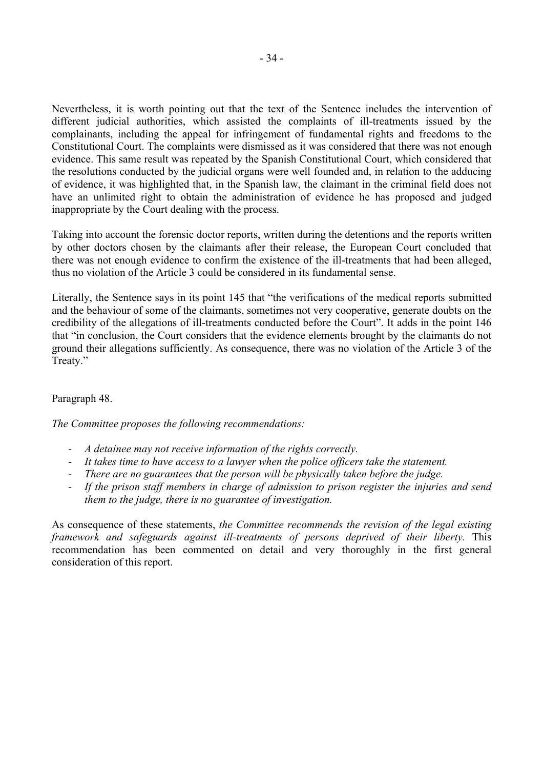Nevertheless, it is worth pointing out that the text of the Sentence includes the intervention of different judicial authorities, which assisted the complaints of ill-treatments issued by the complainants, including the appeal for infringement of fundamental rights and freedoms to the Constitutional Court. The complaints were dismissed as it was considered that there was not enough evidence. This same result was repeated by the Spanish Constitutional Court, which considered that the resolutions conducted by the judicial organs were well founded and, in relation to the adducing of evidence, it was highlighted that, in the Spanish law, the claimant in the criminal field does not have an unlimited right to obtain the administration of evidence he has proposed and judged inappropriate by the Court dealing with the process.

Taking into account the forensic doctor reports, written during the detentions and the reports written by other doctors chosen by the claimants after their release, the European Court concluded that there was not enough evidence to confirm the existence of the ill-treatments that had been alleged, thus no violation of the Article 3 could be considered in its fundamental sense.

Literally, the Sentence says in its point 145 that "the verifications of the medical reports submitted and the behaviour of some of the claimants, sometimes not very cooperative, generate doubts on the credibility of the allegations of ill-treatments conducted before the Court". It adds in the point 146 that "in conclusion, the Court considers that the evidence elements brought by the claimants do not ground their allegations sufficiently. As consequence, there was no violation of the Article 3 of the Treaty."

Paragraph 48.

*The Committee proposes the following recommendations:*

- *A detainee may not receive information of the rights correctly.*
- *It takes time to have access to a lawyer when the police officers take the statement.*
- *There are no guarantees that the person will be physically taken before the judge.*
- *If the prison staff members in charge of admission to prison register the injuries and send them to the judge, there is no guarantee of investigation.*

As consequence of these statements, *the Committee recommends the revision of the legal existing framework and safeguards against ill-treatments of persons deprived of their liberty.* This recommendation has been commented on detail and very thoroughly in the first general consideration of this report.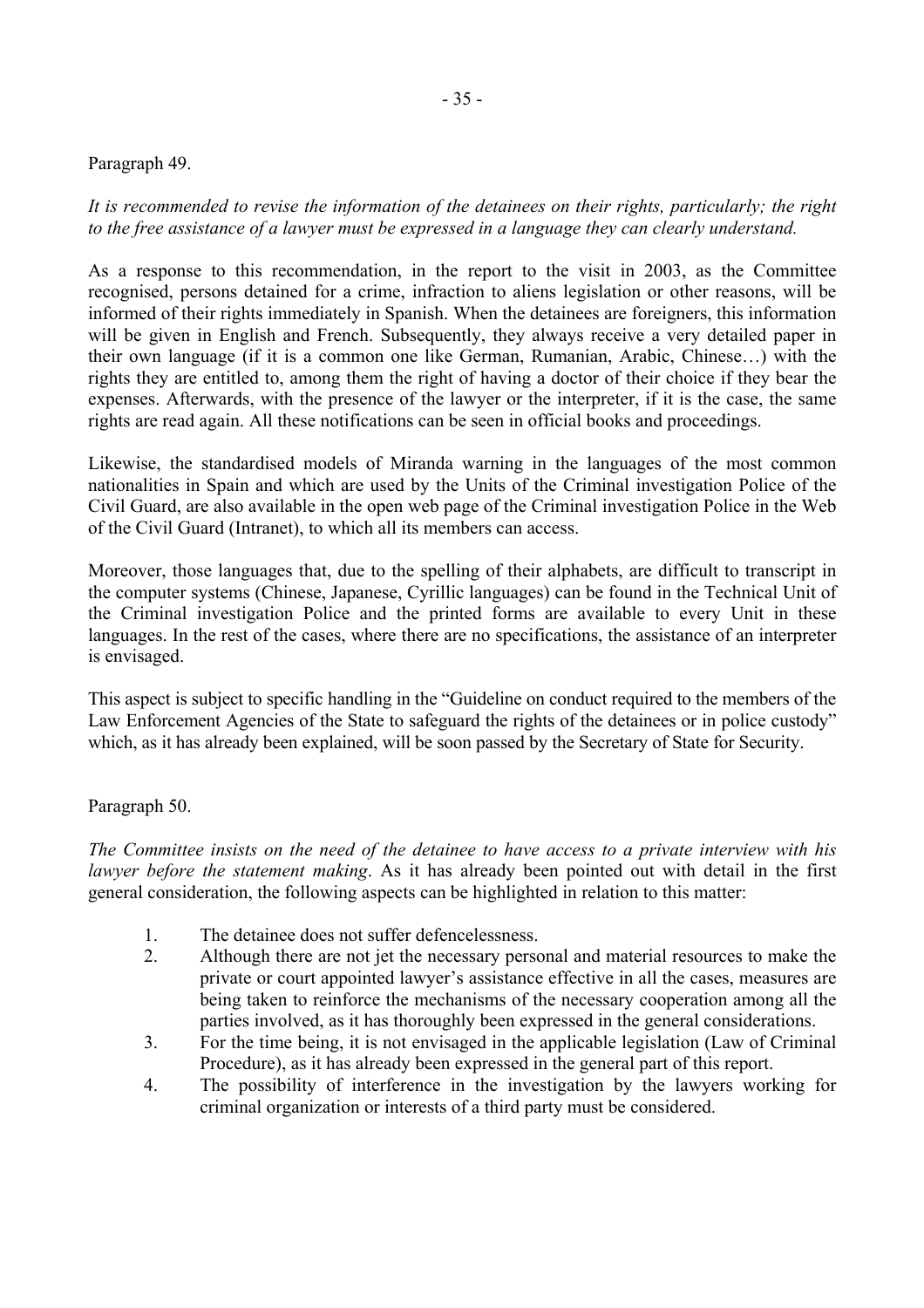Paragraph 49.

*It is recommended to revise the information of the detainees on their rights, particularly; the right to the free assistance of a lawyer must be expressed in a language they can clearly understand.*

As a response to this recommendation, in the report to the visit in 2003, as the Committee recognised, persons detained for a crime, infraction to aliens legislation or other reasons, will be informed of their rights immediately in Spanish. When the detainees are foreigners, this information will be given in English and French. Subsequently, they always receive a very detailed paper in their own language (if it is a common one like German, Rumanian, Arabic, Chinese…) with the rights they are entitled to, among them the right of having a doctor of their choice if they bear the expenses. Afterwards, with the presence of the lawyer or the interpreter, if it is the case, the same rights are read again. All these notifications can be seen in official books and proceedings.

Likewise, the standardised models of Miranda warning in the languages of the most common nationalities in Spain and which are used by the Units of the Criminal investigation Police of the Civil Guard, are also available in the open web page of the Criminal investigation Police in the Web of the Civil Guard (Intranet), to which all its members can access.

Moreover, those languages that, due to the spelling of their alphabets, are difficult to transcript in the computer systems (Chinese, Japanese, Cyrillic languages) can be found in the Technical Unit of the Criminal investigation Police and the printed forms are available to every Unit in these languages. In the rest of the cases, where there are no specifications, the assistance of an interpreter is envisaged.

This aspect is subject to specific handling in the "Guideline on conduct required to the members of the Law Enforcement Agencies of the State to safeguard the rights of the detainees or in police custody" which, as it has already been explained, will be soon passed by the Secretary of State for Security.

Paragraph 50.

*The Committee insists on the need of the detainee to have access to a private interview with his lawyer before the statement making*. As it has already been pointed out with detail in the first general consideration, the following aspects can be highlighted in relation to this matter:

1. The detainee does not suffer defencelessness.
2. Although there are not jet the necessary personal and material resources to make the private or court appointed lawyer's assistance effective in all the cases, measures are being taken to reinforce the mechanisms of the necessary cooperation among all the parties involved, as it has thoroughly been expressed in the general considerations.
3. For the time being, it is not envisaged in the applicable legislation (Law of Criminal Procedure), as it has already been expressed in the general part of this report.
4. The possibility of interference in the investigation by the lawyers working for criminal organization or interests of a third party must be considered.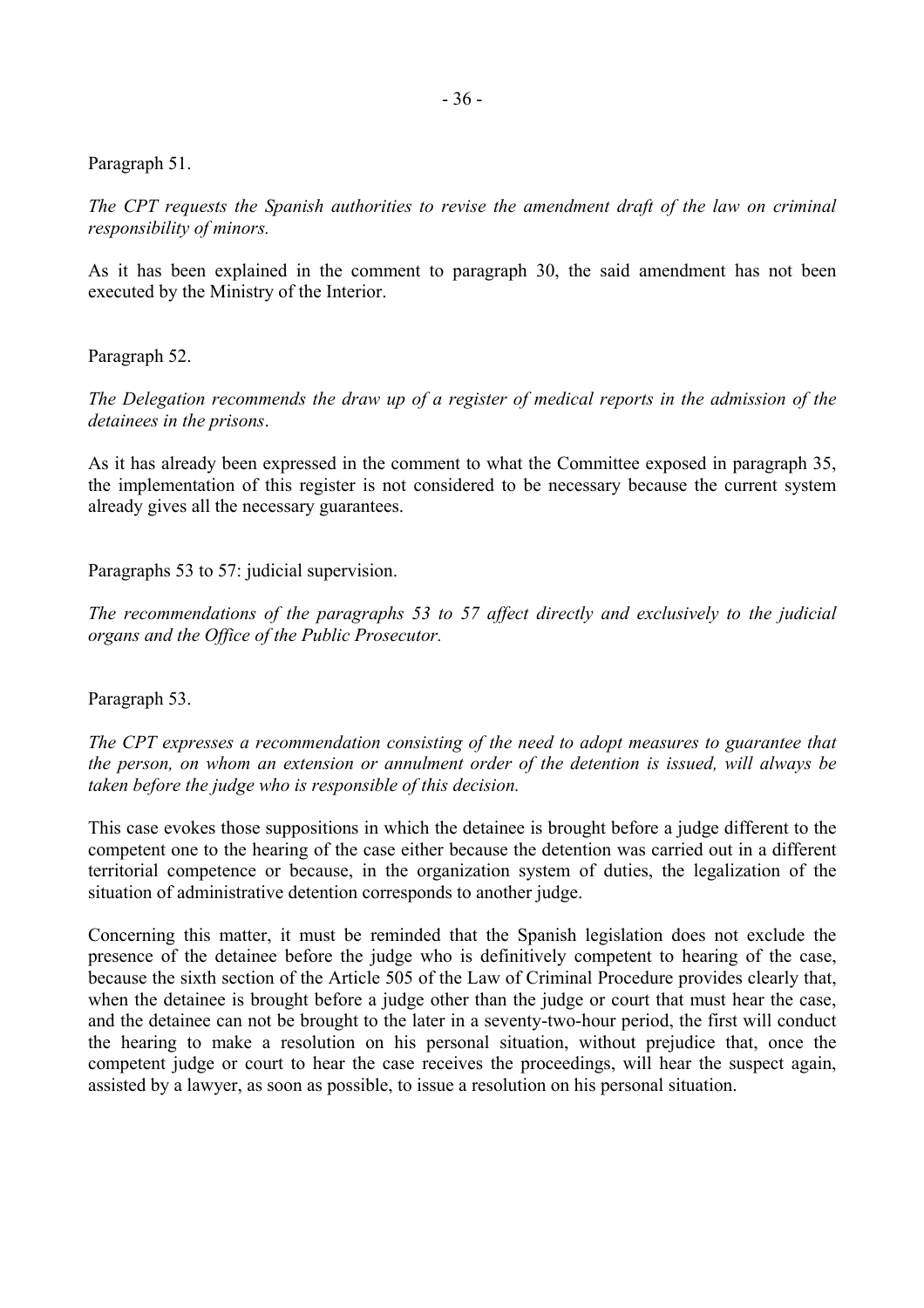Paragraph 51.

*The CPT requests the Spanish authorities to revise the amendment draft of the law on criminal responsibility of minors.*

As it has been explained in the comment to paragraph 30, the said amendment has not been executed by the Ministry of the Interior.

Paragraph 52.

*The Delegation recommends the draw up of a register of medical reports in the admission of the detainees in the prisons*.

As it has already been expressed in the comment to what the Committee exposed in paragraph 35, the implementation of this register is not considered to be necessary because the current system already gives all the necessary guarantees.

Paragraphs 53 to 57: judicial supervision.

*The recommendations of the paragraphs 53 to 57 affect directly and exclusively to the judicial organs and the Office of the Public Prosecutor.*

Paragraph 53.

*The CPT expresses a recommendation consisting of the need to adopt measures to guarantee that the person, on whom an extension or annulment order of the detention is issued, will always be taken before the judge who is responsible of this decision.*

This case evokes those suppositions in which the detainee is brought before a judge different to the competent one to the hearing of the case either because the detention was carried out in a different territorial competence or because, in the organization system of duties, the legalization of the situation of administrative detention corresponds to another judge.

Concerning this matter, it must be reminded that the Spanish legislation does not exclude the presence of the detainee before the judge who is definitively competent to hearing of the case, because the sixth section of the Article 505 of the Law of Criminal Procedure provides clearly that, when the detainee is brought before a judge other than the judge or court that must hear the case, and the detainee can not be brought to the later in a seventy-two-hour period, the first will conduct the hearing to make a resolution on his personal situation, without prejudice that, once the competent judge or court to hear the case receives the proceedings, will hear the suspect again, assisted by a lawyer, as soon as possible, to issue a resolution on his personal situation.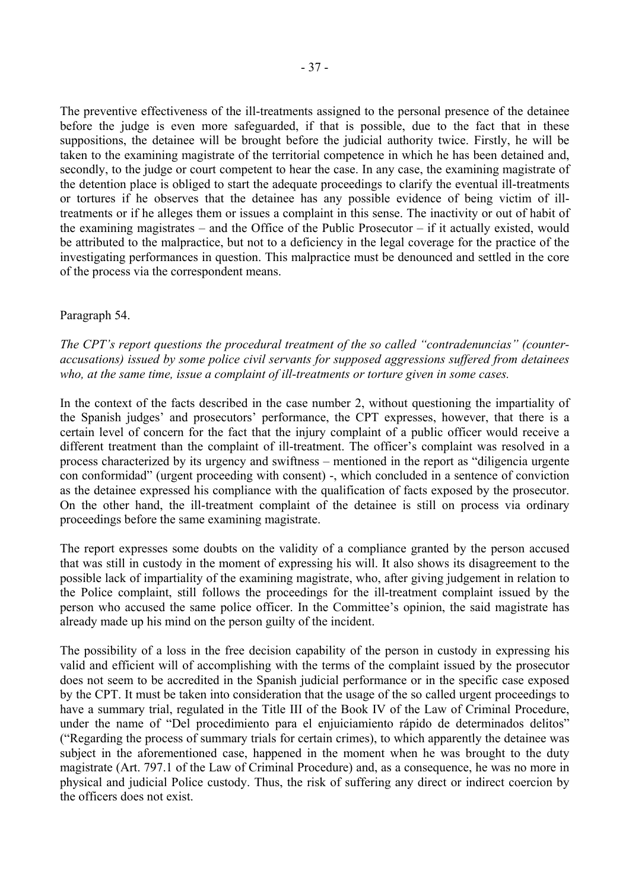The preventive effectiveness of the ill-treatments assigned to the personal presence of the detainee before the judge is even more safeguarded, if that is possible, due to the fact that in these suppositions, the detainee will be brought before the judicial authority twice. Firstly, he will be taken to the examining magistrate of the territorial competence in which he has been detained and, secondly, to the judge or court competent to hear the case. In any case, the examining magistrate of the detention place is obliged to start the adequate proceedings to clarify the eventual ill-treatments or tortures if he observes that the detainee has any possible evidence of being victim of ill-treatments or if he alleges them or issues a complaint in this sense. The inactivity or out of habit of the examining magistrates – and the Office of the Public Prosecutor – if it actually existed, would be attributed to the malpractice, but not to a deficiency in the legal coverage for the practice of the investigating performances in question. This malpractice must be denounced and settled in the core of the process via the correspondent means.

Paragraph 54.

*The CPT's report questions the procedural treatment of the so called "contradenuncias" (counter-accusations) issued by some police civil servants for supposed aggressions suffered from detainees who, at the same time, issue a complaint of ill-treatments or torture given in some cases.*

In the context of the facts described in the case number 2, without questioning the impartiality of the Spanish judges' and prosecutors' performance, the CPT expresses, however, that there is a certain level of concern for the fact that the injury complaint of a public officer would receive a different treatment than the complaint of ill-treatment. The officer's complaint was resolved in a process characterized by its urgency and swiftness – mentioned in the report as "diligencia urgente con conformidad" (urgent proceeding with consent) -, which concluded in a sentence of conviction as the detainee expressed his compliance with the qualification of facts exposed by the prosecutor. On the other hand, the ill-treatment complaint of the detainee is still on process via ordinary proceedings before the same examining magistrate.

The report expresses some doubts on the validity of a compliance granted by the person accused that was still in custody in the moment of expressing his will. It also shows its disagreement to the possible lack of impartiality of the examining magistrate, who, after giving judgement in relation to the Police complaint, still follows the proceedings for the ill-treatment complaint issued by the person who accused the same police officer. In the Committee's opinion, the said magistrate has already made up his mind on the person guilty of the incident.

The possibility of a loss in the free decision capability of the person in custody in expressing his valid and efficient will of accomplishing with the terms of the complaint issued by the prosecutor does not seem to be accredited in the Spanish judicial performance or in the specific case exposed by the CPT. It must be taken into consideration that the usage of the so called urgent proceedings to have a summary trial, regulated in the Title III of the Book IV of the Law of Criminal Procedure, under the name of "Del procedimiento para el enjuiciamiento rápido de determinados delitos" ("Regarding the process of summary trials for certain crimes), to which apparently the detainee was subject in the aforementioned case, happened in the moment when he was brought to the duty magistrate (Art. 797.1 of the Law of Criminal Procedure) and, as a consequence, he was no more in physical and judicial Police custody. Thus, the risk of suffering any direct or indirect coercion by the officers does not exist.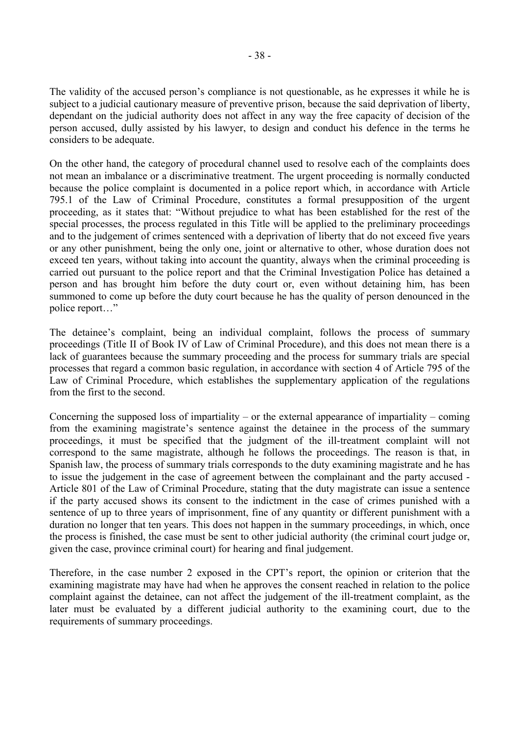The validity of the accused person's compliance is not questionable, as he expresses it while he is subject to a judicial cautionary measure of preventive prison, because the said deprivation of liberty, dependant on the judicial authority does not affect in any way the free capacity of decision of the person accused, dully assisted by his lawyer, to design and conduct his defence in the terms he considers to be adequate.

On the other hand, the category of procedural channel used to resolve each of the complaints does not mean an imbalance or a discriminative treatment. The urgent proceeding is normally conducted because the police complaint is documented in a police report which, in accordance with Article 795.1 of the Law of Criminal Procedure, constitutes a formal presupposition of the urgent proceeding, as it states that: "Without prejudice to what has been established for the rest of the special processes, the process regulated in this Title will be applied to the preliminary proceedings and to the judgement of crimes sentenced with a deprivation of liberty that do not exceed five years or any other punishment, being the only one, joint or alternative to other, whose duration does not exceed ten years, without taking into account the quantity, always when the criminal proceeding is carried out pursuant to the police report and that the Criminal Investigation Police has detained a person and has brought him before the duty court or, even without detaining him, has been summoned to come up before the duty court because he has the quality of person denounced in the police report…"

The detainee's complaint, being an individual complaint, follows the process of summary proceedings (Title II of Book IV of Law of Criminal Procedure), and this does not mean there is a lack of guarantees because the summary proceeding and the process for summary trials are special processes that regard a common basic regulation, in accordance with section 4 of Article 795 of the Law of Criminal Procedure, which establishes the supplementary application of the regulations from the first to the second.

Concerning the supposed loss of impartiality – or the external appearance of impartiality – coming from the examining magistrate's sentence against the detainee in the process of the summary proceedings, it must be specified that the judgment of the ill-treatment complaint will not correspond to the same magistrate, although he follows the proceedings. The reason is that, in Spanish law, the process of summary trials corresponds to the duty examining magistrate and he has to issue the judgement in the case of agreement between the complainant and the party accused - Article 801 of the Law of Criminal Procedure, stating that the duty magistrate can issue a sentence if the party accused shows its consent to the indictment in the case of crimes punished with a sentence of up to three years of imprisonment, fine of any quantity or different punishment with a duration no longer that ten years. This does not happen in the summary proceedings, in which, once the process is finished, the case must be sent to other judicial authority (the criminal court judge or, given the case, province criminal court) for hearing and final judgement.

Therefore, in the case number 2 exposed in the CPT's report, the opinion or criterion that the examining magistrate may have had when he approves the consent reached in relation to the police complaint against the detainee, can not affect the judgement of the ill-treatment complaint, as the later must be evaluated by a different judicial authority to the examining court, due to the requirements of summary proceedings.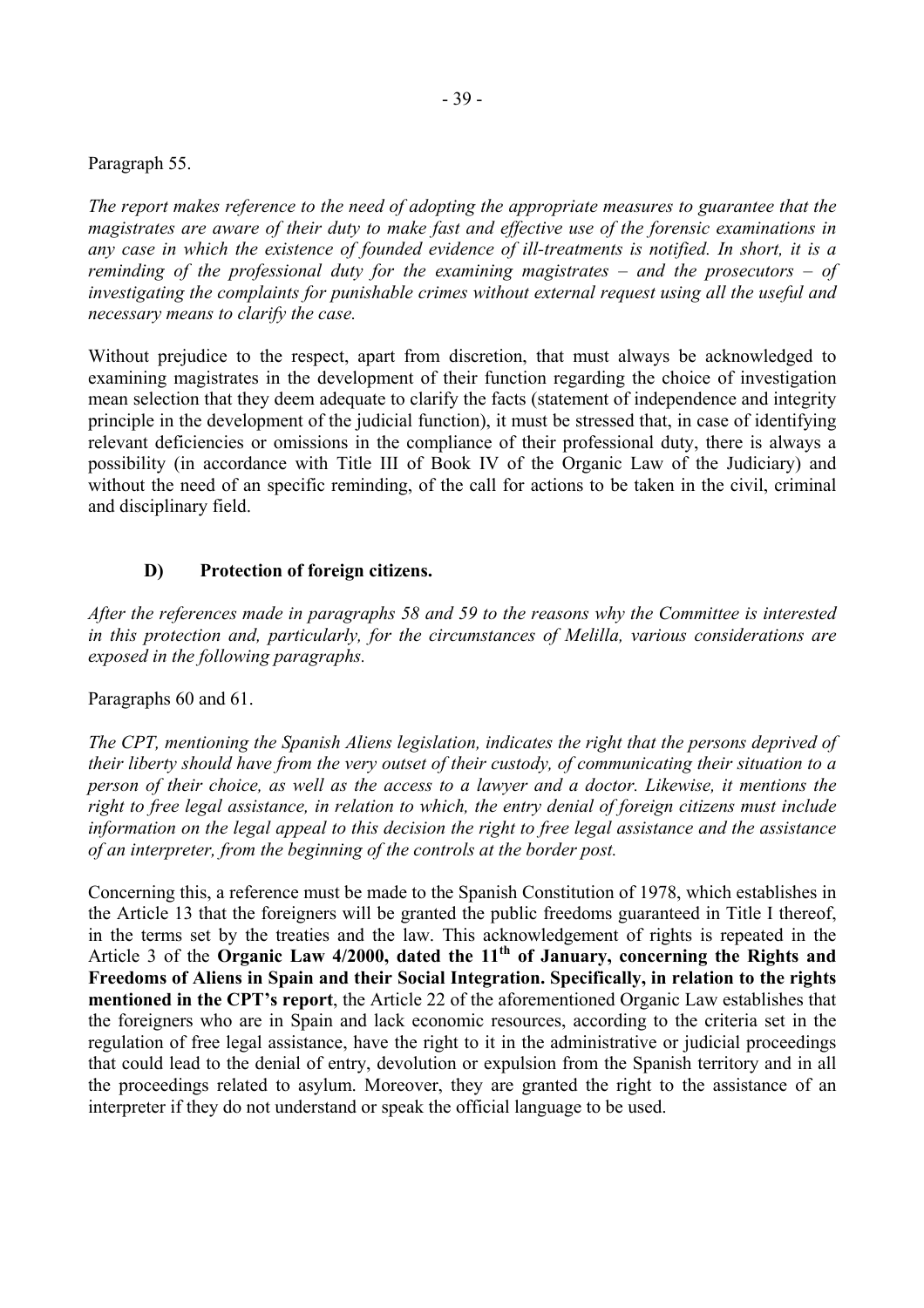Paragraph 55.

*The report makes reference to the need of adopting the appropriate measures to guarantee that the magistrates are aware of their duty to make fast and effective use of the forensic examinations in any case in which the existence of founded evidence of ill-treatments is notified. In short, it is a reminding of the professional duty for the examining magistrates – and the prosecutors – of investigating the complaints for punishable crimes without external request using all the useful and necessary means to clarify the case.*

Without prejudice to the respect, apart from discretion, that must always be acknowledged to examining magistrates in the development of their function regarding the choice of investigation mean selection that they deem adequate to clarify the facts (statement of independence and integrity principle in the development of the judicial function), it must be stressed that, in case of identifying relevant deficiencies or omissions in the compliance of their professional duty, there is always a possibility (in accordance with Title III of Book IV of the Organic Law of the Judiciary) and without the need of an specific reminding, of the call for actions to be taken in the civil, criminal and disciplinary field.

### D) Protection of foreign citizens.

*After the references made in paragraphs 58 and 59 to the reasons why the Committee is interested in this protection and, particularly, for the circumstances of Melilla, various considerations are exposed in the following paragraphs.*

Paragraphs 60 and 61.

*The CPT, mentioning the Spanish Aliens legislation, indicates the right that the persons deprived of their liberty should have from the very outset of their custody, of communicating their situation to a person of their choice, as well as the access to a lawyer and a doctor. Likewise, it mentions the right to free legal assistance, in relation to which, the entry denial of foreign citizens must include information on the legal appeal to this decision the right to free legal assistance and the assistance of an interpreter, from the beginning of the controls at the border post.*

Concerning this, a reference must be made to the Spanish Constitution of 1978, which establishes in the Article 13 that the foreigners will be granted the public freedoms guaranteed in Title I thereof, in the terms set by the treaties and the law. This acknowledgement of rights is repeated in the Article 3 of the **Organic Law 4/2000, dated the 11th of January, concerning the Rights and Freedoms of Aliens in Spain and their Social Integration. Specifically, in relation to the rights mentioned in the CPT's report**, the Article 22 of the aforementioned Organic Law establishes that the foreigners who are in Spain and lack economic resources, according to the criteria set in the regulation of free legal assistance, have the right to it in the administrative or judicial proceedings that could lead to the denial of entry, devolution or expulsion from the Spanish territory and in all the proceedings related to asylum. Moreover, they are granted the right to the assistance of an interpreter if they do not understand or speak the official language to be used.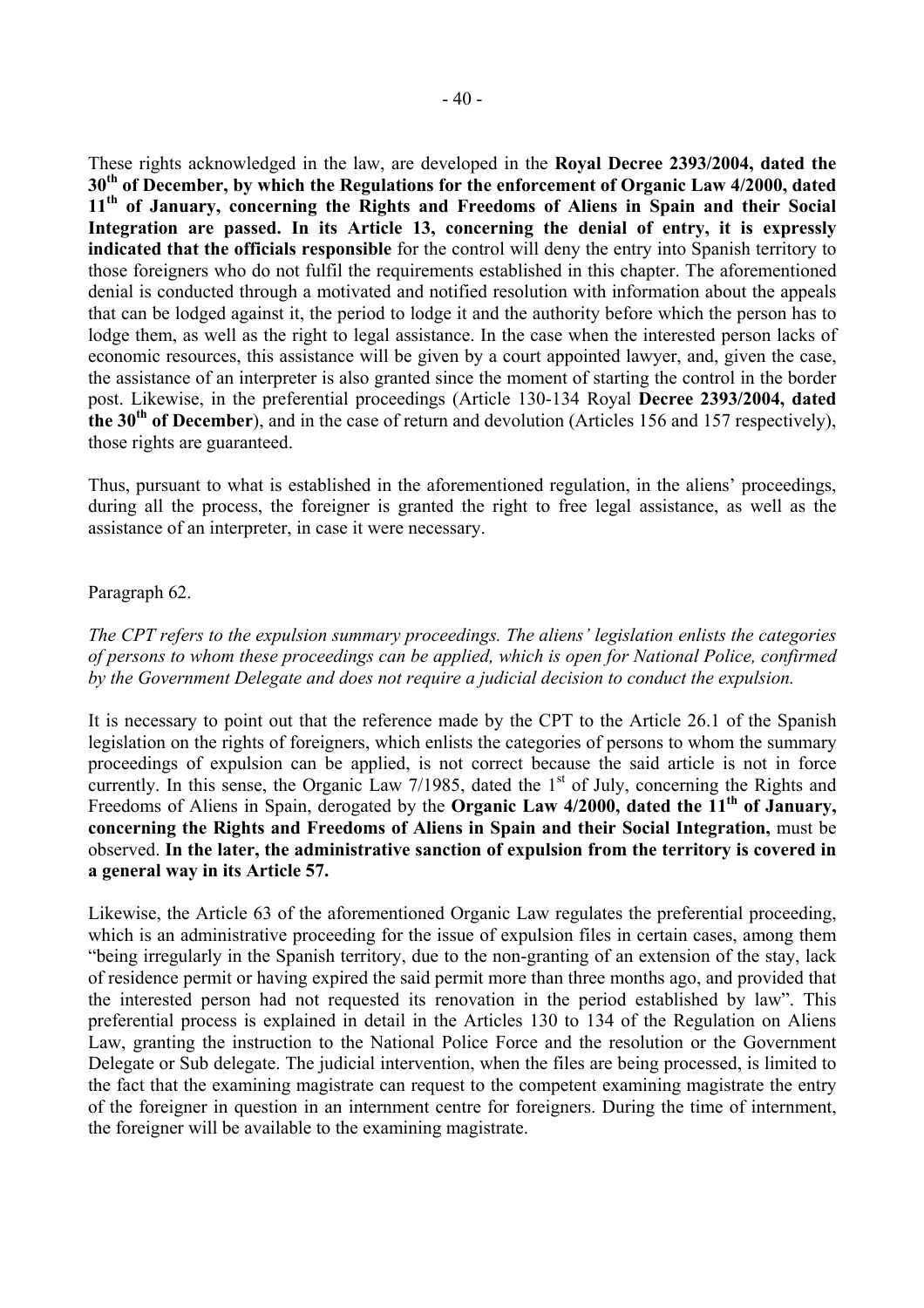These rights acknowledged in the law, are developed in the **Royal Decree 2393/2004, dated the 30th of December, by which the Regulations for the enforcement of Organic Law 4/2000, dated 11th of January, concerning the Rights and Freedoms of Aliens in Spain and their Social Integration are passed. In its Article 13, concerning the denial of entry, it is expressly indicated that the officials responsible** for the control will deny the entry into Spanish territory to those foreigners who do not fulfil the requirements established in this chapter. The aforementioned denial is conducted through a motivated and notified resolution with information about the appeals that can be lodged against it, the period to lodge it and the authority before which the person has to lodge them, as well as the right to legal assistance. In the case when the interested person lacks of economic resources, this assistance will be given by a court appointed lawyer, and, given the case, the assistance of an interpreter is also granted since the moment of starting the control in the border post. Likewise, in the preferential proceedings (Article 130-134 Royal **Decree 2393/2004, dated the 30th of December**), and in the case of return and devolution (Articles 156 and 157 respectively), those rights are guaranteed.

Thus, pursuant to what is established in the aforementioned regulation, in the aliens' proceedings, during all the process, the foreigner is granted the right to free legal assistance, as well as the assistance of an interpreter, in case it were necessary.

Paragraph 62.

*The CPT refers to the expulsion summary proceedings. The aliens' legislation enlists the categories of persons to whom these proceedings can be applied, which is open for National Police, confirmed by the Government Delegate and does not require a judicial decision to conduct the expulsion.*

It is necessary to point out that the reference made by the CPT to the Article 26.1 of the Spanish legislation on the rights of foreigners, which enlists the categories of persons to whom the summary proceedings of expulsion can be applied, is not correct because the said article is not in force currently. In this sense, the Organic Law 7/1985, dated the 1st of July, concerning the Rights and Freedoms of Aliens in Spain, derogated by the **Organic Law 4/2000, dated the 11th of January, concerning the Rights and Freedoms of Aliens in Spain and their Social Integration,** must be observed. **In the later, the administrative sanction of expulsion from the territory is covered in a general way in its Article 57.**

Likewise, the Article 63 of the aforementioned Organic Law regulates the preferential proceeding, which is an administrative proceeding for the issue of expulsion files in certain cases, among them "being irregularly in the Spanish territory, due to the non-granting of an extension of the stay, lack of residence permit or having expired the said permit more than three months ago, and provided that the interested person had not requested its renovation in the period established by law". This preferential process is explained in detail in the Articles 130 to 134 of the Regulation on Aliens Law, granting the instruction to the National Police Force and the resolution or the Government Delegate or Sub delegate. The judicial intervention, when the files are being processed, is limited to the fact that the examining magistrate can request to the competent examining magistrate the entry of the foreigner in question in an internment centre for foreigners. During the time of internment, the foreigner will be available to the examining magistrate.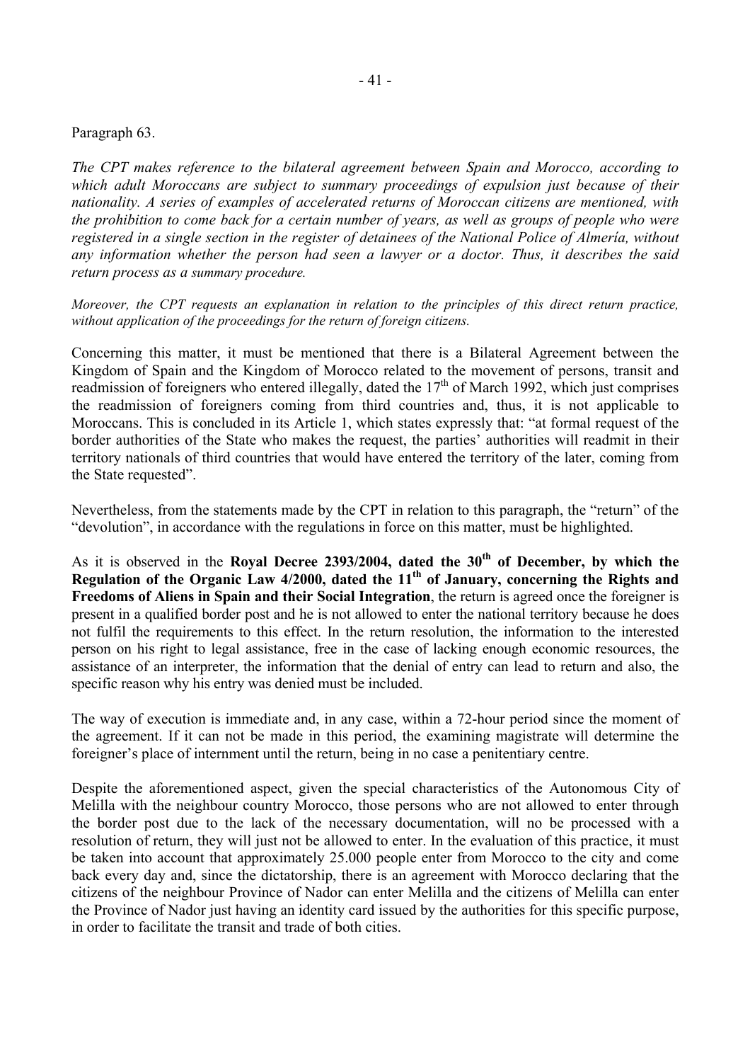Paragraph 63.

*The CPT makes reference to the bilateral agreement between Spain and Morocco, according to which adult Moroccans are subject to summary proceedings of expulsion just because of their nationality. A series of examples of accelerated returns of Moroccan citizens are mentioned, with the prohibition to come back for a certain number of years, as well as groups of people who were registered in a single section in the register of detainees of the National Police of Almería, without any information whether the person had seen a lawyer or a doctor. Thus, it describes the said return process as a summary procedure.*

*Moreover, the CPT requests an explanation in relation to the principles of this direct return practice, without application of the proceedings for the return of foreign citizens.*

Concerning this matter, it must be mentioned that there is a Bilateral Agreement between the Kingdom of Spain and the Kingdom of Morocco related to the movement of persons, transit and readmission of foreigners who entered illegally, dated the 17th of March 1992, which just comprises the readmission of foreigners coming from third countries and, thus, it is not applicable to Moroccans. This is concluded in its Article 1, which states expressly that: "at formal request of the border authorities of the State who makes the request, the parties' authorities will readmit in their territory nationals of third countries that would have entered the territory of the later, coming from the State requested".

Nevertheless, from the statements made by the CPT in relation to this paragraph, the "return" of the "devolution", in accordance with the regulations in force on this matter, must be highlighted.

As it is observed in the **Royal Decree 2393/2004, dated the 30th of December, by which the Regulation of the Organic Law 4/2000, dated the 11th of January, concerning the Rights and Freedoms of Aliens in Spain and their Social Integration**, the return is agreed once the foreigner is present in a qualified border post and he is not allowed to enter the national territory because he does not fulfil the requirements to this effect. In the return resolution, the information to the interested person on his right to legal assistance, free in the case of lacking enough economic resources, the assistance of an interpreter, the information that the denial of entry can lead to return and also, the specific reason why his entry was denied must be included.

The way of execution is immediate and, in any case, within a 72-hour period since the moment of the agreement. If it can not be made in this period, the examining magistrate will determine the foreigner's place of internment until the return, being in no case a penitentiary centre.

Despite the aforementioned aspect, given the special characteristics of the Autonomous City of Melilla with the neighbour country Morocco, those persons who are not allowed to enter through the border post due to the lack of the necessary documentation, will no be processed with a resolution of return, they will just not be allowed to enter. In the evaluation of this practice, it must be taken into account that approximately 25.000 people enter from Morocco to the city and come back every day and, since the dictatorship, there is an agreement with Morocco declaring that the citizens of the neighbour Province of Nador can enter Melilla and the citizens of Melilla can enter the Province of Nador just having an identity card issued by the authorities for this specific purpose, in order to facilitate the transit and trade of both cities.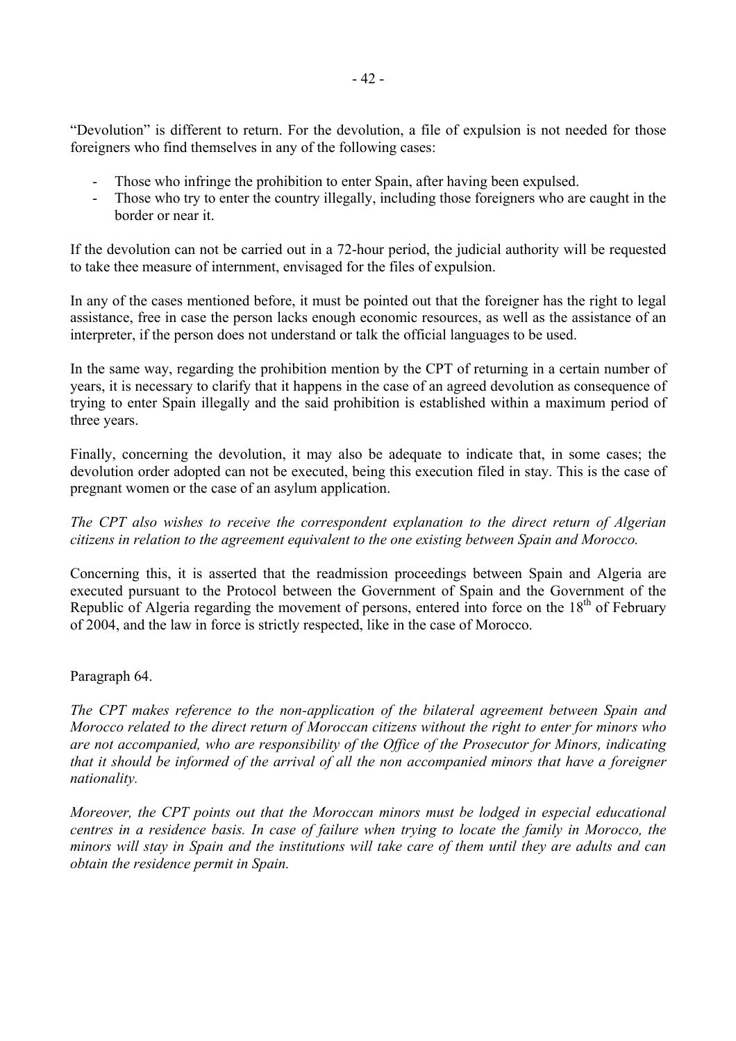"Devolution" is different to return. For the devolution, a file of expulsion is not needed for those foreigners who find themselves in any of the following cases:

- Those who infringe the prohibition to enter Spain, after having been expulsed.
- Those who try to enter the country illegally, including those foreigners who are caught in the border or near it.

If the devolution can not be carried out in a 72-hour period, the judicial authority will be requested to take thee measure of internment, envisaged for the files of expulsion.

In any of the cases mentioned before, it must be pointed out that the foreigner has the right to legal assistance, free in case the person lacks enough economic resources, as well as the assistance of an interpreter, if the person does not understand or talk the official languages to be used.

In the same way, regarding the prohibition mention by the CPT of returning in a certain number of years, it is necessary to clarify that it happens in the case of an agreed devolution as consequence of trying to enter Spain illegally and the said prohibition is established within a maximum period of three years.

Finally, concerning the devolution, it may also be adequate to indicate that, in some cases; the devolution order adopted can not be executed, being this execution filed in stay. This is the case of pregnant women or the case of an asylum application.

*The CPT also wishes to receive the correspondent explanation to the direct return of Algerian citizens in relation to the agreement equivalent to the one existing between Spain and Morocco.*

Concerning this, it is asserted that the readmission proceedings between Spain and Algeria are executed pursuant to the Protocol between the Government of Spain and the Government of the Republic of Algeria regarding the movement of persons, entered into force on the 18th of February of 2004, and the law in force is strictly respected, like in the case of Morocco.

Paragraph 64.

*The CPT makes reference to the non-application of the bilateral agreement between Spain and Morocco related to the direct return of Moroccan citizens without the right to enter for minors who are not accompanied, who are responsibility of the Office of the Prosecutor for Minors, indicating that it should be informed of the arrival of all the non accompanied minors that have a foreigner nationality.*

*Moreover, the CPT points out that the Moroccan minors must be lodged in especial educational centres in a residence basis. In case of failure when trying to locate the family in Morocco, the minors will stay in Spain and the institutions will take care of them until they are adults and can obtain the residence permit in Spain.*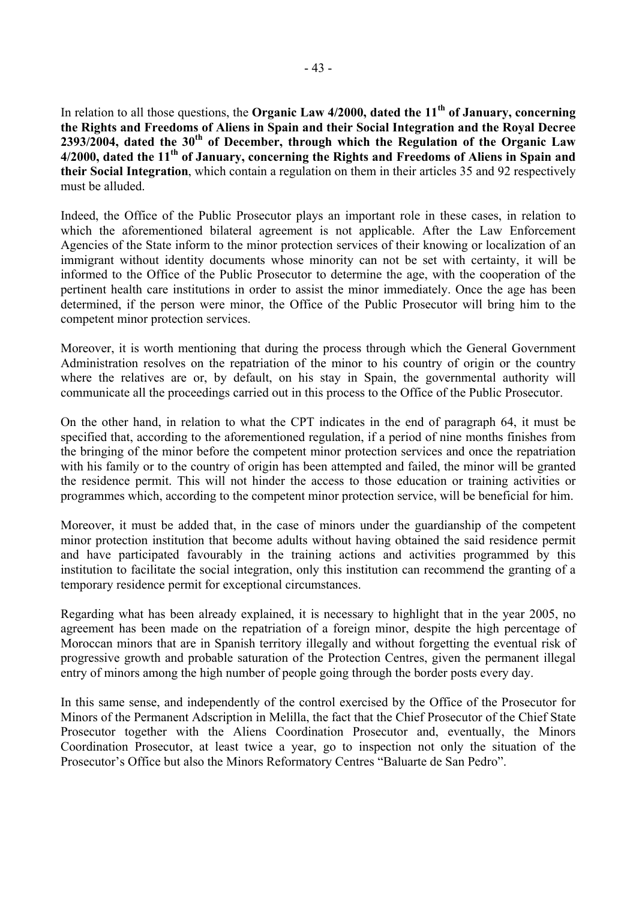In relation to all those questions, the **Organic Law 4/2000, dated the 11th of January, concerning the Rights and Freedoms of Aliens in Spain and their Social Integration and the Royal Decree 2393/2004, dated the 30th of December, through which the Regulation of the Organic Law 4/2000, dated the 11th of January, concerning the Rights and Freedoms of Aliens in Spain and their Social Integration**, which contain a regulation on them in their articles 35 and 92 respectively must be alluded.

Indeed, the Office of the Public Prosecutor plays an important role in these cases, in relation to which the aforementioned bilateral agreement is not applicable. After the Law Enforcement Agencies of the State inform to the minor protection services of their knowing or localization of an immigrant without identity documents whose minority can not be set with certainty, it will be informed to the Office of the Public Prosecutor to determine the age, with the cooperation of the pertinent health care institutions in order to assist the minor immediately. Once the age has been determined, if the person were minor, the Office of the Public Prosecutor will bring him to the competent minor protection services.

Moreover, it is worth mentioning that during the process through which the General Government Administration resolves on the repatriation of the minor to his country of origin or the country where the relatives are or, by default, on his stay in Spain, the governmental authority will communicate all the proceedings carried out in this process to the Office of the Public Prosecutor.

On the other hand, in relation to what the CPT indicates in the end of paragraph 64, it must be specified that, according to the aforementioned regulation, if a period of nine months finishes from the bringing of the minor before the competent minor protection services and once the repatriation with his family or to the country of origin has been attempted and failed, the minor will be granted the residence permit. This will not hinder the access to those education or training activities or programmes which, according to the competent minor protection service, will be beneficial for him.

Moreover, it must be added that, in the case of minors under the guardianship of the competent minor protection institution that become adults without having obtained the said residence permit and have participated favourably in the training actions and activities programmed by this institution to facilitate the social integration, only this institution can recommend the granting of a temporary residence permit for exceptional circumstances.

Regarding what has been already explained, it is necessary to highlight that in the year 2005, no agreement has been made on the repatriation of a foreign minor, despite the high percentage of Moroccan minors that are in Spanish territory illegally and without forgetting the eventual risk of progressive growth and probable saturation of the Protection Centres, given the permanent illegal entry of minors among the high number of people going through the border posts every day.

In this same sense, and independently of the control exercised by the Office of the Prosecutor for Minors of the Permanent Adscription in Melilla, the fact that the Chief Prosecutor of the Chief State Prosecutor together with the Aliens Coordination Prosecutor and, eventually, the Minors Coordination Prosecutor, at least twice a year, go to inspection not only the situation of the Prosecutor's Office but also the Minors Reformatory Centres "Baluarte de San Pedro".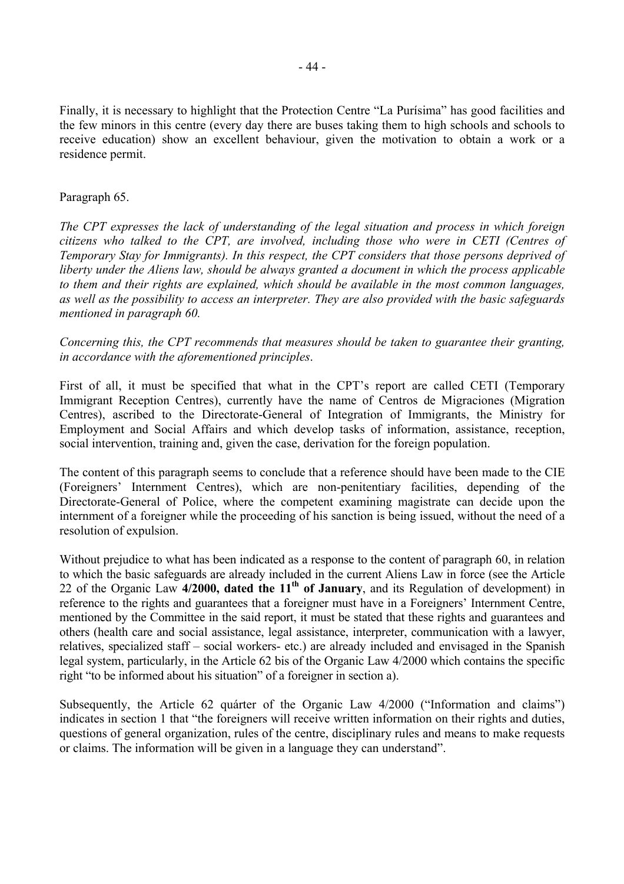Finally, it is necessary to highlight that the Protection Centre "La Purísima" has good facilities and the few minors in this centre (every day there are buses taking them to high schools and schools to receive education) show an excellent behaviour, given the motivation to obtain a work or a residence permit.

Paragraph 65.

*The CPT expresses the lack of understanding of the legal situation and process in which foreign citizens who talked to the CPT, are involved, including those who were in CETI (Centres of Temporary Stay for Immigrants). In this respect, the CPT considers that those persons deprived of liberty under the Aliens law, should be always granted a document in which the process applicable to them and their rights are explained, which should be available in the most common languages, as well as the possibility to access an interpreter. They are also provided with the basic safeguards mentioned in paragraph 60.*

*Concerning this, the CPT recommends that measures should be taken to guarantee their granting, in accordance with the aforementioned principles*.

First of all, it must be specified that what in the CPT's report are called CETI (Temporary Immigrant Reception Centres), currently have the name of Centros de Migraciones (Migration Centres), ascribed to the Directorate-General of Integration of Immigrants, the Ministry for Employment and Social Affairs and which develop tasks of information, assistance, reception, social intervention, training and, given the case, derivation for the foreign population.

The content of this paragraph seems to conclude that a reference should have been made to the CIE (Foreigners' Internment Centres), which are non-penitentiary facilities, depending of the Directorate-General of Police, where the competent examining magistrate can decide upon the internment of a foreigner while the proceeding of his sanction is being issued, without the need of a resolution of expulsion.

Without prejudice to what has been indicated as a response to the content of paragraph 60, in relation to which the basic safeguards are already included in the current Aliens Law in force (see the Article 22 of the Organic Law **4/2000, dated the 11th of January**, and its Regulation of development) in reference to the rights and guarantees that a foreigner must have in a Foreigners' Internment Centre, mentioned by the Committee in the said report, it must be stated that these rights and guarantees and others (health care and social assistance, legal assistance, interpreter, communication with a lawyer, relatives, specialized staff – social workers- etc.) are already included and envisaged in the Spanish legal system, particularly, in the Article 62 bis of the Organic Law 4/2000 which contains the specific right "to be informed about his situation" of a foreigner in section a).

Subsequently, the Article 62 quárter of the Organic Law 4/2000 ("Information and claims") indicates in section 1 that "the foreigners will receive written information on their rights and duties, questions of general organization, rules of the centre, disciplinary rules and means to make requests or claims. The information will be given in a language they can understand".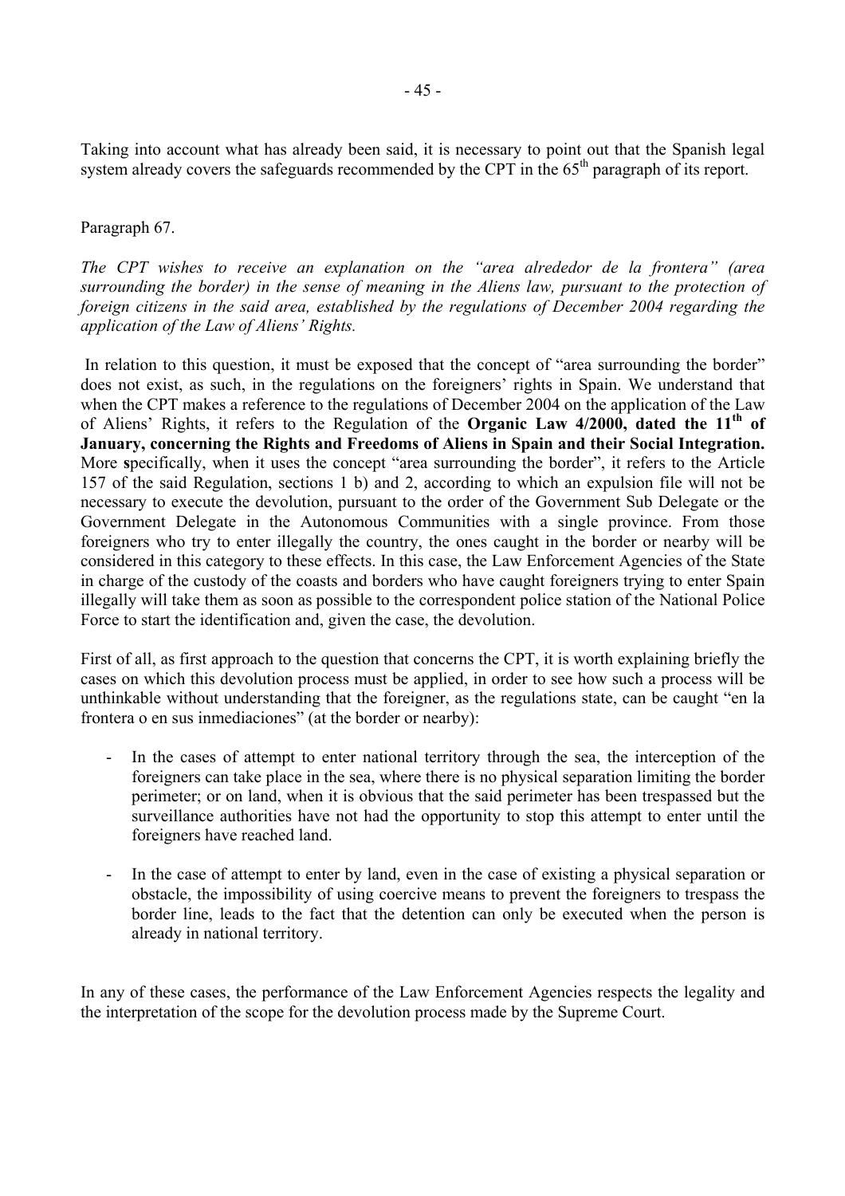Taking into account what has already been said, it is necessary to point out that the Spanish legal system already covers the safeguards recommended by the CPT in the 65th paragraph of its report.

Paragraph 67.

*The CPT wishes to receive an explanation on the "area alrededor de la frontera" (area surrounding the border) in the sense of meaning in the Aliens law, pursuant to the protection of foreign citizens in the said area, established by the regulations of December 2004 regarding the application of the Law of Aliens' Rights.*

In relation to this question, it must be exposed that the concept of "area surrounding the border" does not exist, as such, in the regulations on the foreigners' rights in Spain. We understand that when the CPT makes a reference to the regulations of December 2004 on the application of the Law of Aliens' Rights, it refers to the Regulation of the **Organic Law 4/2000, dated the 11th of January, concerning the Rights and Freedoms of Aliens in Spain and their Social Integration.** More **s**pecifically, when it uses the concept "area surrounding the border", it refers to the Article 157 of the said Regulation, sections 1 b) and 2, according to which an expulsion file will not be necessary to execute the devolution, pursuant to the order of the Government Sub Delegate or the Government Delegate in the Autonomous Communities with a single province. From those foreigners who try to enter illegally the country, the ones caught in the border or nearby will be considered in this category to these effects. In this case, the Law Enforcement Agencies of the State in charge of the custody of the coasts and borders who have caught foreigners trying to enter Spain illegally will take them as soon as possible to the correspondent police station of the National Police Force to start the identification and, given the case, the devolution.

First of all, as first approach to the question that concerns the CPT, it is worth explaining briefly the cases on which this devolution process must be applied, in order to see how such a process will be unthinkable without understanding that the foreigner, as the regulations state, can be caught "en la frontera o en sus inmediaciones" (at the border or nearby):

- In the cases of attempt to enter national territory through the sea, the interception of the foreigners can take place in the sea, where there is no physical separation limiting the border perimeter; or on land, when it is obvious that the said perimeter has been trespassed but the surveillance authorities have not had the opportunity to stop this attempt to enter until the foreigners have reached land.

- In the case of attempt to enter by land, even in the case of existing a physical separation or obstacle, the impossibility of using coercive means to prevent the foreigners to trespass the border line, leads to the fact that the detention can only be executed when the person is already in national territory.

In any of these cases, the performance of the Law Enforcement Agencies respects the legality and the interpretation of the scope for the devolution process made by the Supreme Court.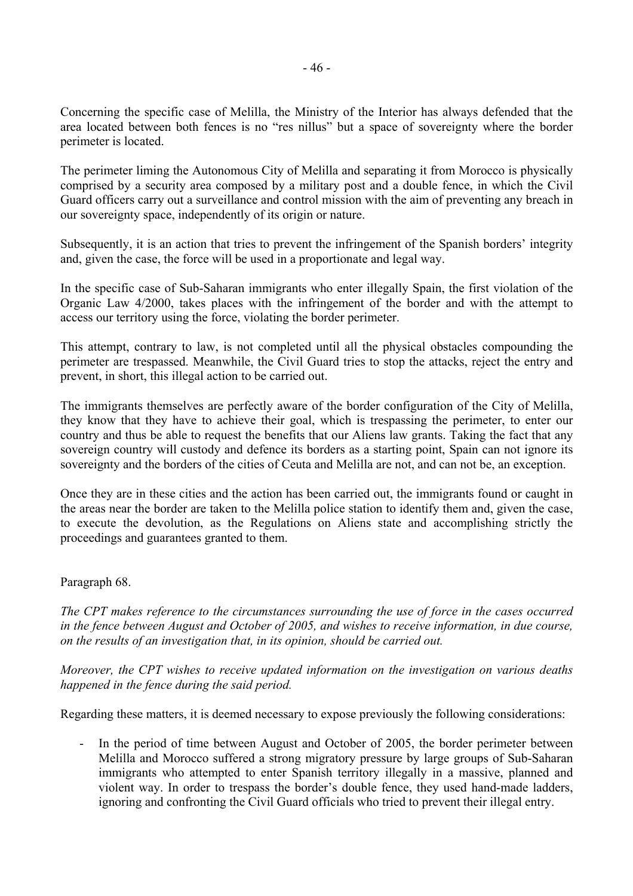Concerning the specific case of Melilla, the Ministry of the Interior has always defended that the area located between both fences is no "res nillus" but a space of sovereignty where the border perimeter is located.

The perimeter liming the Autonomous City of Melilla and separating it from Morocco is physically comprised by a security area composed by a military post and a double fence, in which the Civil Guard officers carry out a surveillance and control mission with the aim of preventing any breach in our sovereignty space, independently of its origin or nature.

Subsequently, it is an action that tries to prevent the infringement of the Spanish borders' integrity and, given the case, the force will be used in a proportionate and legal way.

In the specific case of Sub-Saharan immigrants who enter illegally Spain, the first violation of the Organic Law 4/2000, takes places with the infringement of the border and with the attempt to access our territory using the force, violating the border perimeter.

This attempt, contrary to law, is not completed until all the physical obstacles compounding the perimeter are trespassed. Meanwhile, the Civil Guard tries to stop the attacks, reject the entry and prevent, in short, this illegal action to be carried out.

The immigrants themselves are perfectly aware of the border configuration of the City of Melilla, they know that they have to achieve their goal, which is trespassing the perimeter, to enter our country and thus be able to request the benefits that our Aliens law grants. Taking the fact that any sovereign country will custody and defence its borders as a starting point, Spain can not ignore its sovereignty and the borders of the cities of Ceuta and Melilla are not, and can not be, an exception.

Once they are in these cities and the action has been carried out, the immigrants found or caught in the areas near the border are taken to the Melilla police station to identify them and, given the case, to execute the devolution, as the Regulations on Aliens state and accomplishing strictly the proceedings and guarantees granted to them.

Paragraph 68.

*The CPT makes reference to the circumstances surrounding the use of force in the cases occurred in the fence between August and October of 2005, and wishes to receive information, in due course, on the results of an investigation that, in its opinion, should be carried out.*

*Moreover, the CPT wishes to receive updated information on the investigation on various deaths happened in the fence during the said period.*

Regarding these matters, it is deemed necessary to expose previously the following considerations:

- In the period of time between August and October of 2005, the border perimeter between Melilla and Morocco suffered a strong migratory pressure by large groups of Sub-Saharan immigrants who attempted to enter Spanish territory illegally in a massive, planned and violent way. In order to trespass the border's double fence, they used hand-made ladders, ignoring and confronting the Civil Guard officials who tried to prevent their illegal entry.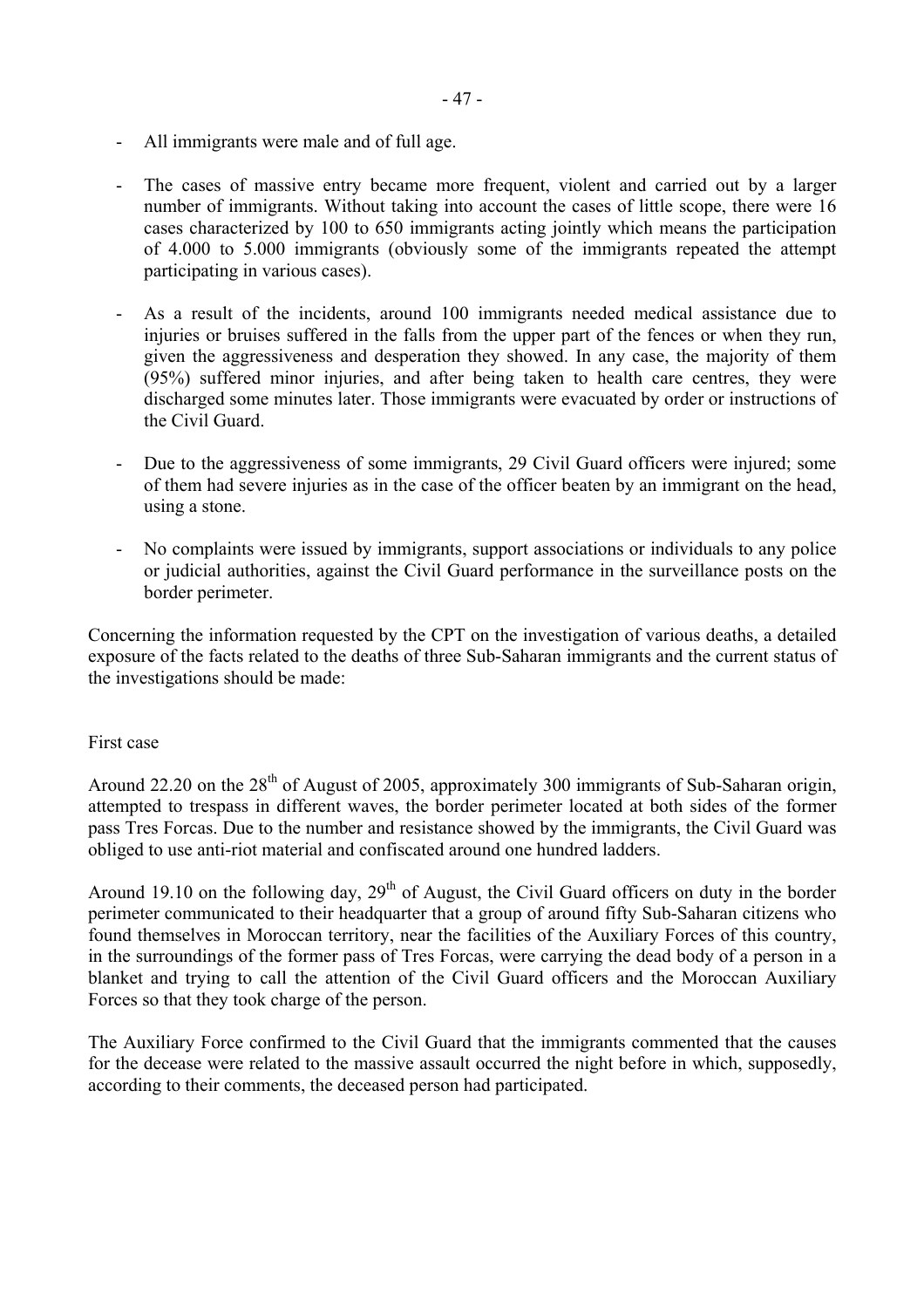- All immigrants were male and of full age.

- The cases of massive entry became more frequent, violent and carried out by a larger number of immigrants. Without taking into account the cases of little scope, there were 16 cases characterized by 100 to 650 immigrants acting jointly which means the participation of 4.000 to 5.000 immigrants (obviously some of the immigrants repeated the attempt participating in various cases).

- As a result of the incidents, around 100 immigrants needed medical assistance due to injuries or bruises suffered in the falls from the upper part of the fences or when they run, given the aggressiveness and desperation they showed. In any case, the majority of them (95%) suffered minor injuries, and after being taken to health care centres, they were discharged some minutes later. Those immigrants were evacuated by order or instructions of the Civil Guard.

- Due to the aggressiveness of some immigrants, 29 Civil Guard officers were injured; some of them had severe injuries as in the case of the officer beaten by an immigrant on the head, using a stone.

- No complaints were issued by immigrants, support associations or individuals to any police or judicial authorities, against the Civil Guard performance in the surveillance posts on the border perimeter.

Concerning the information requested by the CPT on the investigation of various deaths, a detailed exposure of the facts related to the deaths of three Sub-Saharan immigrants and the current status of the investigations should be made:

First case

Around 22.20 on the 28th of August of 2005, approximately 300 immigrants of Sub-Saharan origin, attempted to trespass in different waves, the border perimeter located at both sides of the former pass Tres Forcas. Due to the number and resistance showed by the immigrants, the Civil Guard was obliged to use anti-riot material and confiscated around one hundred ladders.

Around 19.10 on the following day, 29th of August, the Civil Guard officers on duty in the border perimeter communicated to their headquarter that a group of around fifty Sub-Saharan citizens who found themselves in Moroccan territory, near the facilities of the Auxiliary Forces of this country, in the surroundings of the former pass of Tres Forcas, were carrying the dead body of a person in a blanket and trying to call the attention of the Civil Guard officers and the Moroccan Auxiliary Forces so that they took charge of the person.

The Auxiliary Force confirmed to the Civil Guard that the immigrants commented that the causes for the decease were related to the massive assault occurred the night before in which, supposedly, according to their comments, the deceased person had participated.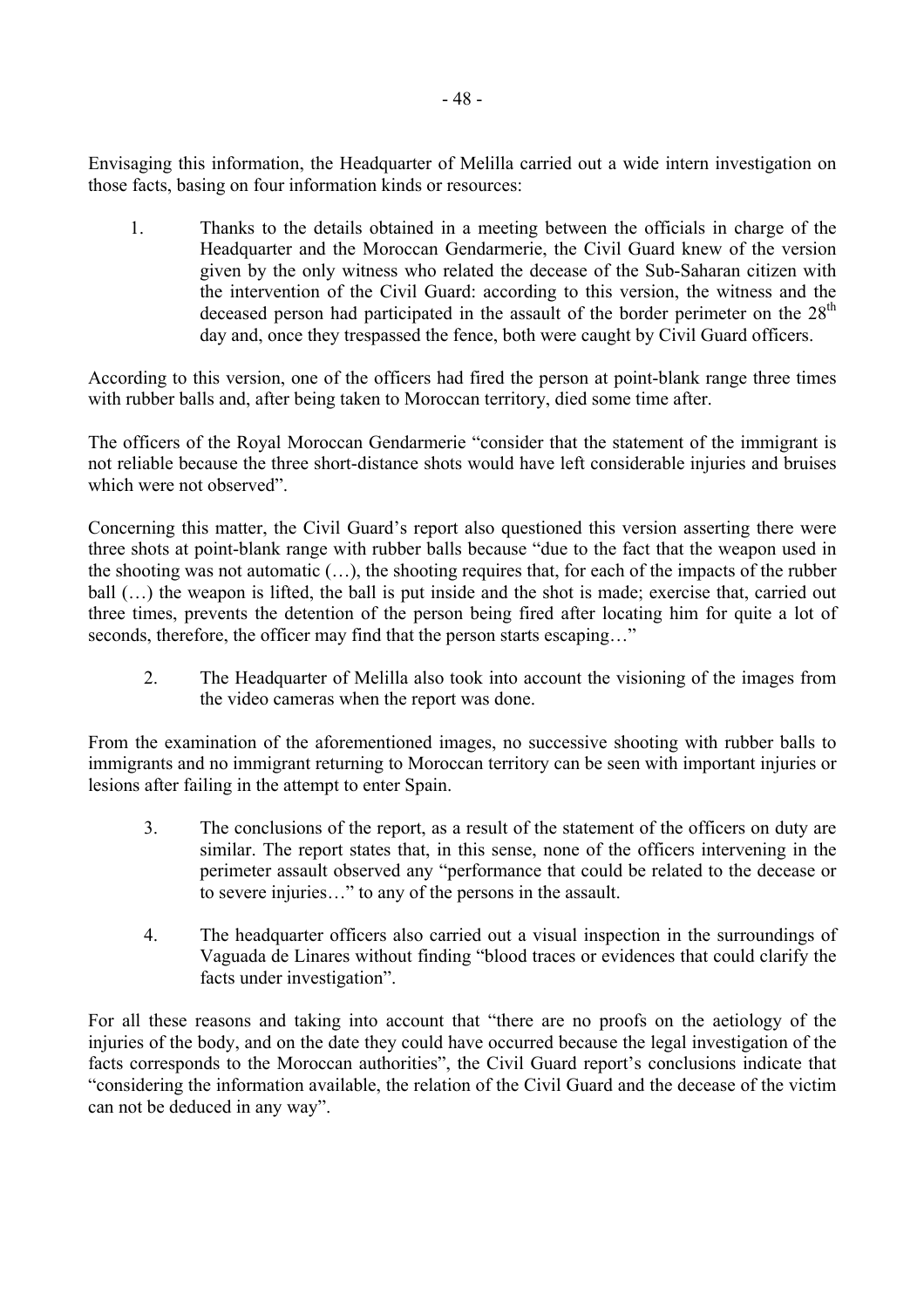Envisaging this information, the Headquarter of Melilla carried out a wide intern investigation on those facts, basing on four information kinds or resources:

1. Thanks to the details obtained in a meeting between the officials in charge of the Headquarter and the Moroccan Gendarmerie, the Civil Guard knew of the version given by the only witness who related the decease of the Sub-Saharan citizen with the intervention of the Civil Guard: according to this version, the witness and the deceased person had participated in the assault of the border perimeter on the 28th day and, once they trespassed the fence, both were caught by Civil Guard officers.

According to this version, one of the officers had fired the person at point-blank range three times with rubber balls and, after being taken to Moroccan territory, died some time after.

The officers of the Royal Moroccan Gendarmerie "consider that the statement of the immigrant is not reliable because the three short-distance shots would have left considerable injuries and bruises which were not observed".

Concerning this matter, the Civil Guard's report also questioned this version asserting there were three shots at point-blank range with rubber balls because "due to the fact that the weapon used in the shooting was not automatic (…), the shooting requires that, for each of the impacts of the rubber ball (…) the weapon is lifted, the ball is put inside and the shot is made; exercise that, carried out three times, prevents the detention of the person being fired after locating him for quite a lot of seconds, therefore, the officer may find that the person starts escaping…"

2. The Headquarter of Melilla also took into account the visioning of the images from the video cameras when the report was done.

From the examination of the aforementioned images, no successive shooting with rubber balls to immigrants and no immigrant returning to Moroccan territory can be seen with important injuries or lesions after failing in the attempt to enter Spain.

3. The conclusions of the report, as a result of the statement of the officers on duty are similar. The report states that, in this sense, none of the officers intervening in the perimeter assault observed any "performance that could be related to the decease or to severe injuries…" to any of the persons in the assault.

4. The headquarter officers also carried out a visual inspection in the surroundings of Vaguada de Linares without finding "blood traces or evidences that could clarify the facts under investigation".

For all these reasons and taking into account that "there are no proofs on the aetiology of the injuries of the body, and on the date they could have occurred because the legal investigation of the facts corresponds to the Moroccan authorities", the Civil Guard report's conclusions indicate that "considering the information available, the relation of the Civil Guard and the decease of the victim can not be deduced in any way".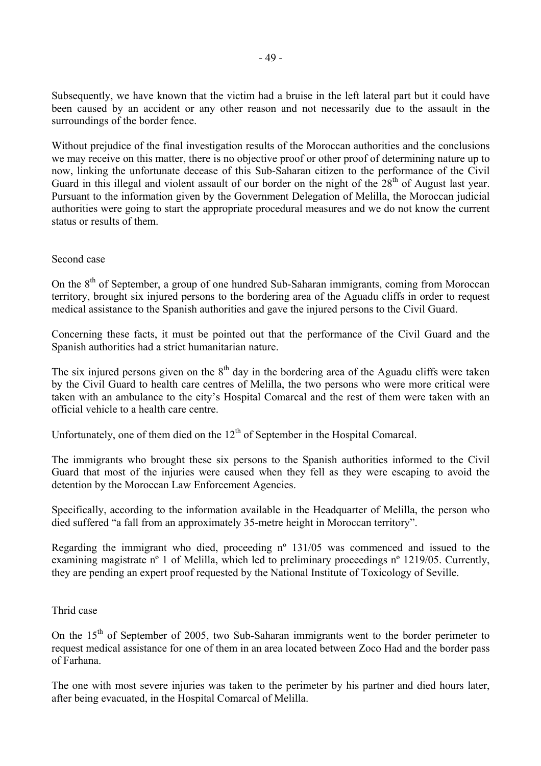Subsequently, we have known that the victim had a bruise in the left lateral part but it could have been caused by an accident or any other reason and not necessarily due to the assault in the surroundings of the border fence.

Without prejudice of the final investigation results of the Moroccan authorities and the conclusions we may receive on this matter, there is no objective proof or other proof of determining nature up to now, linking the unfortunate decease of this Sub-Saharan citizen to the performance of the Civil Guard in this illegal and violent assault of our border on the night of the 28th of August last year. Pursuant to the information given by the Government Delegation of Melilla, the Moroccan judicial authorities were going to start the appropriate procedural measures and we do not know the current status or results of them.

Second case

On the 8th of September, a group of one hundred Sub-Saharan immigrants, coming from Moroccan territory, brought six injured persons to the bordering area of the Aguadu cliffs in order to request medical assistance to the Spanish authorities and gave the injured persons to the Civil Guard.

Concerning these facts, it must be pointed out that the performance of the Civil Guard and the Spanish authorities had a strict humanitarian nature.

The six injured persons given on the 8th day in the bordering area of the Aguadu cliffs were taken by the Civil Guard to health care centres of Melilla, the two persons who were more critical were taken with an ambulance to the city's Hospital Comarcal and the rest of them were taken with an official vehicle to a health care centre.

Unfortunately, one of them died on the 12th of September in the Hospital Comarcal.

The immigrants who brought these six persons to the Spanish authorities informed to the Civil Guard that most of the injuries were caused when they fell as they were escaping to avoid the detention by the Moroccan Law Enforcement Agencies.

Specifically, according to the information available in the Headquarter of Melilla, the person who died suffered "a fall from an approximately 35-metre height in Moroccan territory".

Regarding the immigrant who died, proceeding nº 131/05 was commenced and issued to the examining magistrate nº 1 of Melilla, which led to preliminary proceedings nº 1219/05. Currently, they are pending an expert proof requested by the National Institute of Toxicology of Seville.

Thrid case

On the 15th of September of 2005, two Sub-Saharan immigrants went to the border perimeter to request medical assistance for one of them in an area located between Zoco Had and the border pass of Farhana.

The one with most severe injuries was taken to the perimeter by his partner and died hours later, after being evacuated, in the Hospital Comarcal of Melilla.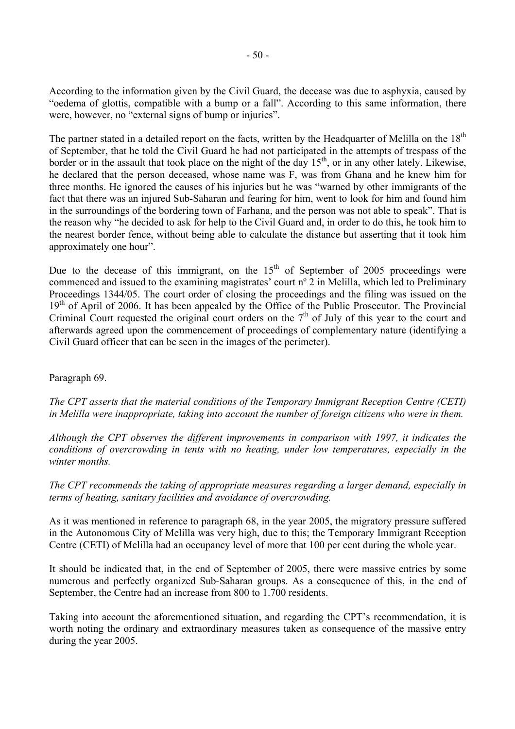According to the information given by the Civil Guard, the decease was due to asphyxia, caused by "oedema of glottis, compatible with a bump or a fall". According to this same information, there were, however, no "external signs of bump or injuries".

The partner stated in a detailed report on the facts, written by the Headquarter of Melilla on the 18th of September, that he told the Civil Guard he had not participated in the attempts of trespass of the border or in the assault that took place on the night of the day 15th, or in any other lately. Likewise, he declared that the person deceased, whose name was F, was from Ghana and he knew him for three months. He ignored the causes of his injuries but he was "warned by other immigrants of the fact that there was an injured Sub-Saharan and fearing for him, went to look for him and found him in the surroundings of the bordering town of Farhana, and the person was not able to speak". That is the reason why "he decided to ask for help to the Civil Guard and, in order to do this, he took him to the nearest border fence, without being able to calculate the distance but asserting that it took him approximately one hour".

Due to the decease of this immigrant, on the 15th of September of 2005 proceedings were commenced and issued to the examining magistrates' court nº 2 in Melilla, which led to Preliminary Proceedings 1344/05. The court order of closing the proceedings and the filing was issued on the 19th of April of 2006. It has been appealed by the Office of the Public Prosecutor. The Provincial Criminal Court requested the original court orders on the 7th of July of this year to the court and afterwards agreed upon the commencement of proceedings of complementary nature (identifying a Civil Guard officer that can be seen in the images of the perimeter).

Paragraph 69.

*The CPT asserts that the material conditions of the Temporary Immigrant Reception Centre (CETI) in Melilla were inappropriate, taking into account the number of foreign citizens who were in them.*

*Although the CPT observes the different improvements in comparison with 1997, it indicates the conditions of overcrowding in tents with no heating, under low temperatures, especially in the winter months.*

*The CPT recommends the taking of appropriate measures regarding a larger demand, especially in terms of heating, sanitary facilities and avoidance of overcrowding.*

As it was mentioned in reference to paragraph 68, in the year 2005, the migratory pressure suffered in the Autonomous City of Melilla was very high, due to this; the Temporary Immigrant Reception Centre (CETI) of Melilla had an occupancy level of more that 100 per cent during the whole year.

It should be indicated that, in the end of September of 2005, there were massive entries by some numerous and perfectly organized Sub-Saharan groups. As a consequence of this, in the end of September, the Centre had an increase from 800 to 1.700 residents.

Taking into account the aforementioned situation, and regarding the CPT's recommendation, it is worth noting the ordinary and extraordinary measures taken as consequence of the massive entry during the year 2005.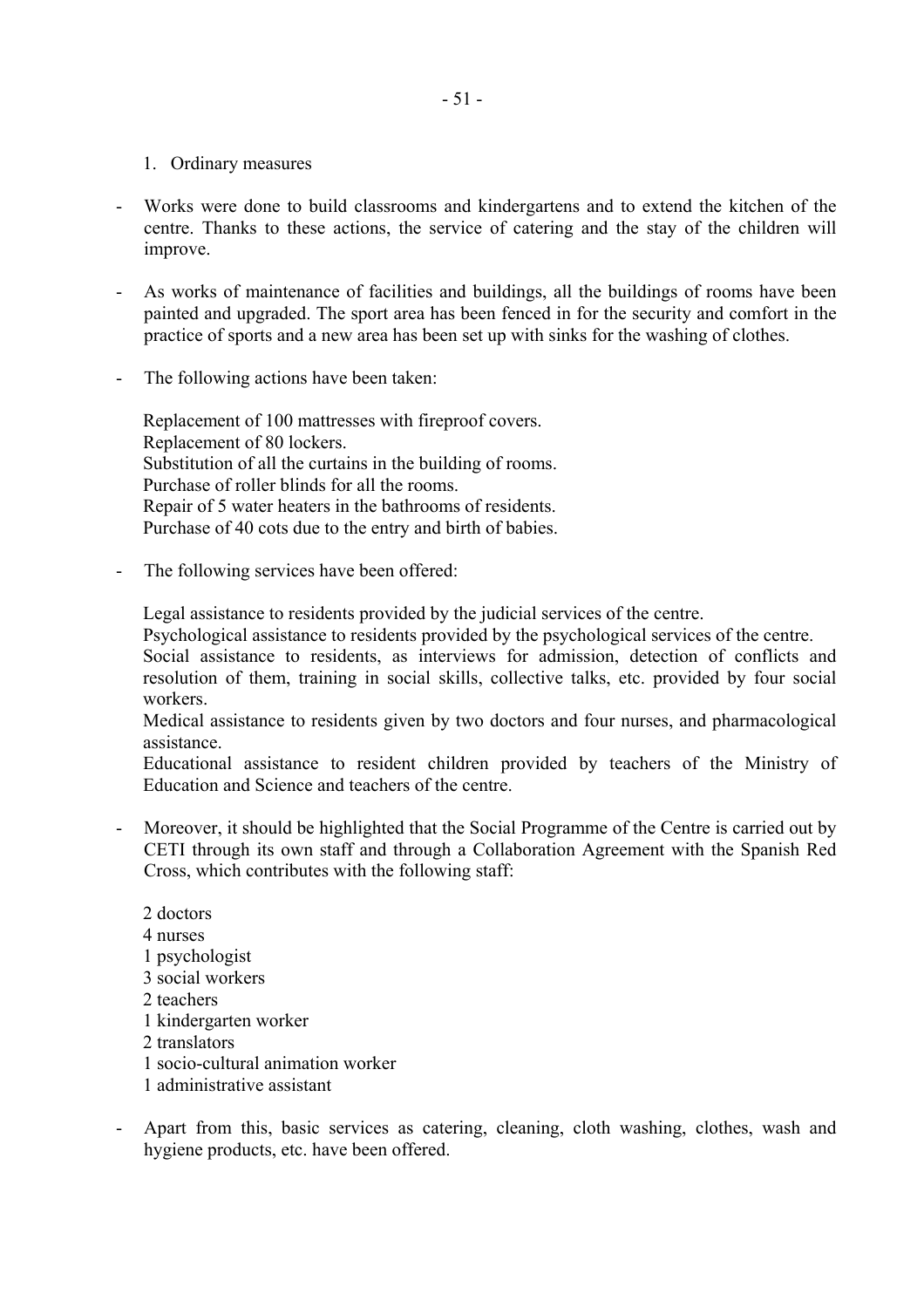1. Ordinary measures

- Works were done to build classrooms and kindergartens and to extend the kitchen of the centre. Thanks to these actions, the service of catering and the stay of the children will improve.

- As works of maintenance of facilities and buildings, all the buildings of rooms have been painted and upgraded. The sport area has been fenced in for the security and comfort in the practice of sports and a new area has been set up with sinks for the washing of clothes.

- The following actions have been taken:

  Replacement of 100 mattresses with fireproof covers.
  Replacement of 80 lockers.
  Substitution of all the curtains in the building of rooms.
  Purchase of roller blinds for all the rooms.
  Repair of 5 water heaters in the bathrooms of residents.
  Purchase of 40 cots due to the entry and birth of babies.

- The following services have been offered:

  Legal assistance to residents provided by the judicial services of the centre.
  Psychological assistance to residents provided by the psychological services of the centre.
  Social assistance to residents, as interviews for admission, detection of conflicts and resolution of them, training in social skills, collective talks, etc. provided by four social workers.
  Medical assistance to residents given by two doctors and four nurses, and pharmacological assistance.
  Educational assistance to resident children provided by teachers of the Ministry of Education and Science and teachers of the centre.

- Moreover, it should be highlighted that the Social Programme of the Centre is carried out by CETI through its own staff and through a Collaboration Agreement with the Spanish Red Cross, which contributes with the following staff:

  2 doctors
  4 nurses
  1 psychologist
  3 social workers
  2 teachers
  1 kindergarten worker
  2 translators
  1 socio-cultural animation worker
  1 administrative assistant

- Apart from this, basic services as catering, cleaning, cloth washing, clothes, wash and hygiene products, etc. have been offered.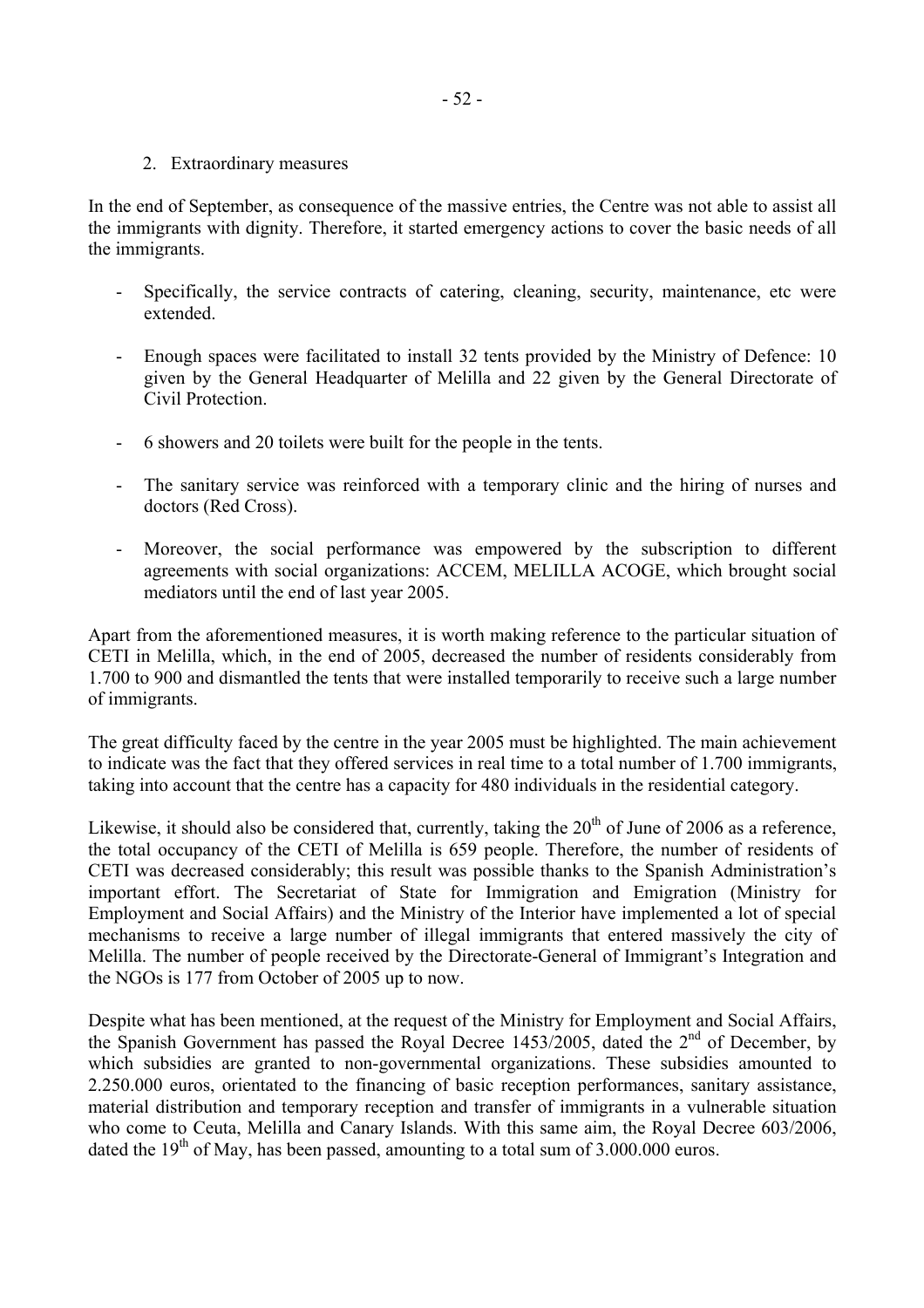2. Extraordinary measures

In the end of September, as consequence of the massive entries, the Centre was not able to assist all the immigrants with dignity. Therefore, it started emergency actions to cover the basic needs of all the immigrants.

- Specifically, the service contracts of catering, cleaning, security, maintenance, etc were extended.
- Enough spaces were facilitated to install 32 tents provided by the Ministry of Defence: 10 given by the General Headquarter of Melilla and 22 given by the General Directorate of Civil Protection.
- 6 showers and 20 toilets were built for the people in the tents.
- The sanitary service was reinforced with a temporary clinic and the hiring of nurses and doctors (Red Cross).
- Moreover, the social performance was empowered by the subscription to different agreements with social organizations: ACCEM, MELILLA ACOGE, which brought social mediators until the end of last year 2005.

Apart from the aforementioned measures, it is worth making reference to the particular situation of CETI in Melilla, which, in the end of 2005, decreased the number of residents considerably from 1.700 to 900 and dismantled the tents that were installed temporarily to receive such a large number of immigrants.

The great difficulty faced by the centre in the year 2005 must be highlighted. The main achievement to indicate was the fact that they offered services in real time to a total number of 1.700 immigrants, taking into account that the centre has a capacity for 480 individuals in the residential category.

Likewise, it should also be considered that, currently, taking the 20th of June of 2006 as a reference, the total occupancy of the CETI of Melilla is 659 people. Therefore, the number of residents of CETI was decreased considerably; this result was possible thanks to the Spanish Administration's important effort. The Secretariat of State for Immigration and Emigration (Ministry for Employment and Social Affairs) and the Ministry of the Interior have implemented a lot of special mechanisms to receive a large number of illegal immigrants that entered massively the city of Melilla. The number of people received by the Directorate-General of Immigrant's Integration and the NGOs is 177 from October of 2005 up to now.

Despite what has been mentioned, at the request of the Ministry for Employment and Social Affairs, the Spanish Government has passed the Royal Decree 1453/2005, dated the 2nd of December, by which subsidies are granted to non-governmental organizations. These subsidies amounted to 2.250.000 euros, orientated to the financing of basic reception performances, sanitary assistance, material distribution and temporary reception and transfer of immigrants in a vulnerable situation who come to Ceuta, Melilla and Canary Islands. With this same aim, the Royal Decree 603/2006, dated the 19th of May, has been passed, amounting to a total sum of 3.000.000 euros.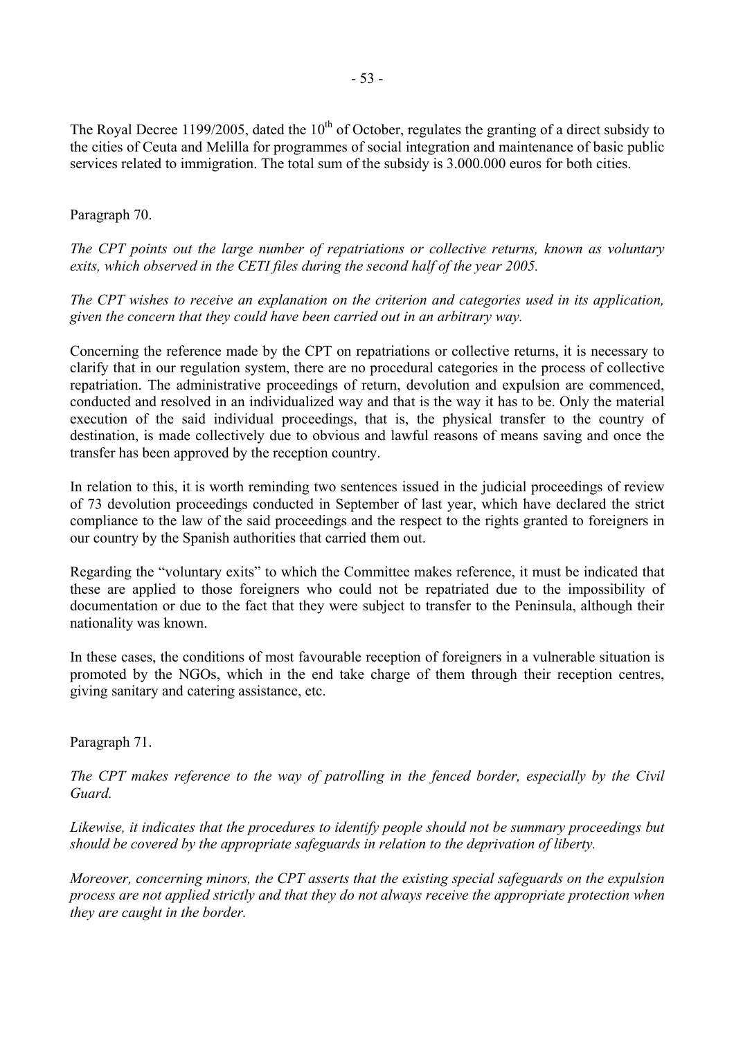The Royal Decree 1199/2005, dated the 10th of October, regulates the granting of a direct subsidy to the cities of Ceuta and Melilla for programmes of social integration and maintenance of basic public services related to immigration. The total sum of the subsidy is 3.000.000 euros for both cities.

Paragraph 70.

*The CPT points out the large number of repatriations or collective returns, known as voluntary exits, which observed in the CETI files during the second half of the year 2005.*

*The CPT wishes to receive an explanation on the criterion and categories used in its application, given the concern that they could have been carried out in an arbitrary way.*

Concerning the reference made by the CPT on repatriations or collective returns, it is necessary to clarify that in our regulation system, there are no procedural categories in the process of collective repatriation. The administrative proceedings of return, devolution and expulsion are commenced, conducted and resolved in an individualized way and that is the way it has to be. Only the material execution of the said individual proceedings, that is, the physical transfer to the country of destination, is made collectively due to obvious and lawful reasons of means saving and once the transfer has been approved by the reception country.

In relation to this, it is worth reminding two sentences issued in the judicial proceedings of review of 73 devolution proceedings conducted in September of last year, which have declared the strict compliance to the law of the said proceedings and the respect to the rights granted to foreigners in our country by the Spanish authorities that carried them out.

Regarding the "voluntary exits" to which the Committee makes reference, it must be indicated that these are applied to those foreigners who could not be repatriated due to the impossibility of documentation or due to the fact that they were subject to transfer to the Peninsula, although their nationality was known.

In these cases, the conditions of most favourable reception of foreigners in a vulnerable situation is promoted by the NGOs, which in the end take charge of them through their reception centres, giving sanitary and catering assistance, etc.

Paragraph 71.

*The CPT makes reference to the way of patrolling in the fenced border, especially by the Civil Guard.*

*Likewise, it indicates that the procedures to identify people should not be summary proceedings but should be covered by the appropriate safeguards in relation to the deprivation of liberty.*

*Moreover, concerning minors, the CPT asserts that the existing special safeguards on the expulsion process are not applied strictly and that they do not always receive the appropriate protection when they are caught in the border.*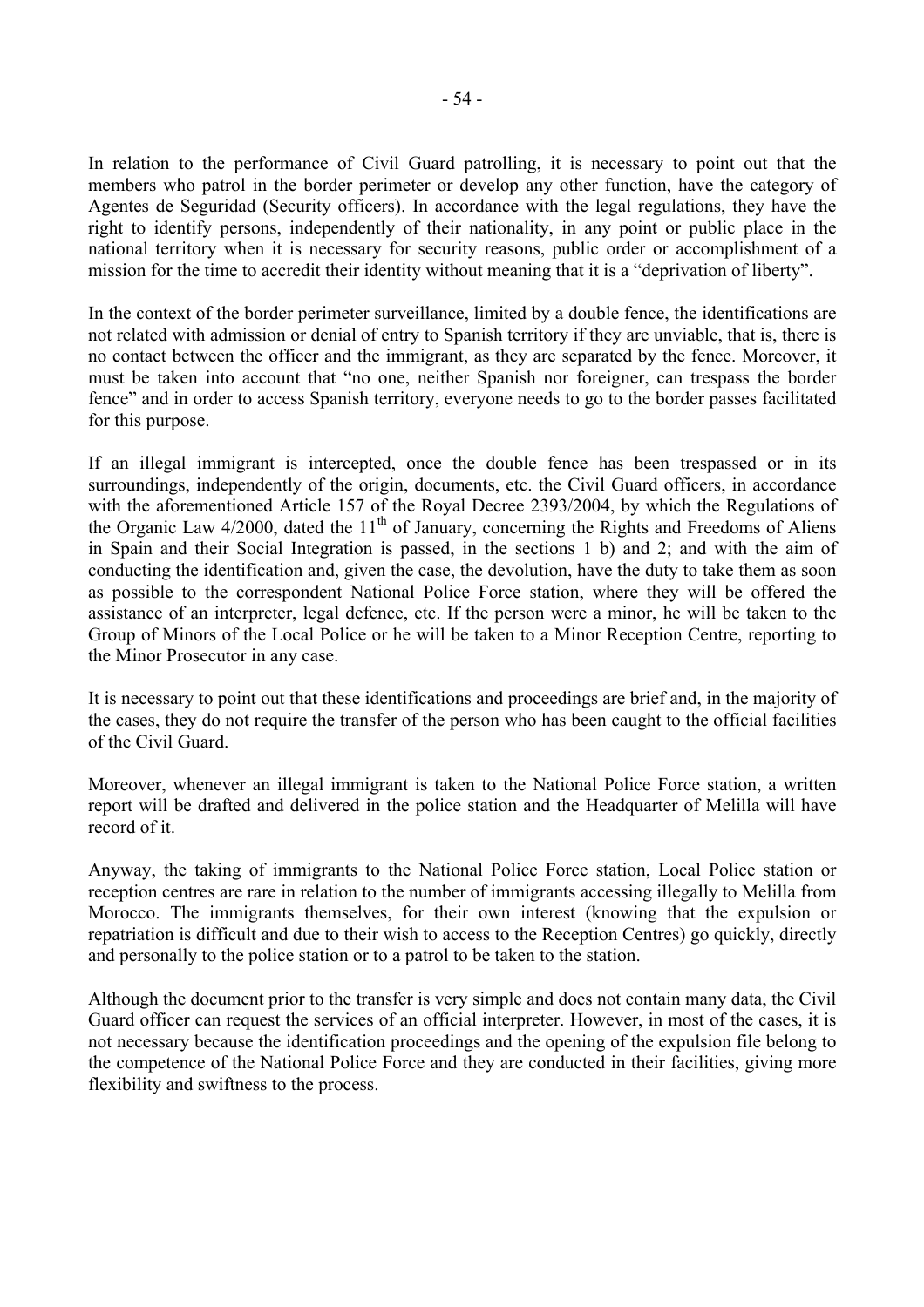In relation to the performance of Civil Guard patrolling, it is necessary to point out that the members who patrol in the border perimeter or develop any other function, have the category of Agentes de Seguridad (Security officers). In accordance with the legal regulations, they have the right to identify persons, independently of their nationality, in any point or public place in the national territory when it is necessary for security reasons, public order or accomplishment of a mission for the time to accredit their identity without meaning that it is a "deprivation of liberty".

In the context of the border perimeter surveillance, limited by a double fence, the identifications are not related with admission or denial of entry to Spanish territory if they are unviable, that is, there is no contact between the officer and the immigrant, as they are separated by the fence. Moreover, it must be taken into account that "no one, neither Spanish nor foreigner, can trespass the border fence" and in order to access Spanish territory, everyone needs to go to the border passes facilitated for this purpose.

If an illegal immigrant is intercepted, once the double fence has been trespassed or in its surroundings, independently of the origin, documents, etc. the Civil Guard officers, in accordance with the aforementioned Article 157 of the Royal Decree 2393/2004, by which the Regulations of the Organic Law 4/2000, dated the 11th of January, concerning the Rights and Freedoms of Aliens in Spain and their Social Integration is passed, in the sections 1 b) and 2; and with the aim of conducting the identification and, given the case, the devolution, have the duty to take them as soon as possible to the correspondent National Police Force station, where they will be offered the assistance of an interpreter, legal defence, etc. If the person were a minor, he will be taken to the Group of Minors of the Local Police or he will be taken to a Minor Reception Centre, reporting to the Minor Prosecutor in any case.

It is necessary to point out that these identifications and proceedings are brief and, in the majority of the cases, they do not require the transfer of the person who has been caught to the official facilities of the Civil Guard.

Moreover, whenever an illegal immigrant is taken to the National Police Force station, a written report will be drafted and delivered in the police station and the Headquarter of Melilla will have record of it.

Anyway, the taking of immigrants to the National Police Force station, Local Police station or reception centres are rare in relation to the number of immigrants accessing illegally to Melilla from Morocco. The immigrants themselves, for their own interest (knowing that the expulsion or repatriation is difficult and due to their wish to access to the Reception Centres) go quickly, directly and personally to the police station or to a patrol to be taken to the station.

Although the document prior to the transfer is very simple and does not contain many data, the Civil Guard officer can request the services of an official interpreter. However, in most of the cases, it is not necessary because the identification proceedings and the opening of the expulsion file belong to the competence of the National Police Force and they are conducted in their facilities, giving more flexibility and swiftness to the process.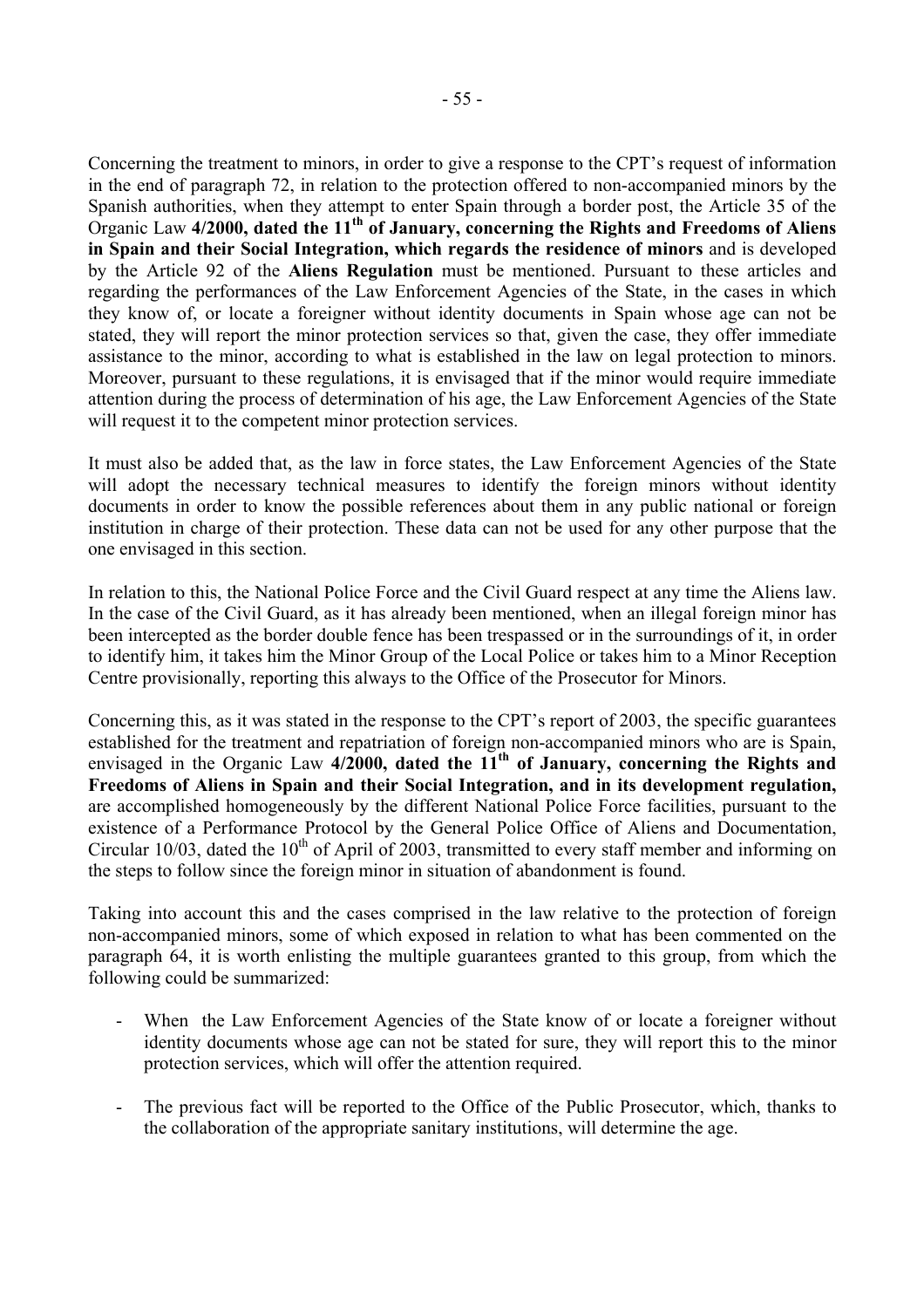Concerning the treatment to minors, in order to give a response to the CPT's request of information in the end of paragraph 72, in relation to the protection offered to non-accompanied minors by the Spanish authorities, when they attempt to enter Spain through a border post, the Article 35 of the Organic Law **4/2000, dated the 11th of January, concerning the Rights and Freedoms of Aliens in Spain and their Social Integration, which regards the residence of minors** and is developed by the Article 92 of the **Aliens Regulation** must be mentioned. Pursuant to these articles and regarding the performances of the Law Enforcement Agencies of the State, in the cases in which they know of, or locate a foreigner without identity documents in Spain whose age can not be stated, they will report the minor protection services so that, given the case, they offer immediate assistance to the minor, according to what is established in the law on legal protection to minors. Moreover, pursuant to these regulations, it is envisaged that if the minor would require immediate attention during the process of determination of his age, the Law Enforcement Agencies of the State will request it to the competent minor protection services.

It must also be added that, as the law in force states, the Law Enforcement Agencies of the State will adopt the necessary technical measures to identify the foreign minors without identity documents in order to know the possible references about them in any public national or foreign institution in charge of their protection. These data can not be used for any other purpose that the one envisaged in this section.

In relation to this, the National Police Force and the Civil Guard respect at any time the Aliens law. In the case of the Civil Guard, as it has already been mentioned, when an illegal foreign minor has been intercepted as the border double fence has been trespassed or in the surroundings of it, in order to identify him, it takes him the Minor Group of the Local Police or takes him to a Minor Reception Centre provisionally, reporting this always to the Office of the Prosecutor for Minors.

Concerning this, as it was stated in the response to the CPT's report of 2003, the specific guarantees established for the treatment and repatriation of foreign non-accompanied minors who are is Spain, envisaged in the Organic Law **4/2000, dated the 11th of January, concerning the Rights and Freedoms of Aliens in Spain and their Social Integration, and in its development regulation,** are accomplished homogeneously by the different National Police Force facilities, pursuant to the existence of a Performance Protocol by the General Police Office of Aliens and Documentation, Circular 10/03, dated the 10th of April of 2003, transmitted to every staff member and informing on the steps to follow since the foreign minor in situation of abandonment is found.

Taking into account this and the cases comprised in the law relative to the protection of foreign non-accompanied minors, some of which exposed in relation to what has been commented on the paragraph 64, it is worth enlisting the multiple guarantees granted to this group, from which the following could be summarized:

- When the Law Enforcement Agencies of the State know of or locate a foreigner without identity documents whose age can not be stated for sure, they will report this to the minor protection services, which will offer the attention required.

- The previous fact will be reported to the Office of the Public Prosecutor, which, thanks to the collaboration of the appropriate sanitary institutions, will determine the age.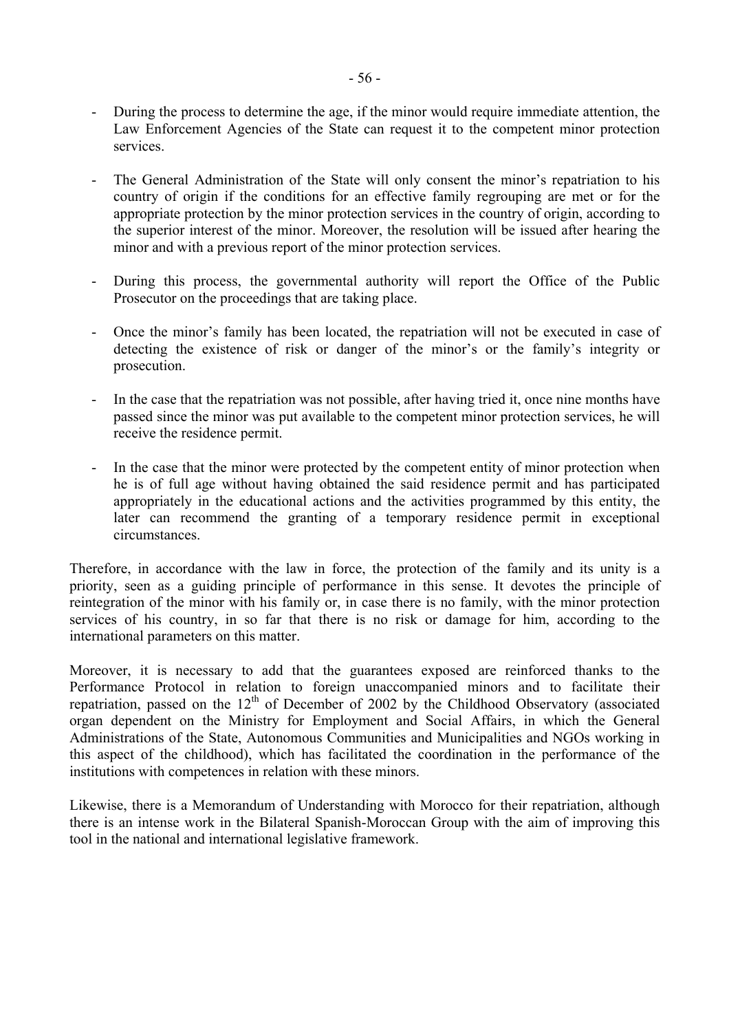- During the process to determine the age, if the minor would require immediate attention, the Law Enforcement Agencies of the State can request it to the competent minor protection services.

- The General Administration of the State will only consent the minor's repatriation to his country of origin if the conditions for an effective family regrouping are met or for the appropriate protection by the minor protection services in the country of origin, according to the superior interest of the minor. Moreover, the resolution will be issued after hearing the minor and with a previous report of the minor protection services.

- During this process, the governmental authority will report the Office of the Public Prosecutor on the proceedings that are taking place.

- Once the minor's family has been located, the repatriation will not be executed in case of detecting the existence of risk or danger of the minor's or the family's integrity or prosecution.

- In the case that the repatriation was not possible, after having tried it, once nine months have passed since the minor was put available to the competent minor protection services, he will receive the residence permit.

- In the case that the minor were protected by the competent entity of minor protection when he is of full age without having obtained the said residence permit and has participated appropriately in the educational actions and the activities programmed by this entity, the later can recommend the granting of a temporary residence permit in exceptional circumstances.

Therefore, in accordance with the law in force, the protection of the family and its unity is a priority, seen as a guiding principle of performance in this sense. It devotes the principle of reintegration of the minor with his family or, in case there is no family, with the minor protection services of his country, in so far that there is no risk or damage for him, according to the international parameters on this matter.

Moreover, it is necessary to add that the guarantees exposed are reinforced thanks to the Performance Protocol in relation to foreign unaccompanied minors and to facilitate their repatriation, passed on the 12th of December of 2002 by the Childhood Observatory (associated organ dependent on the Ministry for Employment and Social Affairs, in which the General Administrations of the State, Autonomous Communities and Municipalities and NGOs working in this aspect of the childhood), which has facilitated the coordination in the performance of the institutions with competences in relation with these minors.

Likewise, there is a Memorandum of Understanding with Morocco for their repatriation, although there is an intense work in the Bilateral Spanish-Moroccan Group with the aim of improving this tool in the national and international legislative framework.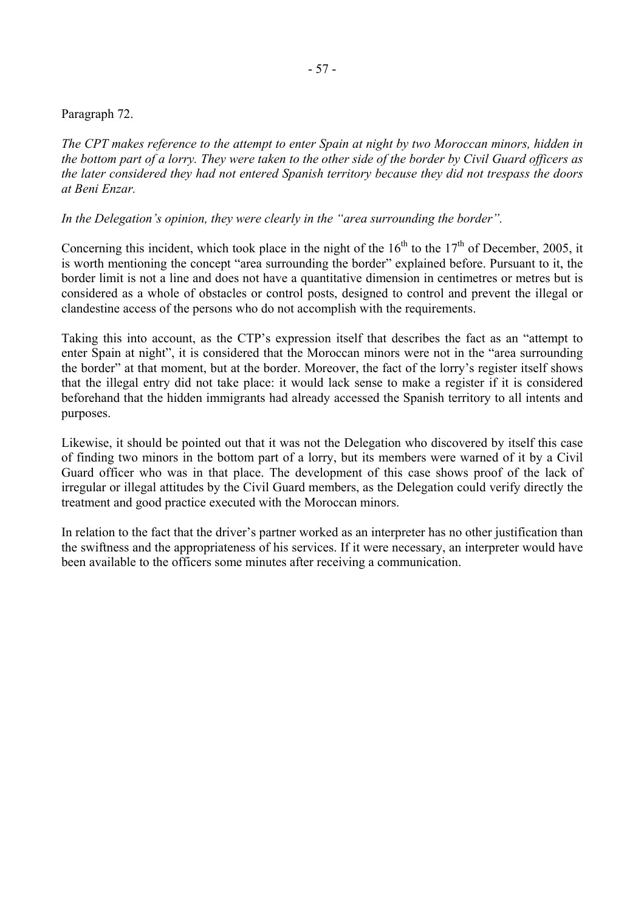Paragraph 72.

*The CPT makes reference to the attempt to enter Spain at night by two Moroccan minors, hidden in the bottom part of a lorry. They were taken to the other side of the border by Civil Guard officers as the later considered they had not entered Spanish territory because they did not trespass the doors at Beni Enzar.*

*In the Delegation's opinion, they were clearly in the "area surrounding the border".*

Concerning this incident, which took place in the night of the 16th to the 17th of December, 2005, it is worth mentioning the concept "area surrounding the border" explained before. Pursuant to it, the border limit is not a line and does not have a quantitative dimension in centimetres or metres but is considered as a whole of obstacles or control posts, designed to control and prevent the illegal or clandestine access of the persons who do not accomplish with the requirements.

Taking this into account, as the CTP's expression itself that describes the fact as an "attempt to enter Spain at night", it is considered that the Moroccan minors were not in the "area surrounding the border" at that moment, but at the border. Moreover, the fact of the lorry's register itself shows that the illegal entry did not take place: it would lack sense to make a register if it is considered beforehand that the hidden immigrants had already accessed the Spanish territory to all intents and purposes.

Likewise, it should be pointed out that it was not the Delegation who discovered by itself this case of finding two minors in the bottom part of a lorry, but its members were warned of it by a Civil Guard officer who was in that place. The development of this case shows proof of the lack of irregular or illegal attitudes by the Civil Guard members, as the Delegation could verify directly the treatment and good practice executed with the Moroccan minors.

In relation to the fact that the driver's partner worked as an interpreter has no other justification than the swiftness and the appropriateness of his services. If it were necessary, an interpreter would have been available to the officers some minutes after receiving a communication.